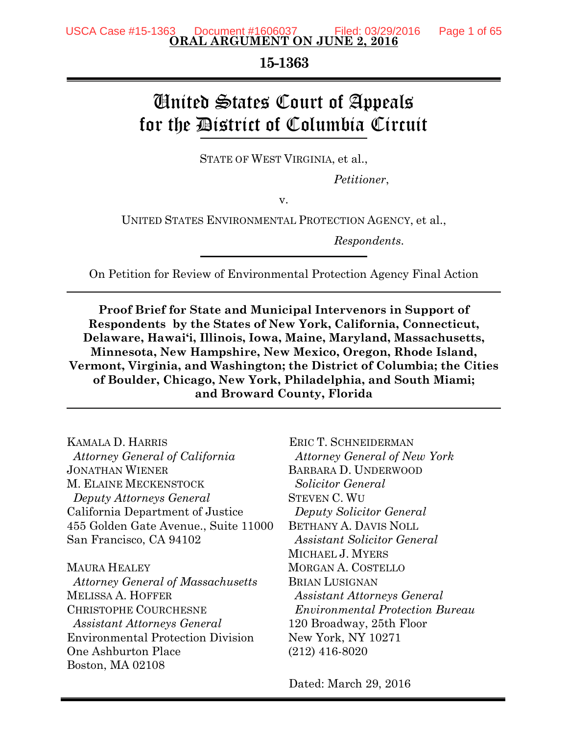**ORAL ARGUMENT ON JUNE 2, 2016**

**15-1363**

# United States Court of Appeals for the District of Columbia Circuit

STATE OF WEST VIRGINIA, et al.,

*Petitioner*,

v.

UNITED STATES ENVIRONMENTAL PROTECTION AGENCY, et al.,

*Respondents*.

On Petition for Review of Environmental Protection Agency Final Action

**Proof Brief for State and Municipal Intervenors in Support of Respondents by the States of New York, California, Connecticut, Delaware, Hawai'i, Illinois, Iowa, Maine, Maryland, Massachusetts, Minnesota, New Hampshire, New Mexico, Oregon, Rhode Island, Vermont, Virginia, and Washington; the District of Columbia; the Cities of Boulder, Chicago, New York, Philadelphia, and South Miami; and Broward County, Florida**

KAMALA D. HARRIS
*Attorney General of California*
JONATHAN WIENER
M. ELAINE MECKENSTOCK
*Deputy Attorneys General*
California Department of Justice
455 Golden Gate Avenue., Suite 11000
San Francisco, CA 94102

MAURA HEALEY
*Attorney General of Massachusetts*
MELISSA A. HOFFER
CHRISTOPHE COURCHESNE
*Assistant Attorneys General*
Environmental Protection Division
One Ashburton Place
Boston, MA 02108

ERIC T. SCHNEIDERMAN
*Attorney General of New York*
BARBARA D. UNDERWOOD
*Solicitor General*
STEVEN C. WU
*Deputy Solicitor General*
BETHANY A. DAVIS NOLL
*Assistant Solicitor General*
MICHAEL J. MYERS
MORGAN A. COSTELLO
BRIAN LUSIGNAN
*Assistant Attorneys General*
*Environmental Protection Bureau*
120 Broadway, 25th Floor
New York, NY 10271
(212) 416-8020

Dated: March 29, 2016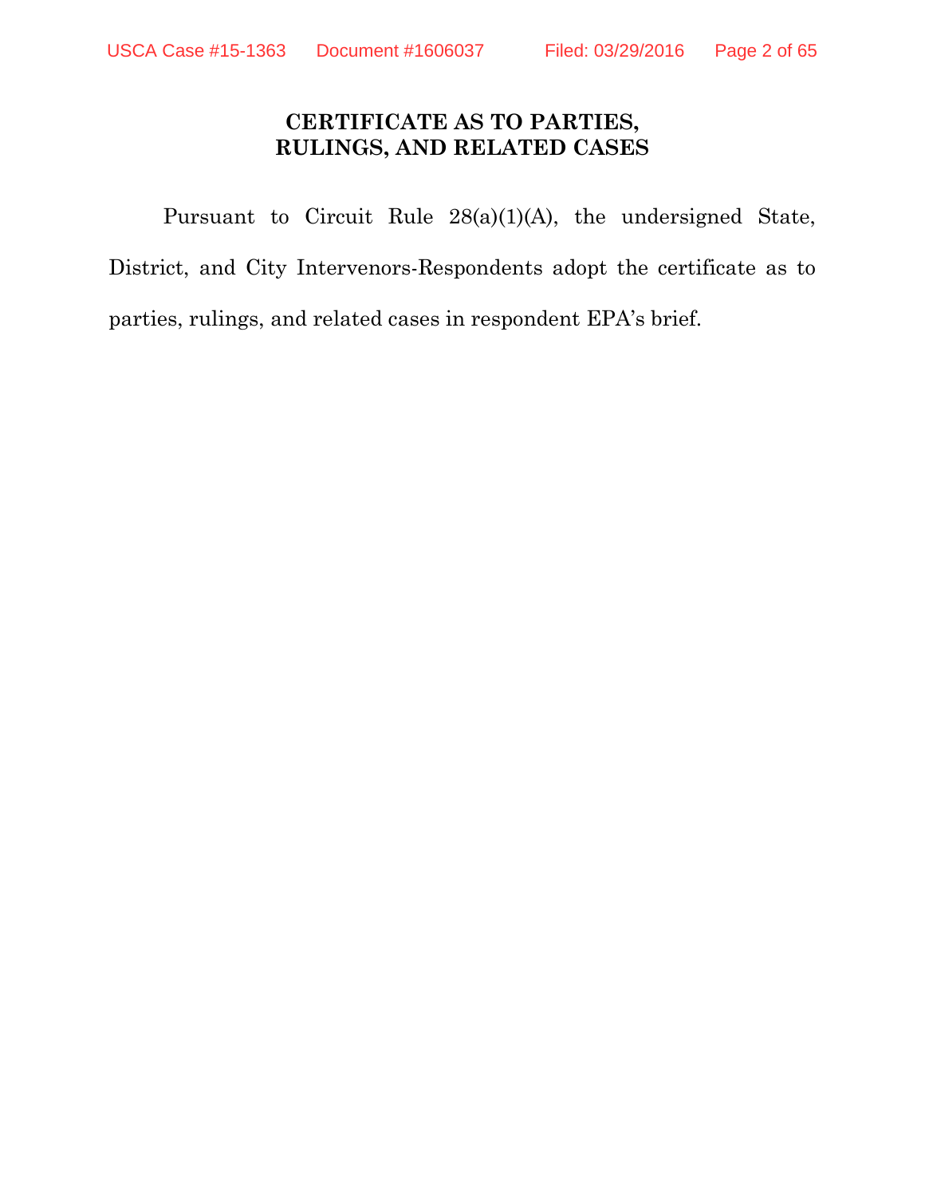## CERTIFICATE AS TO PARTIES, RULINGS, AND RELATED CASES

Pursuant to Circuit Rule 28(a)(1)(A), the undersigned State, District, and City Intervenors-Respondents adopt the certificate as to parties, rulings, and related cases in respondent EPA's brief.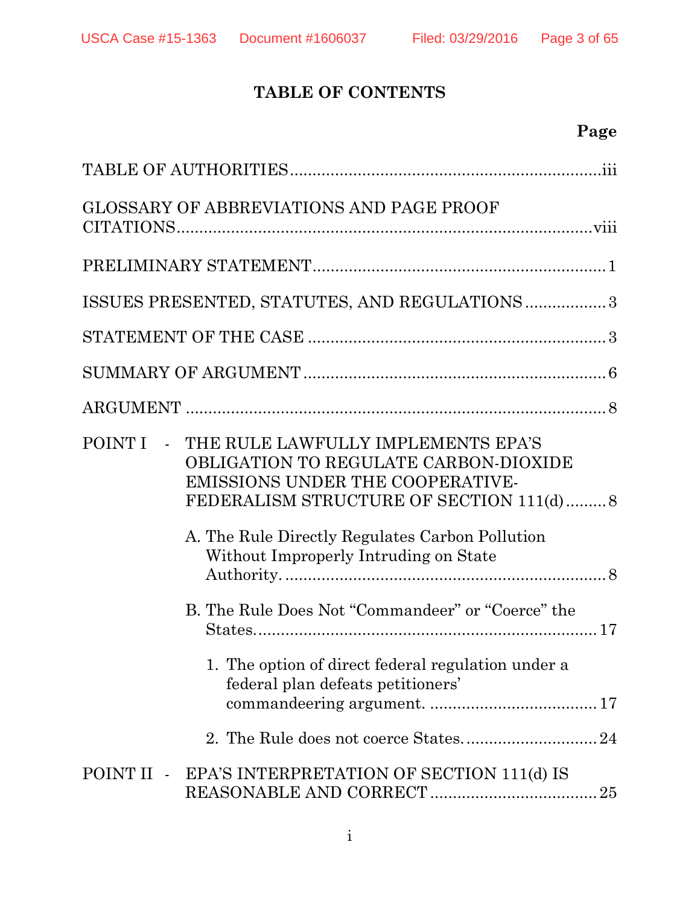## TABLE OF CONTENTS

**Page**

TABLE OF AUTHORITIES ..................................................................iii

GLOSSARY OF ABBREVIATIONS AND PAGE PROOF CITATIONS..........................................................................................viii

PRELIMINARY STATEMENT ...............................................................1

ISSUES PRESENTED, STATUTES, AND REGULATIONS ..................3

STATEMENT OF THE CASE ..................................................................3

SUMMARY OF ARGUMENT ...................................................................6

ARGUMENT ...............................................................................................8

POINT I - THE RULE LAWFULLY IMPLEMENTS EPA'S OBLIGATION TO REGULATE CARBON-DIOXIDE EMISSIONS UNDER THE COOPERATIVE-FEDERALISM STRUCTURE OF SECTION 111(d) .........8

A. The Rule Directly Regulates Carbon Pollution Without Improperly Intruding on State Authority. .......................................................................8

B. The Rule Does Not "Commandeer" or "Coerce" the States. .......................................................................17

1. The option of direct federal regulation under a federal plan defeats petitioners' commandeering argument. .....................................17

2. The Rule does not coerce States. ..............................24

POINT II - EPA'S INTERPRETATION OF SECTION 111(d) IS REASONABLE AND CORRECT ....................................25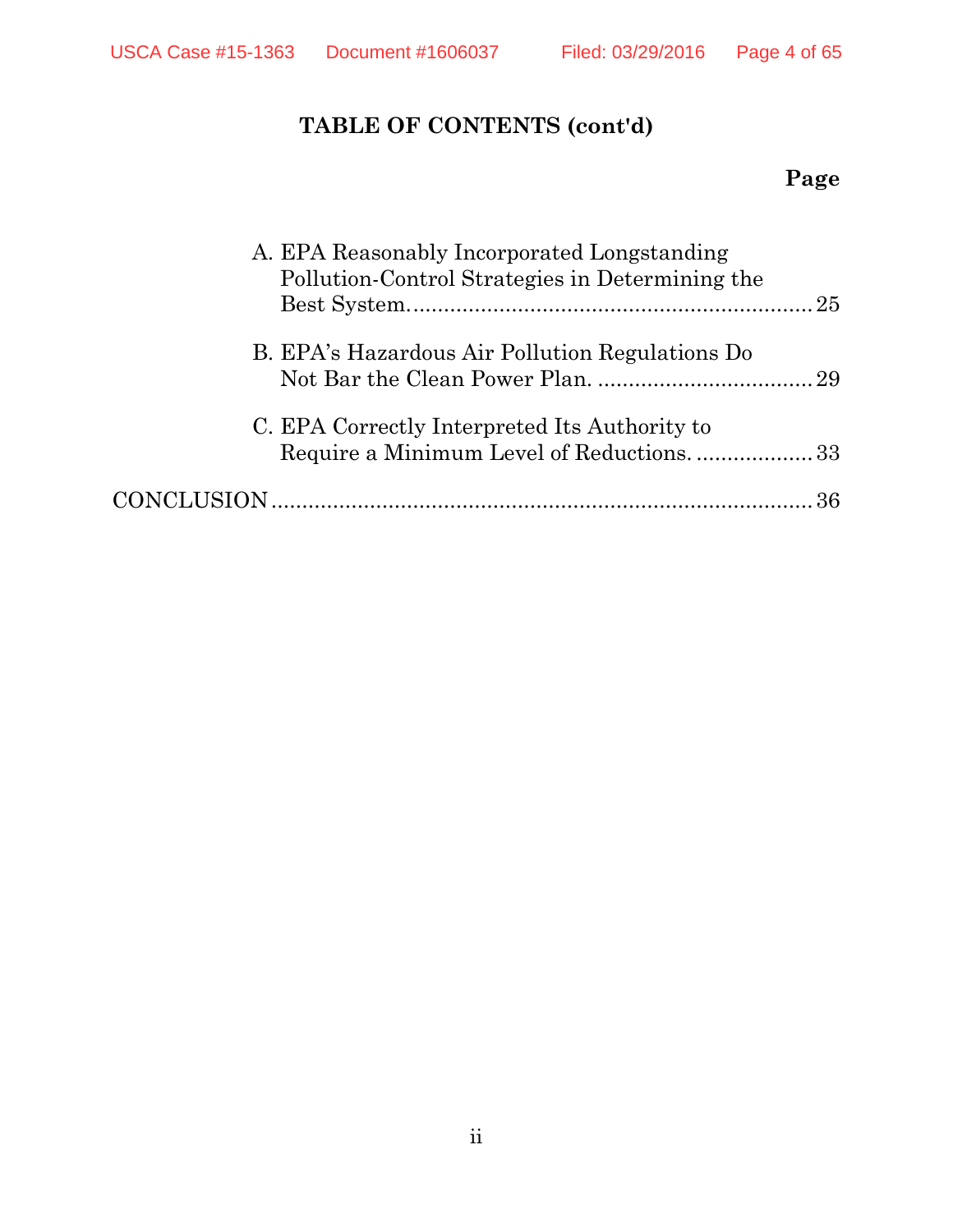## TABLE OF CONTENTS (cont'd)

**Page**

A. EPA Reasonably Incorporated Longstanding Pollution-Control Strategies in Determining the Best System. .................................................................. 25

B. EPA's Hazardous Air Pollution Regulations Do Not Bar the Clean Power Plan. .................................. 29

C. EPA Correctly Interpreted Its Authority to Require a Minimum Level of Reductions. .................. 33

CONCLUSION ........................................................................................ 36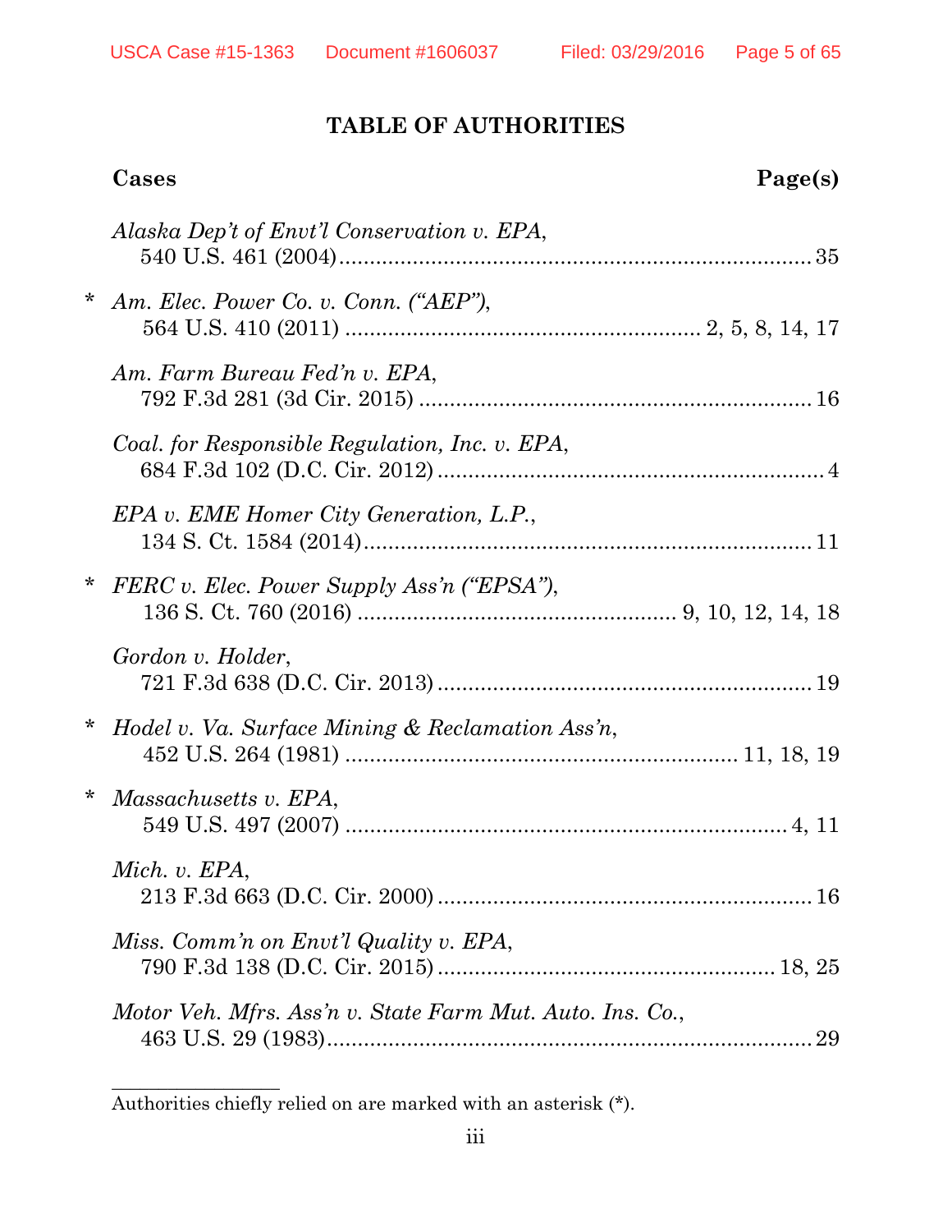## TABLE OF AUTHORITIES

**Cases** **Page(s)**

*Alaska Dep't of Envt'l Conservation v. EPA*,
540 U.S. 461 (2004) ............................................................ 35

\* *Am. Elec. Power Co. v. Conn. ("AEP")*,
564 U.S. 410 (2011) ........................................................ 2, 5, 8, 14, 17

*Am. Farm Bureau Fed'n v. EPA*,
792 F.3d 281 (3d Cir. 2015) ................................................ 16

*Coal. for Responsible Regulation, Inc. v. EPA*,
684 F.3d 102 (D.C. Cir. 2012) ............................................... 4

*EPA v. EME Homer City Generation, L.P.*,
134 S. Ct. 1584 (2014) ........................................................ 11

\* *FERC v. Elec. Power Supply Ass'n ("EPSA")*,
136 S. Ct. 760 (2016) .................................................. 9, 10, 12, 14, 18

*Gordon v. Holder*,
721 F.3d 638 (D.C. Cir. 2013) ............................................. 19

\* *Hodel v. Va. Surface Mining & Reclamation Ass'n*,
452 U.S. 264 (1981) ............................................................ 11, 18, 19

\* *Massachusetts v. EPA*,
549 U.S. 497 (2007) ............................................................ 4, 11

*Mich. v. EPA*,
213 F.3d 663 (D.C. Cir. 2000) ............................................. 16

*Miss. Comm'n on Envt'l Quality v. EPA*,
790 F.3d 138 (D.C. Cir. 2015) ............................................. 18, 25

*Motor Veh. Mfrs. Ass'n v. State Farm Mut. Auto. Ins. Co.*,
463 U.S. 29 (1983) .............................................................. 29

---

Authorities chiefly relied on are marked with an asterisk (*).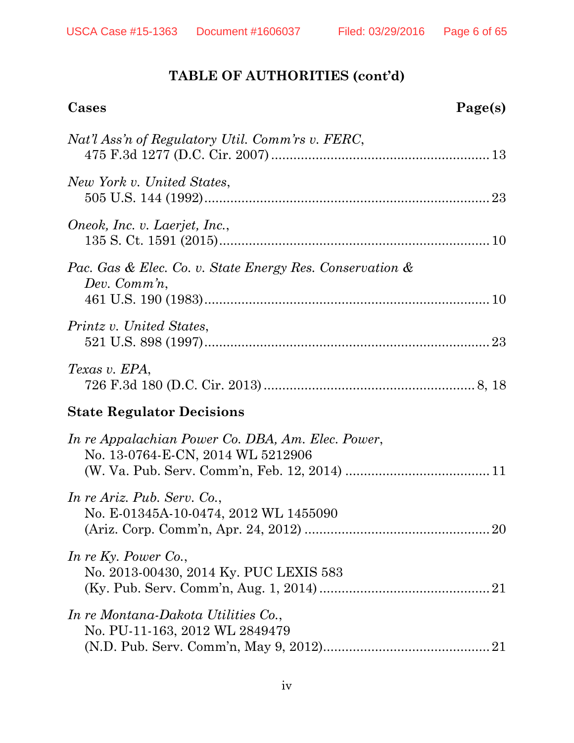## TABLE OF AUTHORITIES (cont'd)

**Cases** **Page(s)**

*Nat'l Ass'n of Regulatory Util. Comm'rs v. FERC*,
475 F.3d 1277 (D.C. Cir. 2007) .......................................................... 13

*New York v. United States*,
505 U.S. 144 (1992) ............................................................................. 23

*Oneok, Inc. v. Laerjet, Inc.*,
135 S. Ct. 1591 (2015) .......................................................................... 10

*Pac. Gas & Elec. Co. v. State Energy Res. Conservation & Dev. Comm'n*,
461 U.S. 190 (1983) ............................................................................. 10

*Printz v. United States*,
521 U.S. 898 (1997) ............................................................................. 23

*Texas v. EPA*,
726 F.3d 180 (D.C. Cir. 2013) ........................................................ 8, 18

**State Regulator Decisions**

*In re Appalachian Power Co. DBA, Am. Elec. Power*,
No. 13-0764-E-CN, 2014 WL 5212906
(W. Va. Pub. Serv. Comm'n, Feb. 12, 2014) ....................................... 11

*In re Ariz. Pub. Serv. Co.*,
No. E-01345A-10-0474, 2012 WL 1455090
(Ariz. Corp. Comm'n, Apr. 24, 2012) .................................................. 20

*In re Ky. Power Co.*,
No. 2013-00430, 2014 Ky. PUC LEXIS 583
(Ky. Pub. Serv. Comm'n, Aug. 1, 2014) .............................................. 21

*In re Montana-Dakota Utilities Co.*,
No. PU-11-163, 2012 WL 2849479
(N.D. Pub. Serv. Comm'n, May 9, 2012) ............................................. 21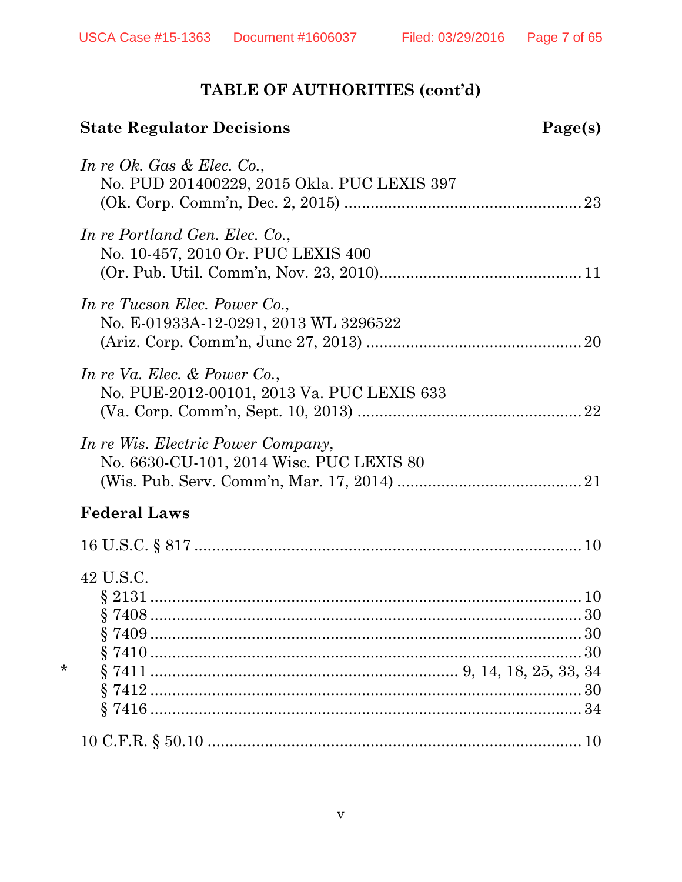## TABLE OF AUTHORITIES (cont'd)

**State Regulator Decisions** **Page(s)**

*In re Ok. Gas & Elec. Co.*,
No. PUD 201400229, 2015 Okla. PUC LEXIS 397
(Ok. Corp. Comm'n, Dec. 2, 2015) .................................................... 23

*In re Portland Gen. Elec. Co.*,
No. 10-457, 2010 Or. PUC LEXIS 400
(Or. Pub. Util. Comm'n, Nov. 23, 2010)............................................ 11

*In re Tucson Elec. Power Co.*,
No. E-01933A-12-0291, 2013 WL 3296522
(Ariz. Corp. Comm'n, June 27, 2013) ................................................ 20

*In re Va. Elec. & Power Co.*,
No. PUE-2012-00101, 2013 Va. PUC LEXIS 633
(Va. Corp. Comm'n, Sept. 10, 2013) .................................................. 22

*In re Wis. Electric Power Company*,
No. 6630-CU-101, 2014 Wisc. PUC LEXIS 80
(Wis. Pub. Serv. Comm'n, Mar. 17, 2014) .......................................... 21

**Federal Laws**

16 U.S.C. § 817 ........................................................................................ 10

42 U.S.C.
§ 2131 ........................................................................................ 10
§ 7408 ........................................................................................ 30
§ 7409 ........................................................................................ 30
§ 7410 ........................................................................................ 30
* § 7411 .................................................................... 9, 14, 18, 25, 33, 34
§ 7412 ........................................................................................ 30
§ 7416 ........................................................................................ 34

10 C.F.R. § 50.10 ...................................................................................... 10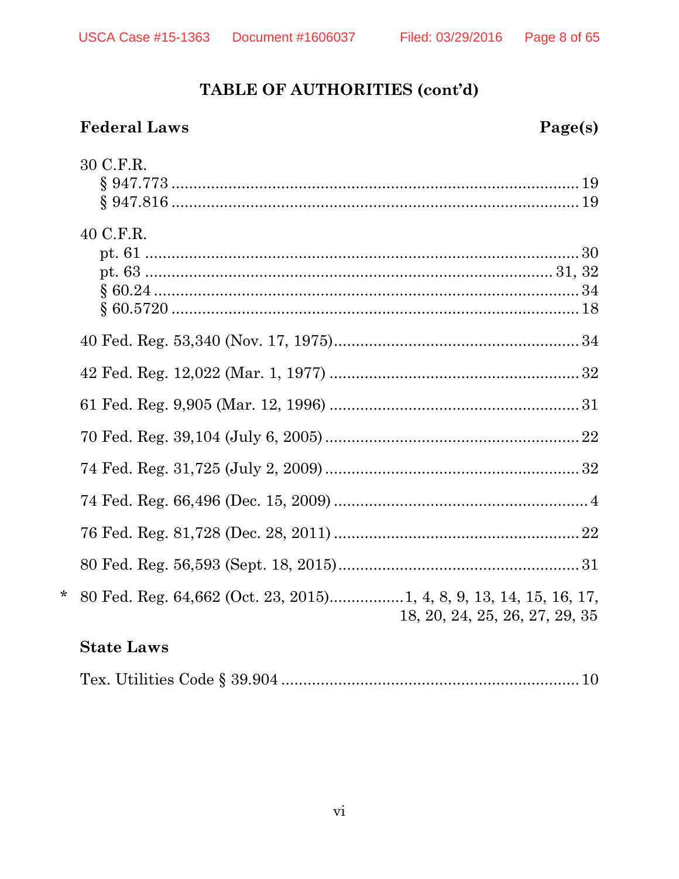# TABLE OF AUTHORITIES (cont'd)

**Federal Laws** **Page(s)**

30 C.F.R.
- § 947.773 ............................................................................................ 19
- § 947.816 ............................................................................................ 19

40 C.F.R.
- pt. 61 ................................................................................................. 30
- pt. 63 ............................................................................................ 31, 32
- § 60.24 ............................................................................................... 34
- § 60.5720 ........................................................................................... 18

40 Fed. Reg. 53,340 (Nov. 17, 1975)........................................................ 34

42 Fed. Reg. 12,022 (Mar. 1, 1977) ......................................................... 32

61 Fed. Reg. 9,905 (Mar. 12, 1996) ......................................................... 31

70 Fed. Reg. 39,104 (July 6, 2005) .......................................................... 22

74 Fed. Reg. 31,725 (July 2, 2009) .......................................................... 32

74 Fed. Reg. 66,496 (Dec. 15, 2009) .......................................................... 4

76 Fed. Reg. 81,728 (Dec. 28, 2011) ........................................................ 22

80 Fed. Reg. 56,593 (Sept. 18, 2015)....................................................... 31

\* 80 Fed. Reg. 64,662 (Oct. 23, 2015)................1, 4, 8, 9, 13, 14, 15, 16, 17, 18, 20, 24, 25, 26, 27, 29, 35

**State Laws**

Tex. Utilities Code § 39.904 .................................................................... 10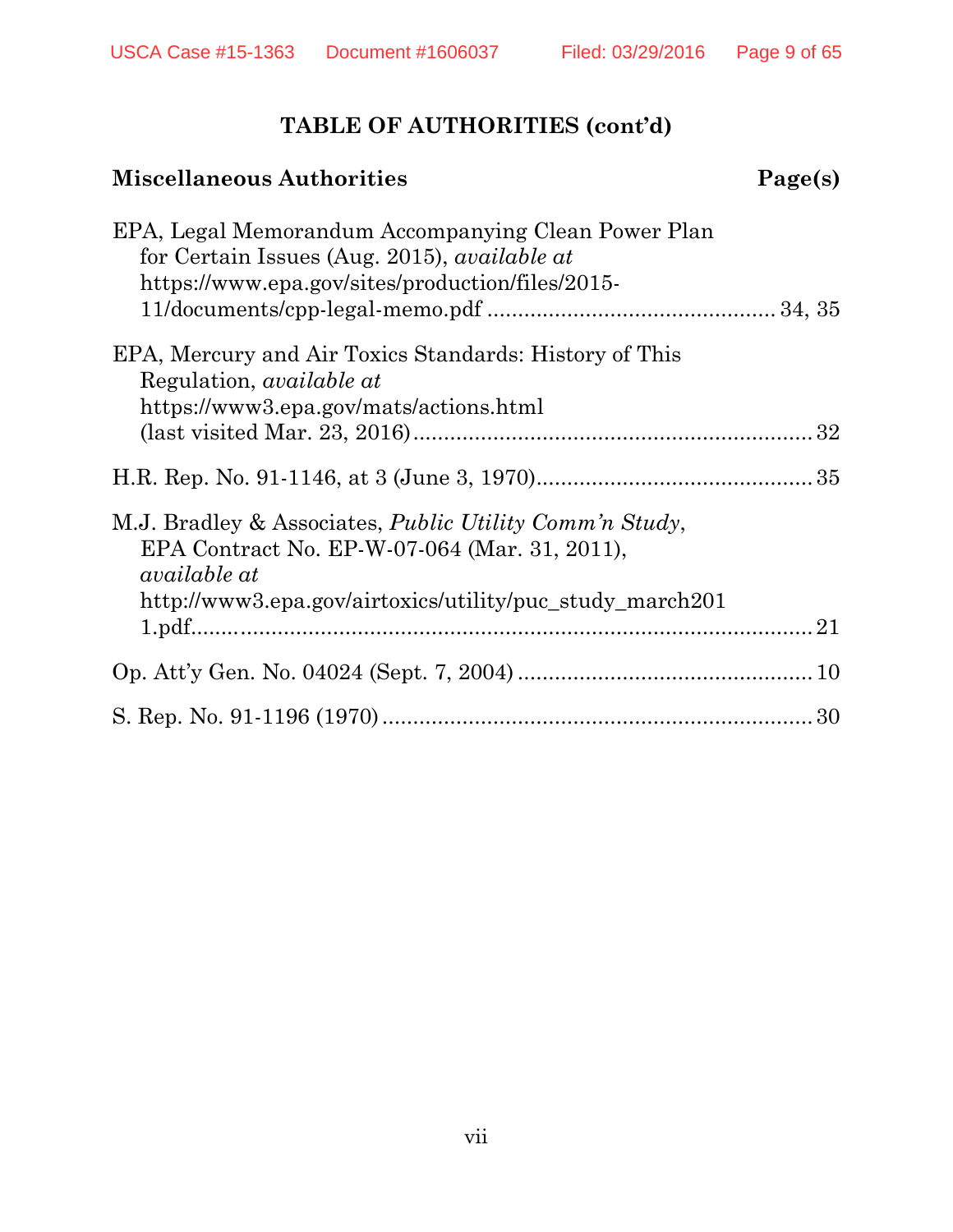## TABLE OF AUTHORITIES (cont'd)

**Miscellaneous Authorities** **Page(s)**

EPA, Legal Memorandum Accompanying Clean Power Plan for Certain Issues (Aug. 2015), *available at* https://www.epa.gov/sites/production/files/2015-11/documents/cpp-legal-memo.pdf .............................................. 34, 35

EPA, Mercury and Air Toxics Standards: History of This Regulation, *available at* https://www3.epa.gov/mats/actions.html (last visited Mar. 23, 2016) ................................................................ 32

H.R. Rep. No. 91-1146, at 3 (June 3, 1970) ............................................ 35

M.J. Bradley & Associates, *Public Utility Comm'n Study*, EPA Contract No. EP-W-07-064 (Mar. 31, 2011), *available at* http://www3.epa.gov/airtoxics/utility/puc_study_march2011.pdf ........................................................................................... 21

Op. Att'y Gen. No. 04024 (Sept. 7, 2004) ................................................ 10

S. Rep. No. 91-1196 (1970) ..................................................................... 30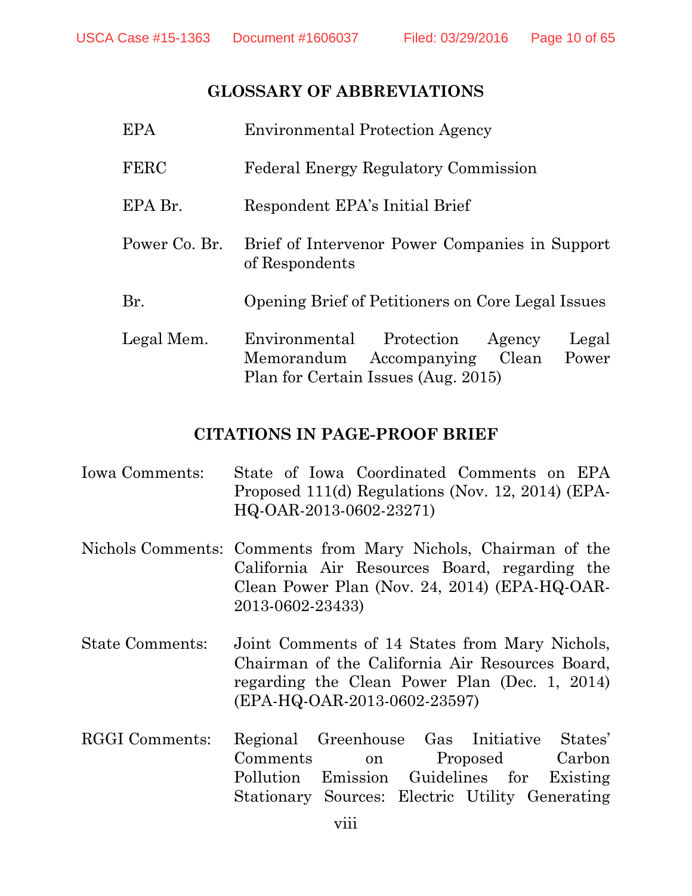## GLOSSARY OF ABBREVIATIONS

| | |
|---|---|
| EPA | Environmental Protection Agency |
| FERC | Federal Energy Regulatory Commission |
| EPA Br. | Respondent EPA's Initial Brief |
| Power Co. Br. | Brief of Intervenor Power Companies in Support of Respondents |
| Br. | Opening Brief of Petitioners on Core Legal Issues |
| Legal Mem. | Environmental Protection Agency Legal Memorandum Accompanying Clean Power Plan for Certain Issues (Aug. 2015) |

## CITATIONS IN PAGE-PROOF BRIEF

| | |
|---|---|
| Iowa Comments: | State of Iowa Coordinated Comments on EPA Proposed 111(d) Regulations (Nov. 12, 2014) (EPA-HQ-OAR-2013-0602-23271) |
| Nichols Comments: | Comments from Mary Nichols, Chairman of the California Air Resources Board, regarding the Clean Power Plan (Nov. 24, 2014) (EPA-HQ-OAR-2013-0602-23433) |
| State Comments: | Joint Comments of 14 States from Mary Nichols, Chairman of the California Air Resources Board, regarding the Clean Power Plan (Dec. 1, 2014) (EPA-HQ-OAR-2013-0602-23597) |
| RGGI Comments: | Regional Greenhouse Gas Initiative States' Comments on Proposed Carbon Pollution Emission Guidelines for Existing Stationary Sources: Electric Utility Generating |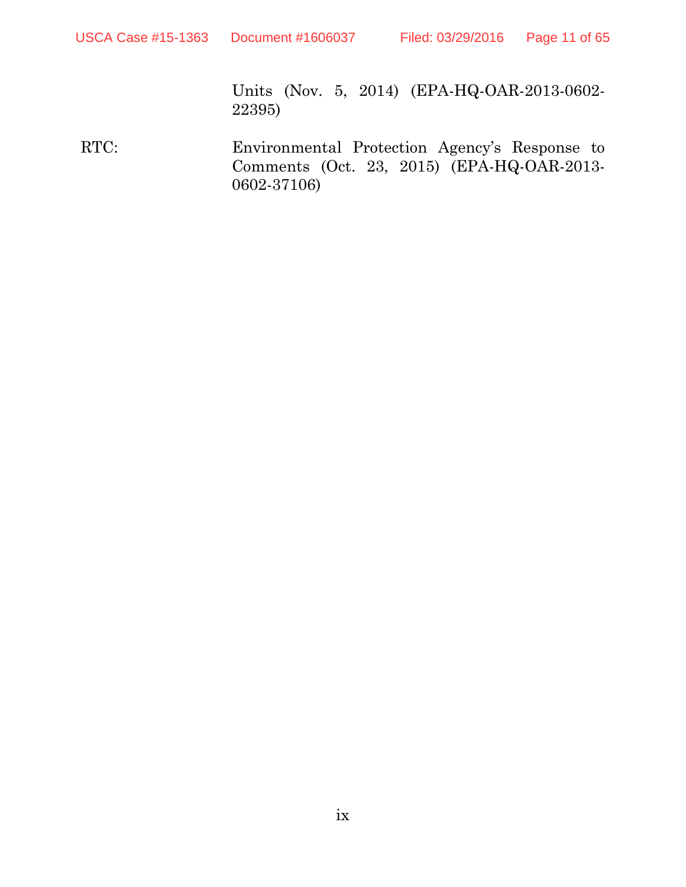Units (Nov. 5, 2014) (EPA-HQ-OAR-2013-0602-22395)

RTC: Environmental Protection Agency's Response to Comments (Oct. 23, 2015) (EPA-HQ-OAR-2013-0602-37106)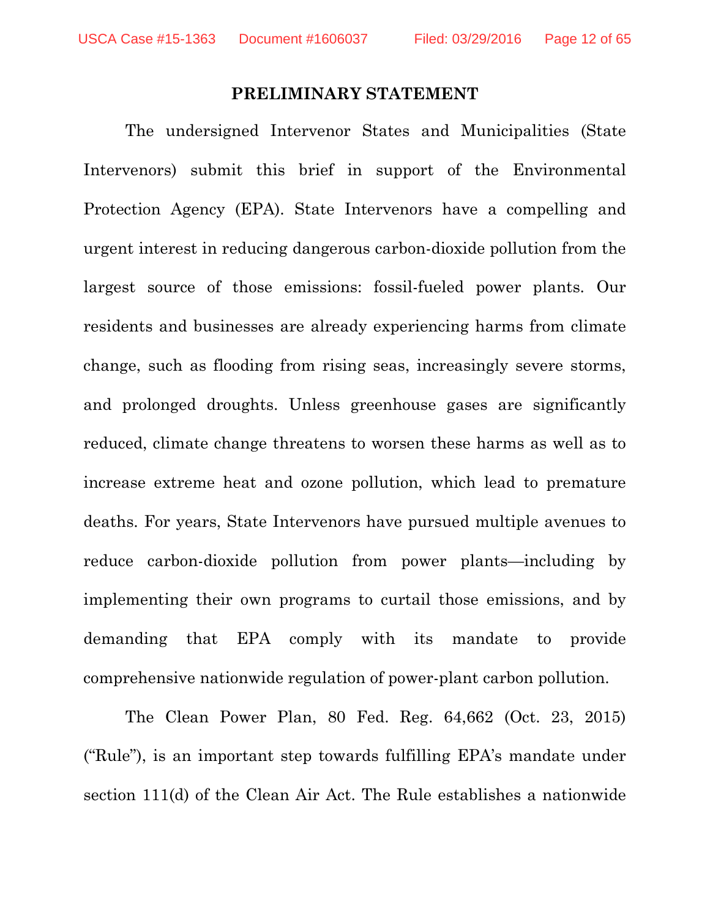## PRELIMINARY STATEMENT

The undersigned Intervenor States and Municipalities (State Intervenors) submit this brief in support of the Environmental Protection Agency (EPA). State Intervenors have a compelling and urgent interest in reducing dangerous carbon-dioxide pollution from the largest source of those emissions: fossil-fueled power plants. Our residents and businesses are already experiencing harms from climate change, such as flooding from rising seas, increasingly severe storms, and prolonged droughts. Unless greenhouse gases are significantly reduced, climate change threatens to worsen these harms as well as to increase extreme heat and ozone pollution, which lead to premature deaths. For years, State Intervenors have pursued multiple avenues to reduce carbon-dioxide pollution from power plants—including by implementing their own programs to curtail those emissions, and by demanding that EPA comply with its mandate to provide comprehensive nationwide regulation of power-plant carbon pollution.

The Clean Power Plan, 80 Fed. Reg. 64,662 (Oct. 23, 2015) ("Rule"), is an important step towards fulfilling EPA's mandate under section 111(d) of the Clean Air Act. The Rule establishes a nationwide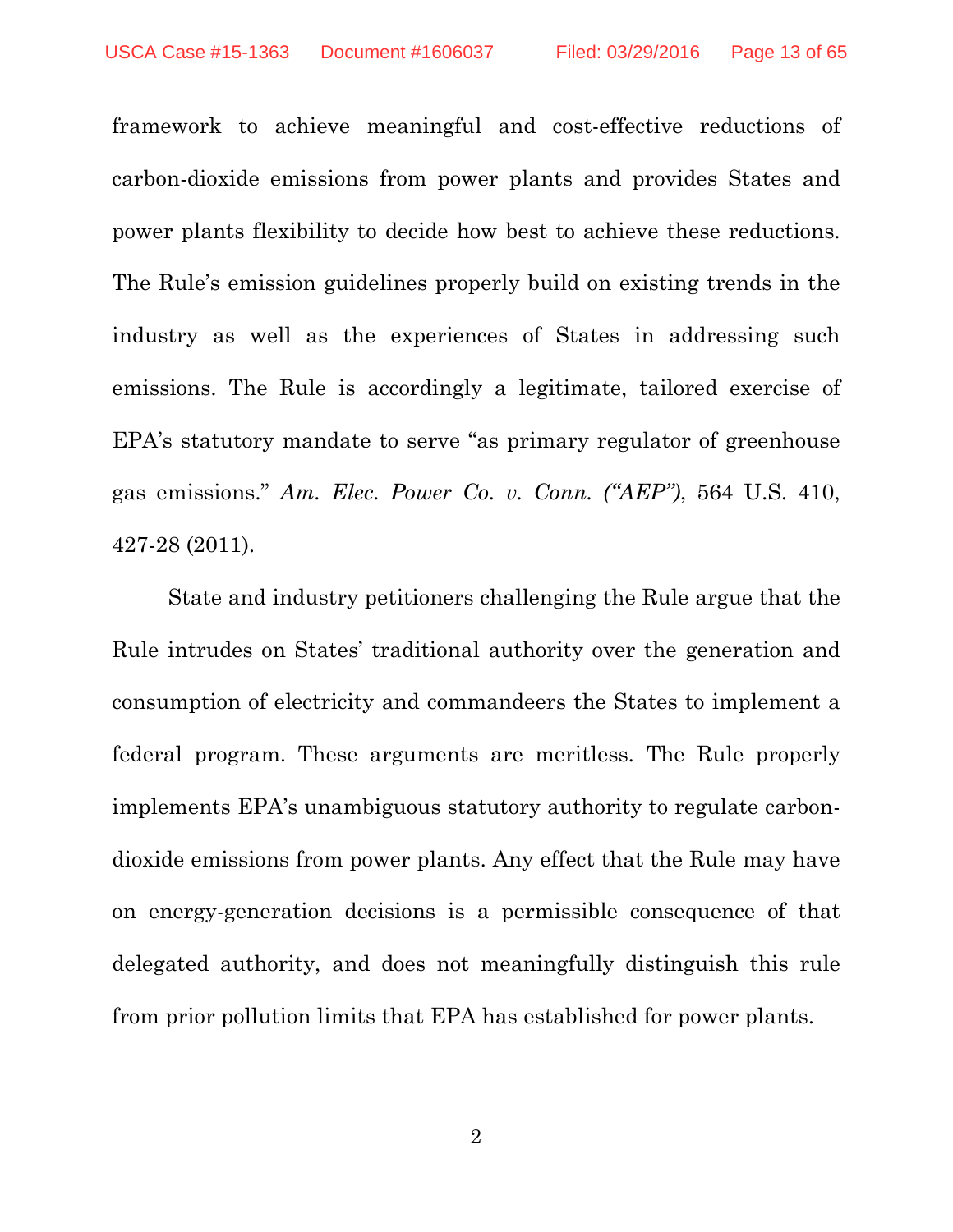framework to achieve meaningful and cost-effective reductions of carbon-dioxide emissions from power plants and provides States and power plants flexibility to decide how best to achieve these reductions. The Rule's emission guidelines properly build on existing trends in the industry as well as the experiences of States in addressing such emissions. The Rule is accordingly a legitimate, tailored exercise of EPA's statutory mandate to serve "as primary regulator of greenhouse gas emissions." *Am. Elec. Power Co. v. Conn. ("AEP")*, 564 U.S. 410, 427-28 (2011).

State and industry petitioners challenging the Rule argue that the Rule intrudes on States' traditional authority over the generation and consumption of electricity and commandeers the States to implement a federal program. These arguments are meritless. The Rule properly implements EPA's unambiguous statutory authority to regulate carbon-dioxide emissions from power plants. Any effect that the Rule may have on energy-generation decisions is a permissible consequence of that delegated authority, and does not meaningfully distinguish this rule from prior pollution limits that EPA has established for power plants.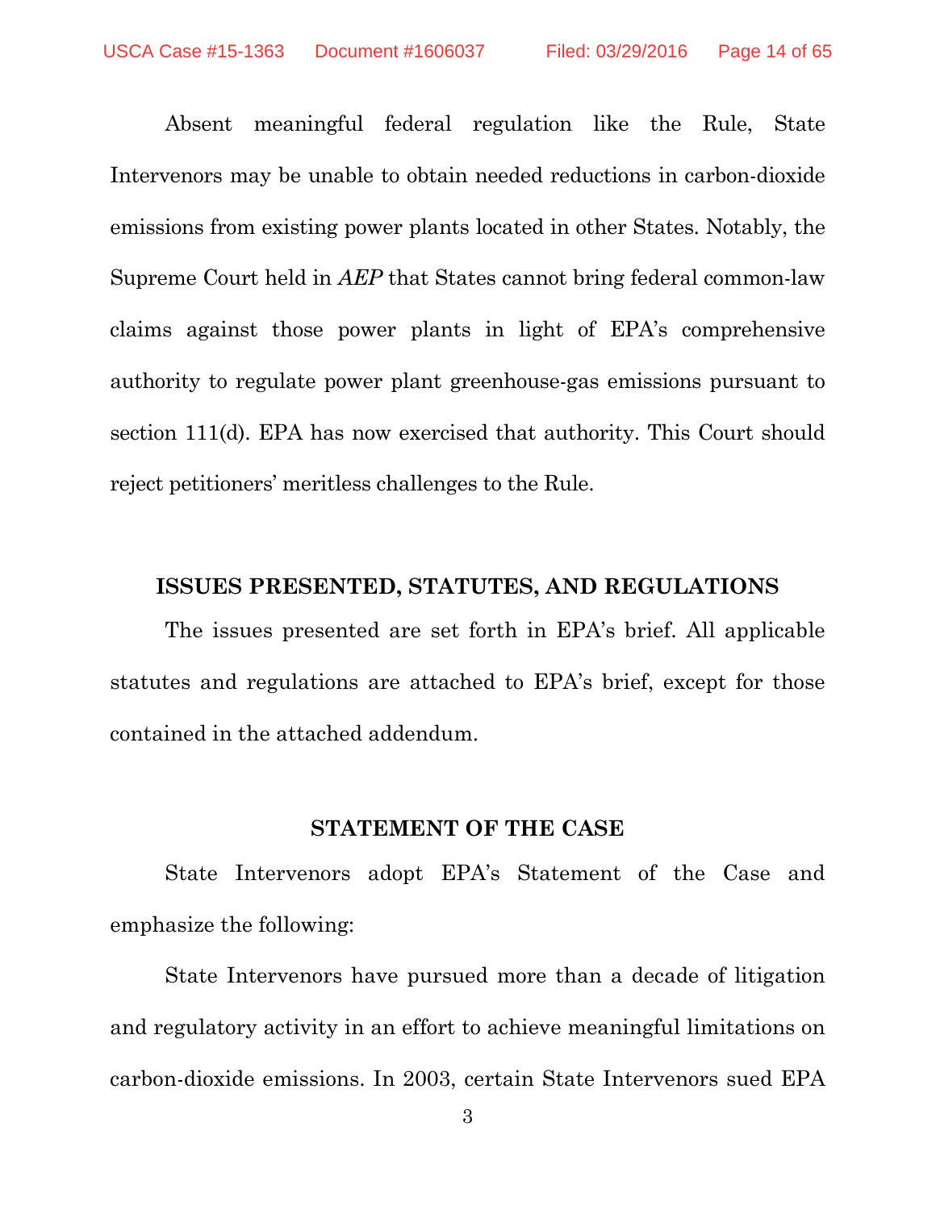Absent meaningful federal regulation like the Rule, State Intervenors may be unable to obtain needed reductions in carbon-dioxide emissions from existing power plants located in other States. Notably, the Supreme Court held in *AEP* that States cannot bring federal common-law claims against those power plants in light of EPA's comprehensive authority to regulate power plant greenhouse-gas emissions pursuant to section 111(d). EPA has now exercised that authority. This Court should reject petitioners' meritless challenges to the Rule.

## ISSUES PRESENTED, STATUTES, AND REGULATIONS

The issues presented are set forth in EPA's brief. All applicable statutes and regulations are attached to EPA's brief, except for those contained in the attached addendum.

## STATEMENT OF THE CASE

State Intervenors adopt EPA's Statement of the Case and emphasize the following:

State Intervenors have pursued more than a decade of litigation and regulatory activity in an effort to achieve meaningful limitations on carbon-dioxide emissions. In 2003, certain State Intervenors sued EPA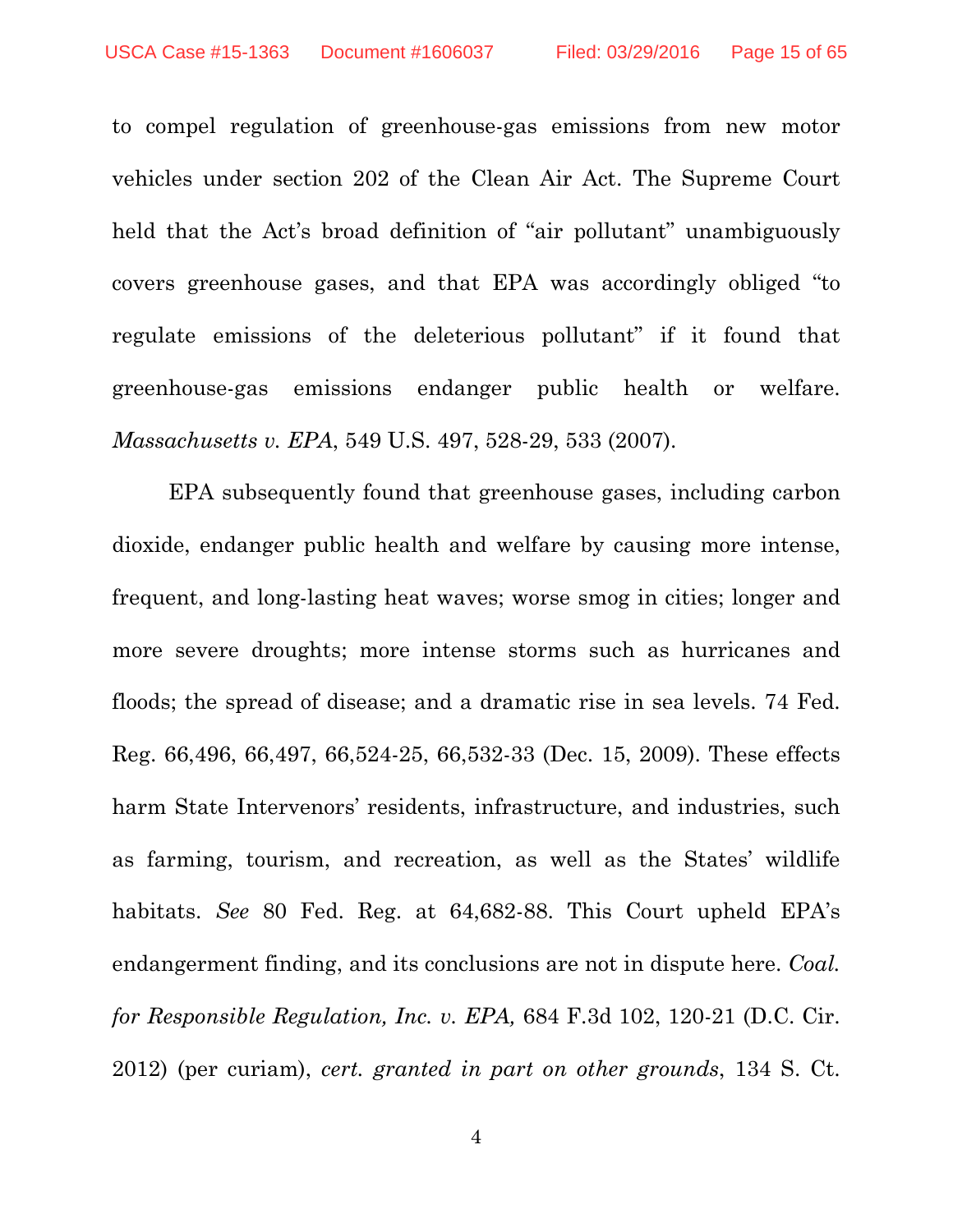to compel regulation of greenhouse-gas emissions from new motor vehicles under section 202 of the Clean Air Act. The Supreme Court held that the Act's broad definition of "air pollutant" unambiguously covers greenhouse gases, and that EPA was accordingly obliged "to regulate emissions of the deleterious pollutant" if it found that greenhouse-gas emissions endanger public health or welfare. *Massachusetts v. EPA*, 549 U.S. 497, 528-29, 533 (2007).

EPA subsequently found that greenhouse gases, including carbon dioxide, endanger public health and welfare by causing more intense, frequent, and long-lasting heat waves; worse smog in cities; longer and more severe droughts; more intense storms such as hurricanes and floods; the spread of disease; and a dramatic rise in sea levels. 74 Fed. Reg. 66,496, 66,497, 66,524-25, 66,532-33 (Dec. 15, 2009). These effects harm State Intervenors' residents, infrastructure, and industries, such as farming, tourism, and recreation, as well as the States' wildlife habitats. *See* 80 Fed. Reg. at 64,682-88. This Court upheld EPA's endangerment finding, and its conclusions are not in dispute here. *Coal. for Responsible Regulation, Inc. v. EPA,* 684 F.3d 102, 120-21 (D.C. Cir. 2012) (per curiam), *cert. granted in part on other grounds*, 134 S. Ct.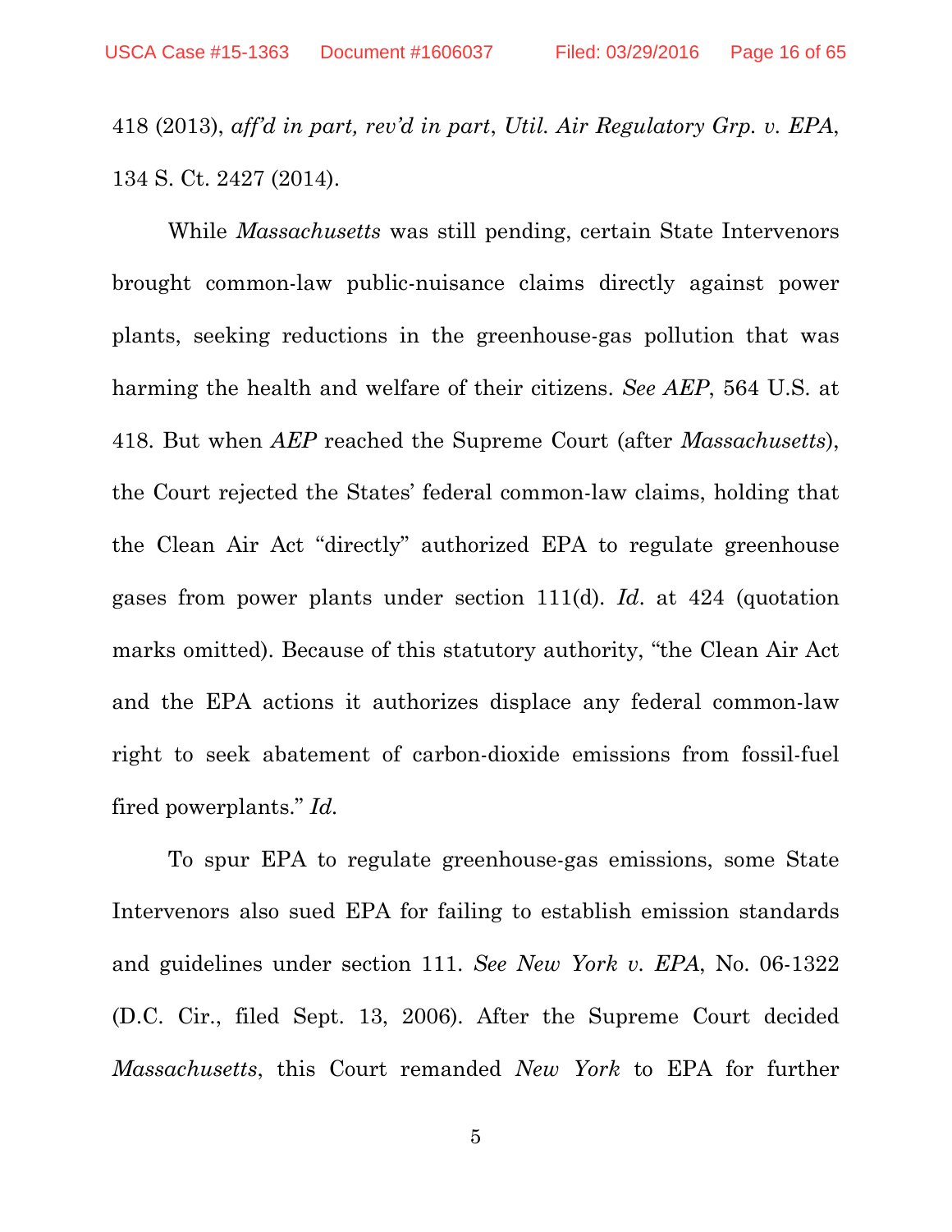418 (2013), *aff'd in part, rev'd in part*, *Util. Air Regulatory Grp. v. EPA*, 134 S. Ct. 2427 (2014).

While *Massachusetts* was still pending, certain State Intervenors brought common-law public-nuisance claims directly against power plants, seeking reductions in the greenhouse-gas pollution that was harming the health and welfare of their citizens. *See AEP*, 564 U.S. at 418. But when *AEP* reached the Supreme Court (after *Massachusetts*), the Court rejected the States' federal common-law claims, holding that the Clean Air Act "directly" authorized EPA to regulate greenhouse gases from power plants under section 111(d). *Id*. at 424 (quotation marks omitted). Because of this statutory authority, "the Clean Air Act and the EPA actions it authorizes displace any federal common-law right to seek abatement of carbon-dioxide emissions from fossil-fuel fired powerplants." *Id.*

To spur EPA to regulate greenhouse-gas emissions, some State Intervenors also sued EPA for failing to establish emission standards and guidelines under section 111. *See New York v. EPA*, No. 06-1322 (D.C. Cir., filed Sept. 13, 2006). After the Supreme Court decided *Massachusetts*, this Court remanded *New York* to EPA for further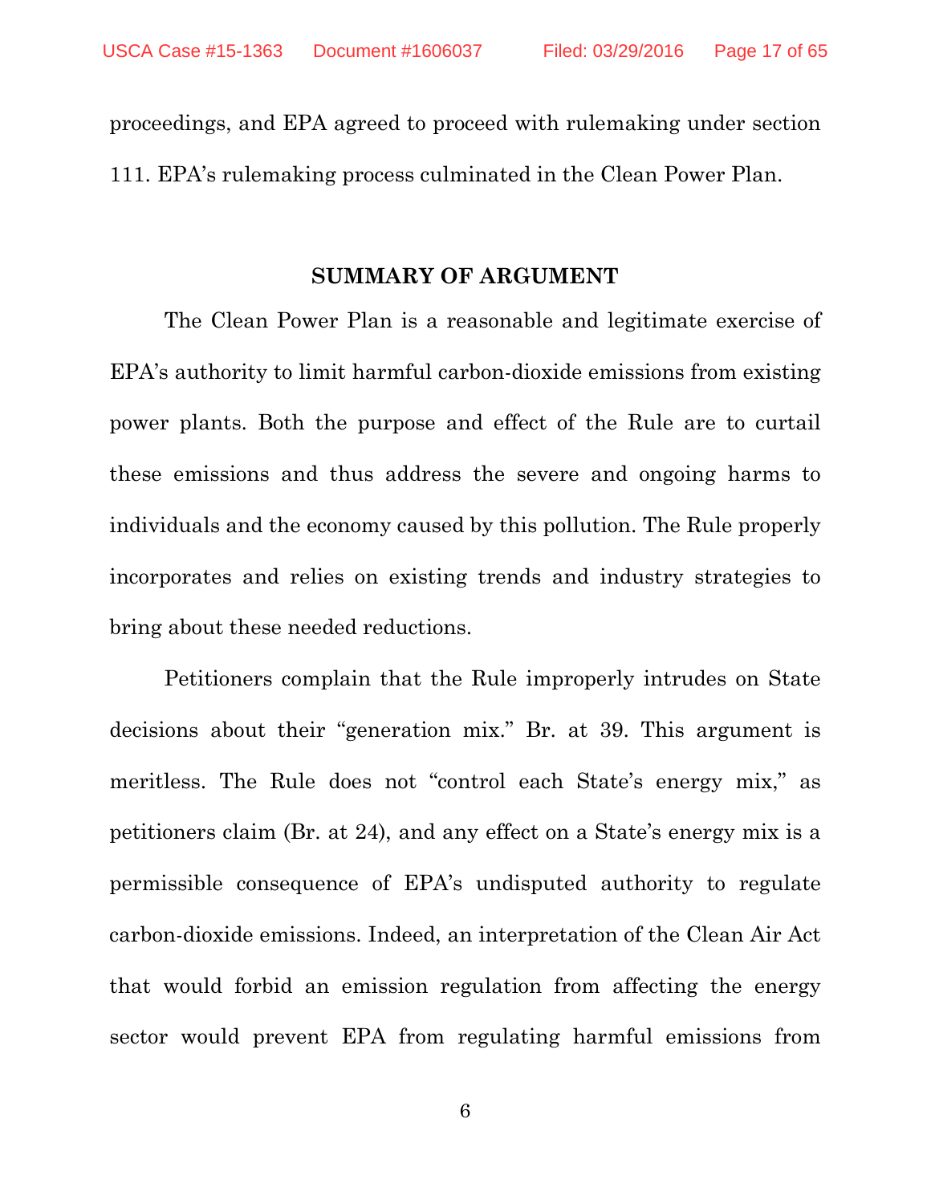proceedings, and EPA agreed to proceed with rulemaking under section 111. EPA's rulemaking process culminated in the Clean Power Plan.

## SUMMARY OF ARGUMENT

The Clean Power Plan is a reasonable and legitimate exercise of EPA's authority to limit harmful carbon-dioxide emissions from existing power plants. Both the purpose and effect of the Rule are to curtail these emissions and thus address the severe and ongoing harms to individuals and the economy caused by this pollution. The Rule properly incorporates and relies on existing trends and industry strategies to bring about these needed reductions.

Petitioners complain that the Rule improperly intrudes on State decisions about their "generation mix." Br. at 39. This argument is meritless. The Rule does not "control each State's energy mix," as petitioners claim (Br. at 24), and any effect on a State's energy mix is a permissible consequence of EPA's undisputed authority to regulate carbon-dioxide emissions. Indeed, an interpretation of the Clean Air Act that would forbid an emission regulation from affecting the energy sector would prevent EPA from regulating harmful emissions from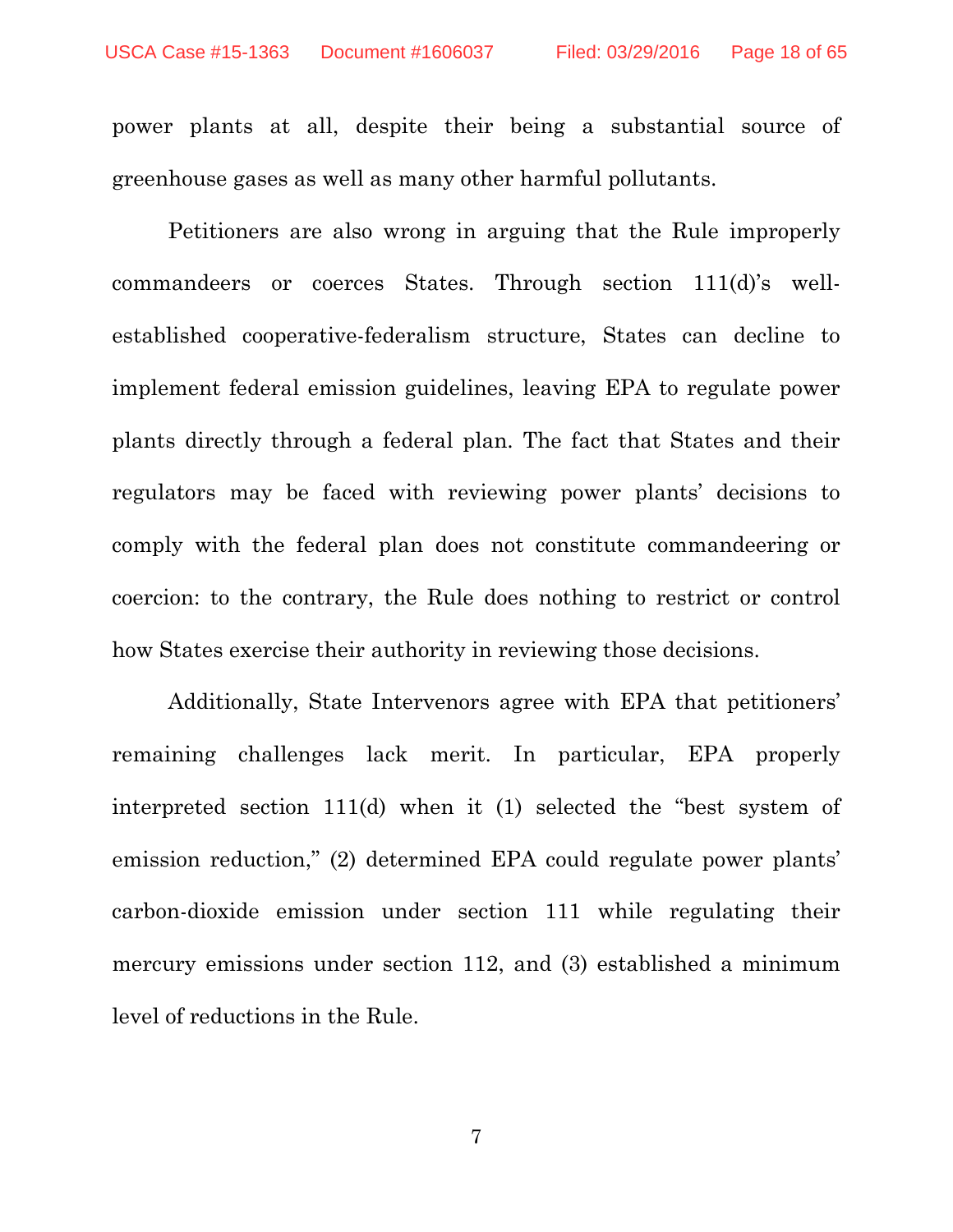power plants at all, despite their being a substantial source of greenhouse gases as well as many other harmful pollutants.

Petitioners are also wrong in arguing that the Rule improperly commandeers or coerces States. Through section 111(d)'s well-established cooperative-federalism structure, States can decline to implement federal emission guidelines, leaving EPA to regulate power plants directly through a federal plan. The fact that States and their regulators may be faced with reviewing power plants' decisions to comply with the federal plan does not constitute commandeering or coercion: to the contrary, the Rule does nothing to restrict or control how States exercise their authority in reviewing those decisions.

Additionally, State Intervenors agree with EPA that petitioners' remaining challenges lack merit. In particular, EPA properly interpreted section 111(d) when it (1) selected the "best system of emission reduction," (2) determined EPA could regulate power plants' carbon-dioxide emission under section 111 while regulating their mercury emissions under section 112, and (3) established a minimum level of reductions in the Rule.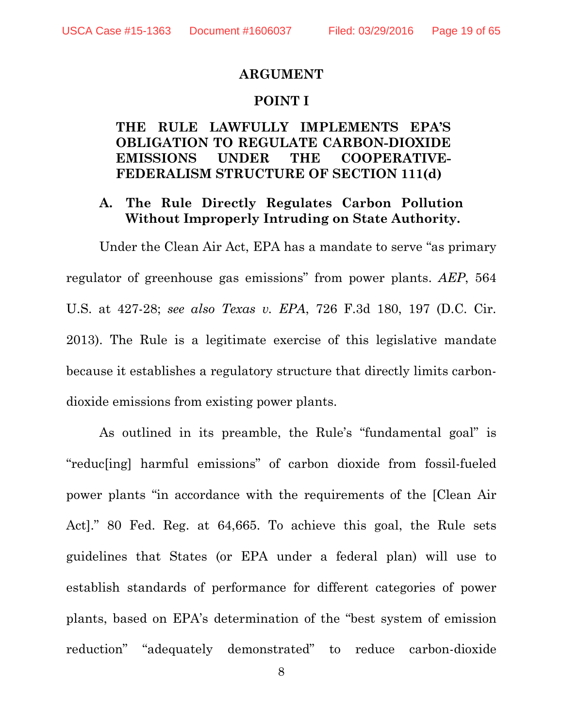## ARGUMENT

### POINT I

### THE RULE LAWFULLY IMPLEMENTS EPA'S OBLIGATION TO REGULATE CARBON-DIOXIDE EMISSIONS UNDER THE COOPERATIVE-FEDERALISM STRUCTURE OF SECTION 111(d)

#### A. The Rule Directly Regulates Carbon Pollution Without Improperly Intruding on State Authority.

Under the Clean Air Act, EPA has a mandate to serve "as primary regulator of greenhouse gas emissions" from power plants. *AEP*, 564 U.S. at 427-28; *see also Texas v. EPA*, 726 F.3d 180, 197 (D.C. Cir. 2013). The Rule is a legitimate exercise of this legislative mandate because it establishes a regulatory structure that directly limits carbon-dioxide emissions from existing power plants.

As outlined in its preamble, the Rule's "fundamental goal" is "reduc[ing] harmful emissions" of carbon dioxide from fossil-fueled power plants "in accordance with the requirements of the [Clean Air Act]." 80 Fed. Reg. at 64,665. To achieve this goal, the Rule sets guidelines that States (or EPA under a federal plan) will use to establish standards of performance for different categories of power plants, based on EPA's determination of the "best system of emission reduction" "adequately demonstrated" to reduce carbon-dioxide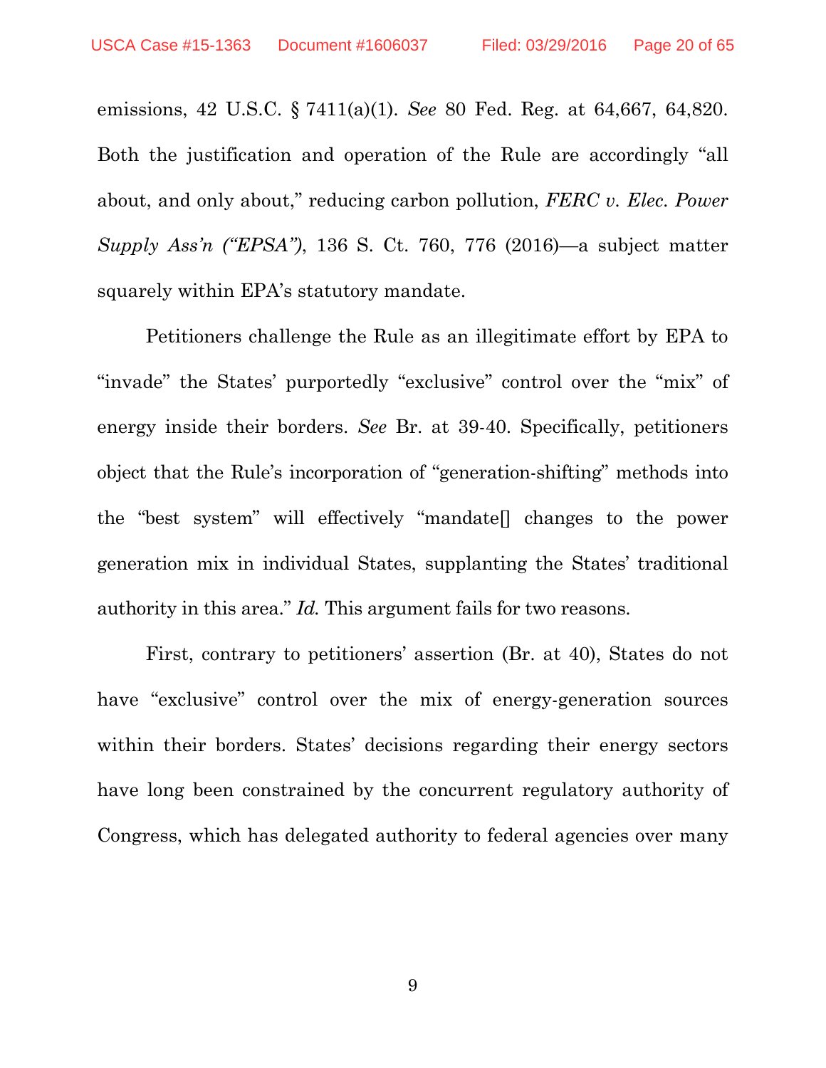emissions, 42 U.S.C. § 7411(a)(1). *See* 80 Fed. Reg. at 64,667, 64,820. Both the justification and operation of the Rule are accordingly "all about, and only about," reducing carbon pollution, *FERC v. Elec. Power Supply Ass'n ("EPSA")*, 136 S. Ct. 760, 776 (2016)—a subject matter squarely within EPA's statutory mandate.

Petitioners challenge the Rule as an illegitimate effort by EPA to "invade" the States' purportedly "exclusive" control over the "mix" of energy inside their borders. *See* Br. at 39-40. Specifically, petitioners object that the Rule's incorporation of "generation-shifting" methods into the "best system" will effectively "mandate[] changes to the power generation mix in individual States, supplanting the States' traditional authority in this area." *Id.* This argument fails for two reasons.

First, contrary to petitioners' assertion (Br. at 40), States do not have "exclusive" control over the mix of energy-generation sources within their borders. States' decisions regarding their energy sectors have long been constrained by the concurrent regulatory authority of Congress, which has delegated authority to federal agencies over many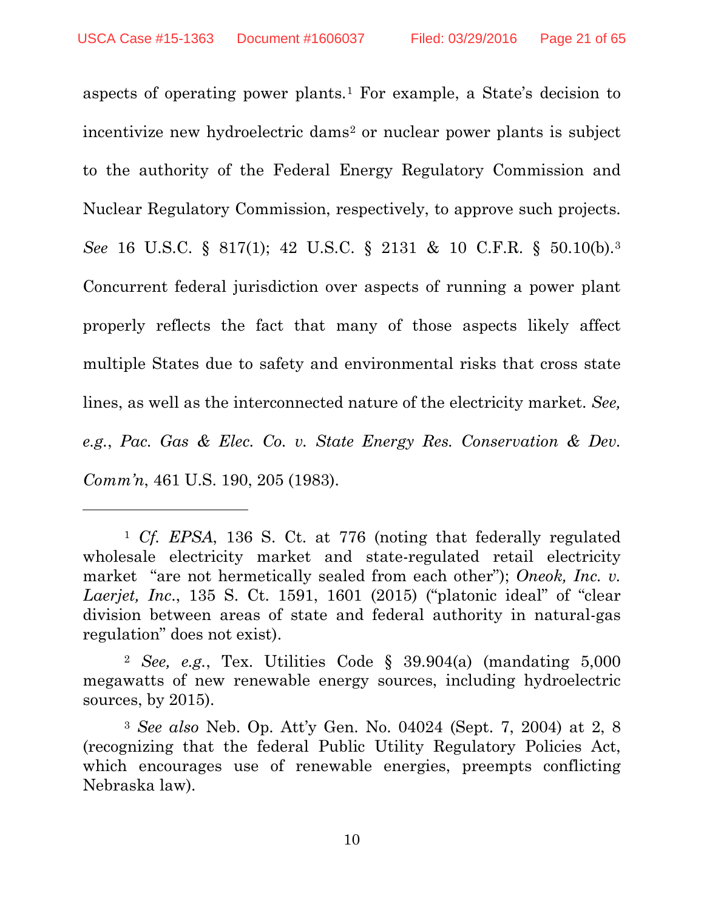aspects of operating power plants.[1] For example, a State's decision to incentivize new hydroelectric dams[2] or nuclear power plants is subject to the authority of the Federal Energy Regulatory Commission and Nuclear Regulatory Commission, respectively, to approve such projects. *See* 16 U.S.C. § 817(1); 42 U.S.C. § 2131 & 10 C.F.R. § 50.10(b).[3] Concurrent federal jurisdiction over aspects of running a power plant properly reflects the fact that many of those aspects likely affect multiple States due to safety and environmental risks that cross state lines, as well as the interconnected nature of the electricity market. *See, e.g.*, *Pac. Gas & Elec. Co. v. State Energy Res. Conservation & Dev. Comm'n*, 461 U.S. 190, 205 (1983).

---

[1] *Cf. EPSA*, 136 S. Ct. at 776 (noting that federally regulated wholesale electricity market and state-regulated retail electricity market "are not hermetically sealed from each other"); *Oneok, Inc. v. Laerjet, Inc.*, 135 S. Ct. 1591, 1601 (2015) ("platonic ideal" of "clear division between areas of state and federal authority in natural-gas regulation" does not exist).

[2] *See, e.g.*, Tex. Utilities Code § 39.904(a) (mandating 5,000 megawatts of new renewable energy sources, including hydroelectric sources, by 2015).

[3] *See also* Neb. Op. Att'y Gen. No. 04024 (Sept. 7, 2004) at 2, 8 (recognizing that the federal Public Utility Regulatory Policies Act, which encourages use of renewable energies, preempts conflicting Nebraska law).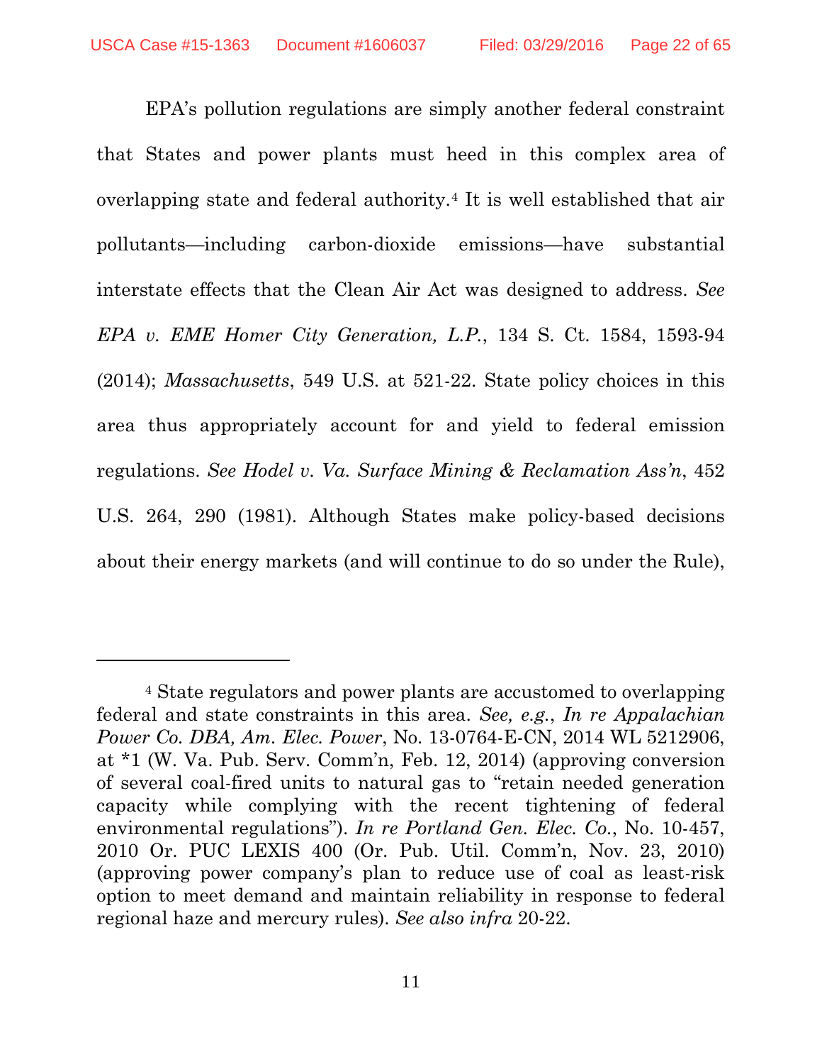EPA's pollution regulations are simply another federal constraint that States and power plants must heed in this complex area of overlapping state and federal authority.[4] It is well established that air pollutants—including carbon-dioxide emissions—have substantial interstate effects that the Clean Air Act was designed to address. *See EPA v. EME Homer City Generation, L.P.*, 134 S. Ct. 1584, 1593-94 (2014); *Massachusetts*, 549 U.S. at 521-22. State policy choices in this area thus appropriately account for and yield to federal emission regulations. *See Hodel v. Va. Surface Mining & Reclamation Ass'n*, 452 U.S. 264, 290 (1981). Although States make policy-based decisions about their energy markets (and will continue to do so under the Rule),

---

[4] State regulators and power plants are accustomed to overlapping federal and state constraints in this area. *See, e.g.*, *In re Appalachian Power Co. DBA, Am. Elec. Power*, No. 13-0764-E-CN, 2014 WL 5212906, at *1 (W. Va. Pub. Serv. Comm'n, Feb. 12, 2014) (approving conversion of several coal-fired units to natural gas to "retain needed generation capacity while complying with the recent tightening of federal environmental regulations"). *In re Portland Gen. Elec. Co.*, No. 10-457, 2010 Or. PUC LEXIS 400 (Or. Pub. Util. Comm'n, Nov. 23, 2010) (approving power company's plan to reduce use of coal as least-risk option to meet demand and maintain reliability in response to federal regional haze and mercury rules). *See also infra* 20-22.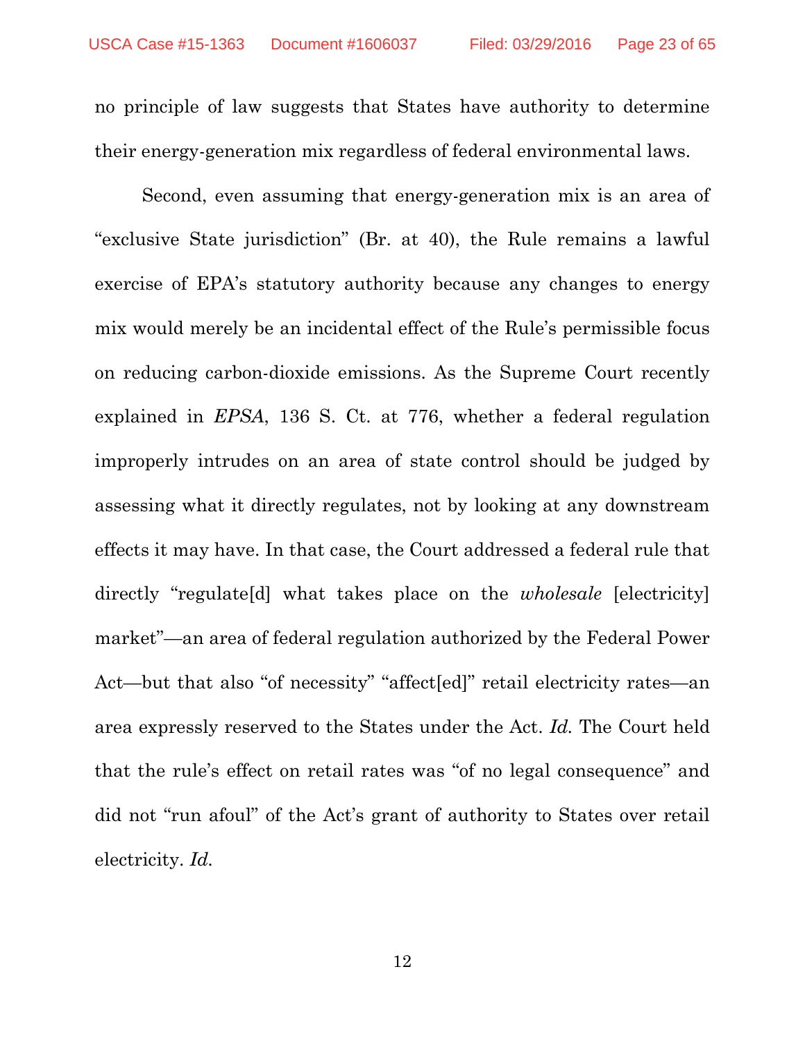no principle of law suggests that States have authority to determine their energy-generation mix regardless of federal environmental laws.

Second, even assuming that energy-generation mix is an area of "exclusive State jurisdiction" (Br. at 40), the Rule remains a lawful exercise of EPA's statutory authority because any changes to energy mix would merely be an incidental effect of the Rule's permissible focus on reducing carbon-dioxide emissions. As the Supreme Court recently explained in *EPSA*, 136 S. Ct. at 776, whether a federal regulation improperly intrudes on an area of state control should be judged by assessing what it directly regulates, not by looking at any downstream effects it may have. In that case, the Court addressed a federal rule that directly "regulate[d] what takes place on the *wholesale* [electricity] market"—an area of federal regulation authorized by the Federal Power Act—but that also "of necessity" "affect[ed]" retail electricity rates—an area expressly reserved to the States under the Act. *Id.* The Court held that the rule's effect on retail rates was "of no legal consequence" and did not "run afoul" of the Act's grant of authority to States over retail electricity. *Id.*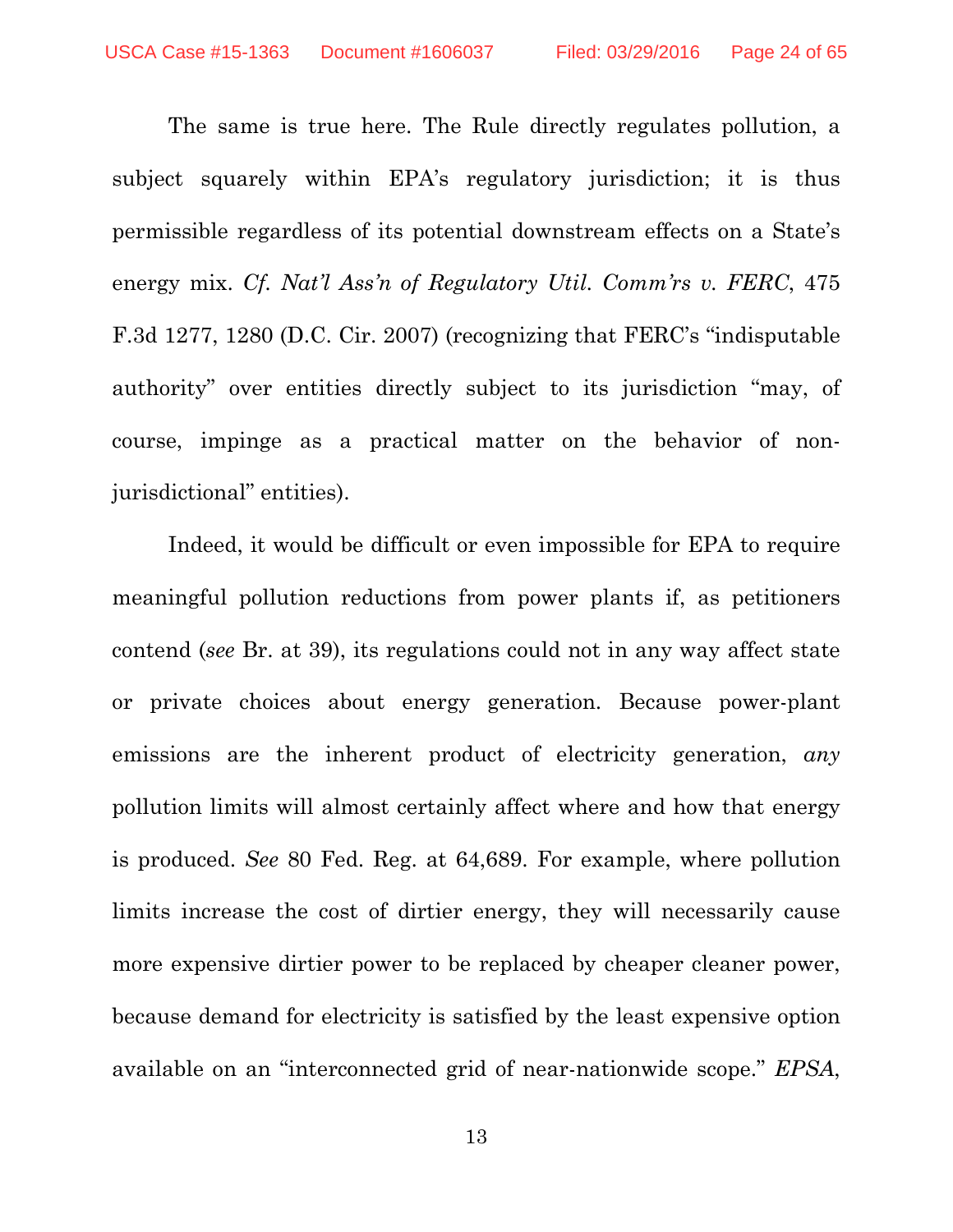The same is true here. The Rule directly regulates pollution, a subject squarely within EPA's regulatory jurisdiction; it is thus permissible regardless of its potential downstream effects on a State's energy mix. *Cf. Nat'l Ass'n of Regulatory Util. Comm'rs v. FERC*, 475 F.3d 1277, 1280 (D.C. Cir. 2007) (recognizing that FERC's "indisputable authority" over entities directly subject to its jurisdiction "may, of course, impinge as a practical matter on the behavior of non-jurisdictional" entities).

Indeed, it would be difficult or even impossible for EPA to require meaningful pollution reductions from power plants if, as petitioners contend (*see* Br. at 39), its regulations could not in any way affect state or private choices about energy generation. Because power-plant emissions are the inherent product of electricity generation, *any* pollution limits will almost certainly affect where and how that energy is produced. *See* 80 Fed. Reg. at 64,689. For example, where pollution limits increase the cost of dirtier energy, they will necessarily cause more expensive dirtier power to be replaced by cheaper cleaner power, because demand for electricity is satisfied by the least expensive option available on an "interconnected grid of near-nationwide scope." *EPSA*,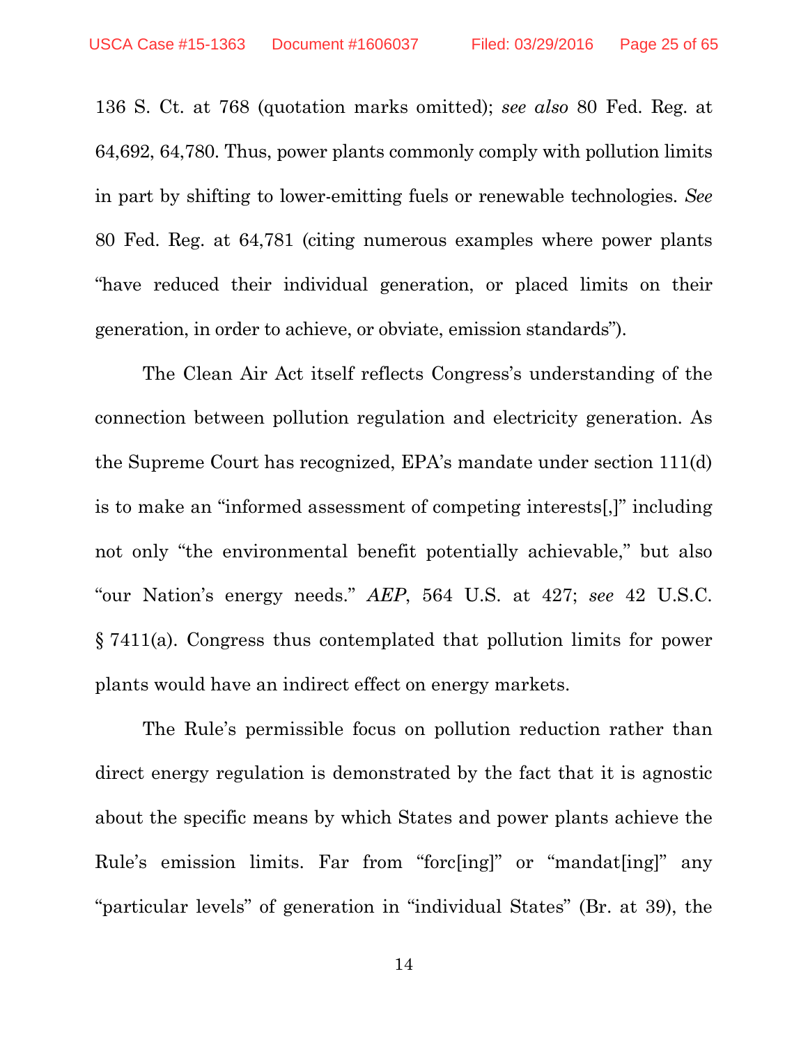136 S. Ct. at 768 (quotation marks omitted); *see also* 80 Fed. Reg. at 64,692, 64,780. Thus, power plants commonly comply with pollution limits in part by shifting to lower-emitting fuels or renewable technologies. *See* 80 Fed. Reg. at 64,781 (citing numerous examples where power plants "have reduced their individual generation, or placed limits on their generation, in order to achieve, or obviate, emission standards").

The Clean Air Act itself reflects Congress's understanding of the connection between pollution regulation and electricity generation. As the Supreme Court has recognized, EPA's mandate under section 111(d) is to make an "informed assessment of competing interests[,]" including not only "the environmental benefit potentially achievable," but also "our Nation's energy needs." *AEP*, 564 U.S. at 427; *see* 42 U.S.C. § 7411(a). Congress thus contemplated that pollution limits for power plants would have an indirect effect on energy markets.

The Rule's permissible focus on pollution reduction rather than direct energy regulation is demonstrated by the fact that it is agnostic about the specific means by which States and power plants achieve the Rule's emission limits. Far from "forc[ing]" or "mandat[ing]" any "particular levels" of generation in "individual States" (Br. at 39), the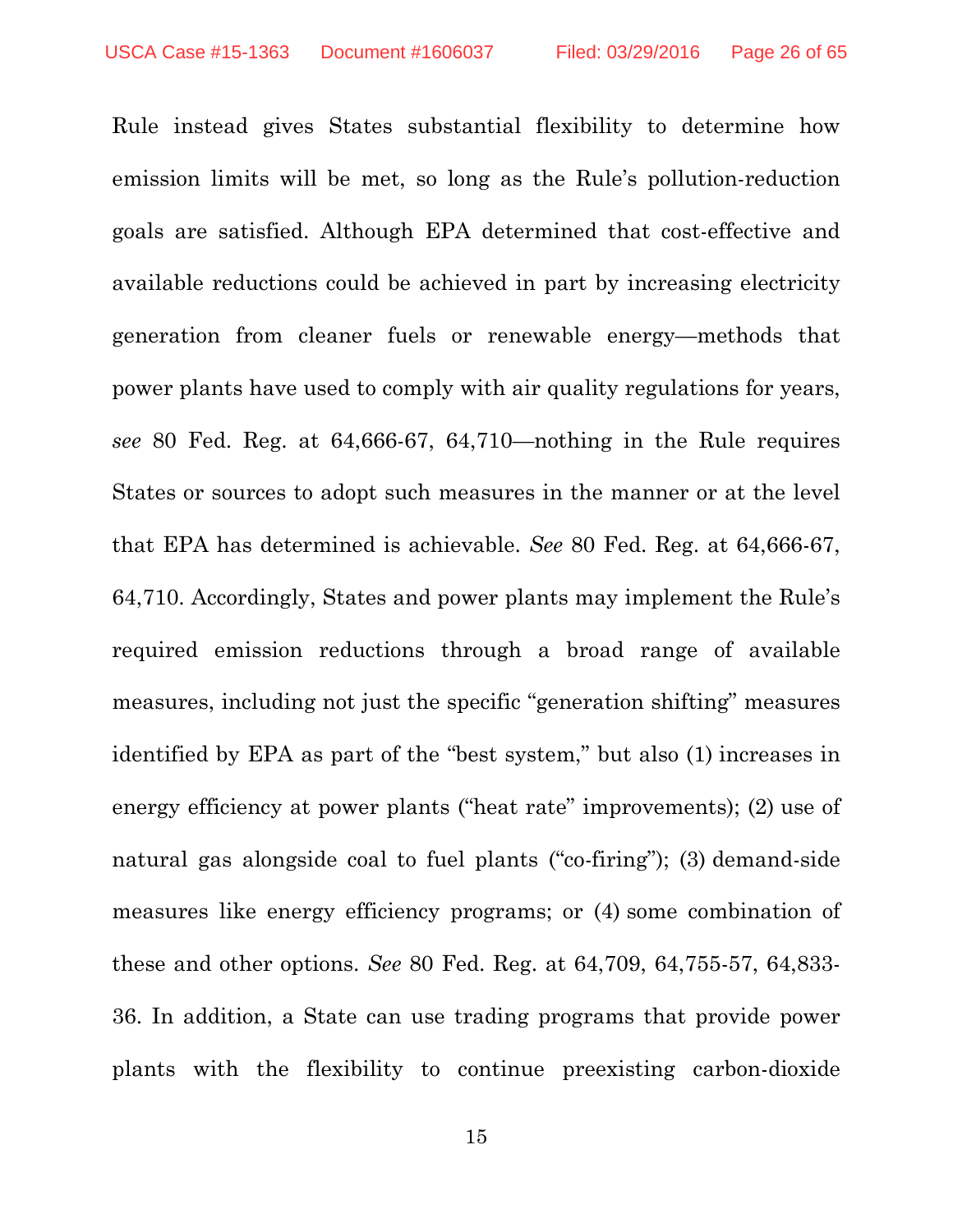Rule instead gives States substantial flexibility to determine how emission limits will be met, so long as the Rule's pollution-reduction goals are satisfied. Although EPA determined that cost-effective and available reductions could be achieved in part by increasing electricity generation from cleaner fuels or renewable energy—methods that power plants have used to comply with air quality regulations for years, *see* 80 Fed. Reg. at 64,666-67, 64,710—nothing in the Rule requires States or sources to adopt such measures in the manner or at the level that EPA has determined is achievable. *See* 80 Fed. Reg. at 64,666-67, 64,710. Accordingly, States and power plants may implement the Rule's required emission reductions through a broad range of available measures, including not just the specific "generation shifting" measures identified by EPA as part of the "best system," but also (1) increases in energy efficiency at power plants ("heat rate" improvements); (2) use of natural gas alongside coal to fuel plants ("co-firing"); (3) demand-side measures like energy efficiency programs; or (4) some combination of these and other options. *See* 80 Fed. Reg. at 64,709, 64,755-57, 64,833-36. In addition, a State can use trading programs that provide power plants with the flexibility to continue preexisting carbon-dioxide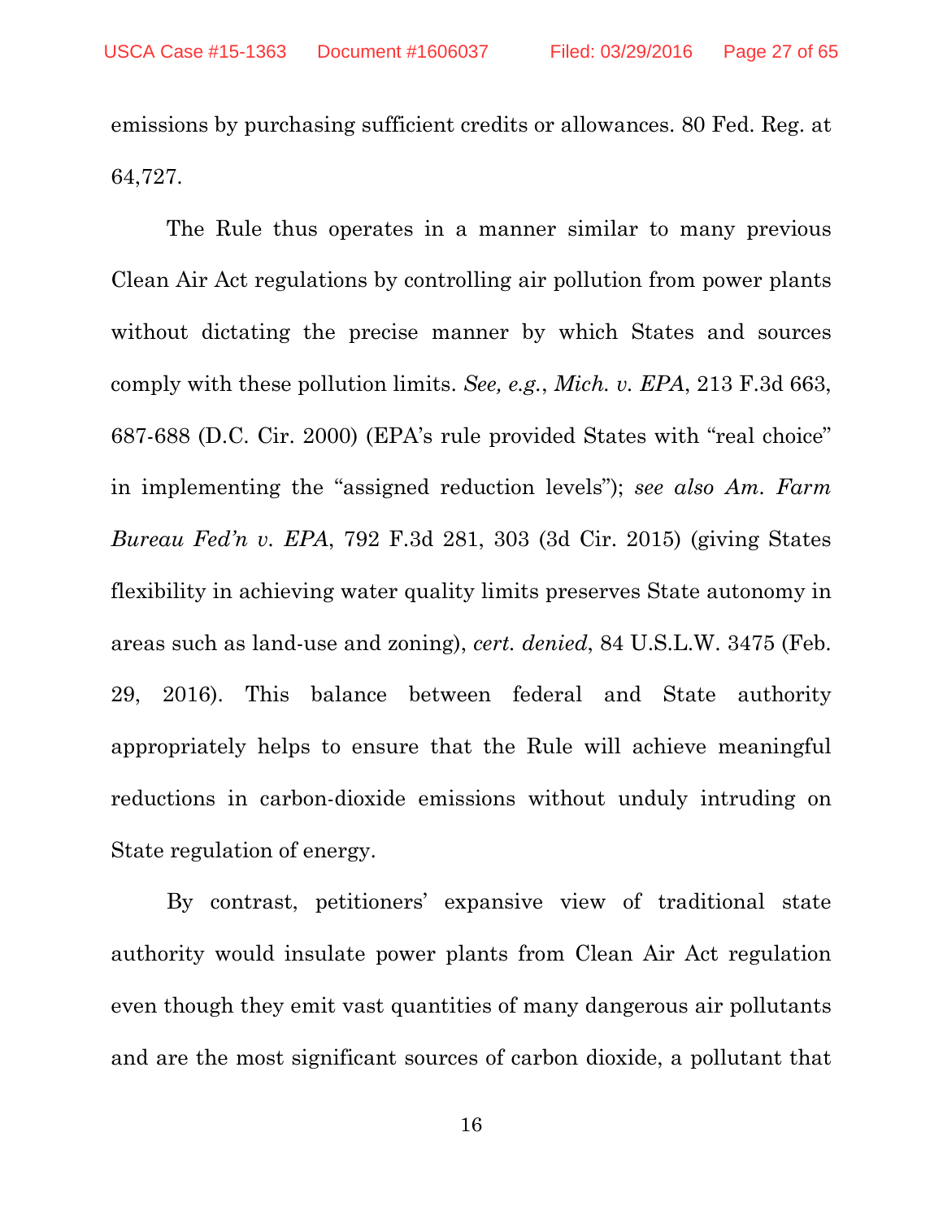emissions by purchasing sufficient credits or allowances. 80 Fed. Reg. at 64,727.

The Rule thus operates in a manner similar to many previous Clean Air Act regulations by controlling air pollution from power plants without dictating the precise manner by which States and sources comply with these pollution limits. *See, e.g.*, *Mich. v. EPA*, 213 F.3d 663, 687-688 (D.C. Cir. 2000) (EPA's rule provided States with "real choice" in implementing the "assigned reduction levels"); *see also Am. Farm Bureau Fed'n v. EPA*, 792 F.3d 281, 303 (3d Cir. 2015) (giving States flexibility in achieving water quality limits preserves State autonomy in areas such as land-use and zoning), *cert. denied*, 84 U.S.L.W. 3475 (Feb. 29, 2016). This balance between federal and State authority appropriately helps to ensure that the Rule will achieve meaningful reductions in carbon-dioxide emissions without unduly intruding on State regulation of energy.

By contrast, petitioners' expansive view of traditional state authority would insulate power plants from Clean Air Act regulation even though they emit vast quantities of many dangerous air pollutants and are the most significant sources of carbon dioxide, a pollutant that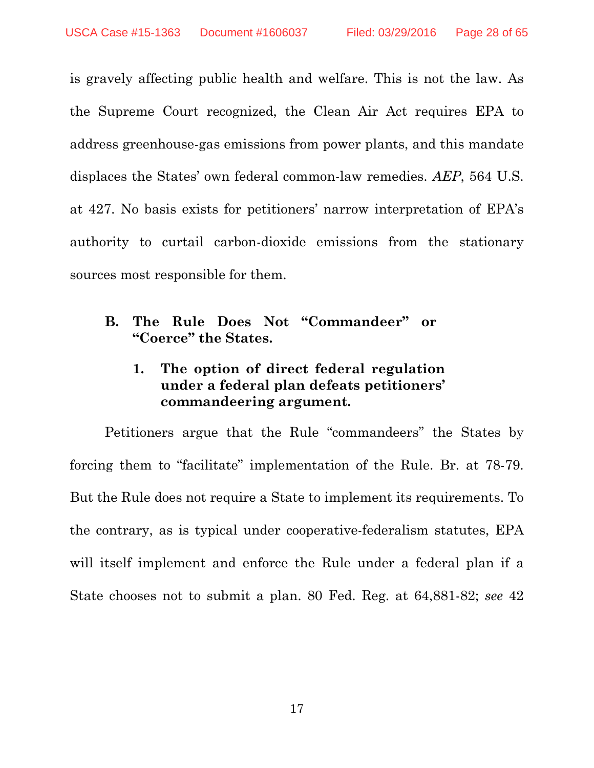is gravely affecting public health and welfare. This is not the law. As the Supreme Court recognized, the Clean Air Act requires EPA to address greenhouse-gas emissions from power plants, and this mandate displaces the States' own federal common-law remedies. *AEP*, 564 U.S. at 427. No basis exists for petitioners' narrow interpretation of EPA's authority to curtail carbon-dioxide emissions from the stationary sources most responsible for them.

### B. The Rule Does Not "Commandeer" or "Coerce" the States.

#### 1. The option of direct federal regulation under a federal plan defeats petitioners' commandeering argument.

Petitioners argue that the Rule "commandeers" the States by forcing them to "facilitate" implementation of the Rule. Br. at 78-79. But the Rule does not require a State to implement its requirements. To the contrary, as is typical under cooperative-federalism statutes, EPA will itself implement and enforce the Rule under a federal plan if a State chooses not to submit a plan. 80 Fed. Reg. at 64,881-82; *see* 42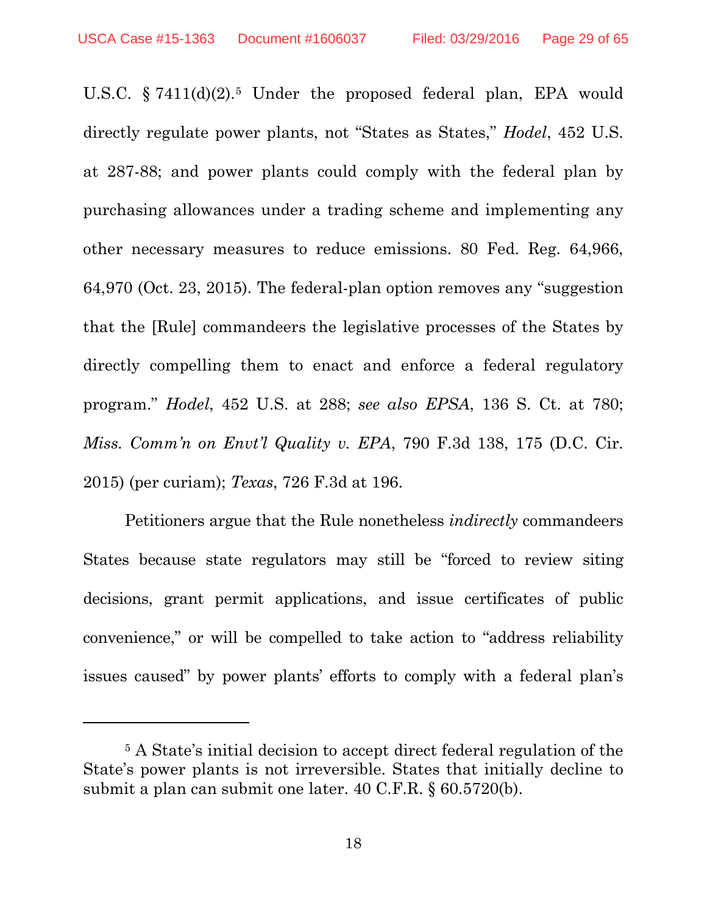U.S.C. § 7411(d)(2).[5] Under the proposed federal plan, EPA would directly regulate power plants, not "States as States," *Hodel*, 452 U.S. at 287-88; and power plants could comply with the federal plan by purchasing allowances under a trading scheme and implementing any other necessary measures to reduce emissions. 80 Fed. Reg. 64,966, 64,970 (Oct. 23, 2015). The federal-plan option removes any "suggestion that the [Rule] commandeers the legislative processes of the States by directly compelling them to enact and enforce a federal regulatory program." *Hodel*, 452 U.S. at 288; *see also EPSA*, 136 S. Ct. at 780; *Miss. Comm'n on Envt'l Quality v. EPA*, 790 F.3d 138, 175 (D.C. Cir. 2015) (per curiam); *Texas*, 726 F.3d at 196.

Petitioners argue that the Rule nonetheless *indirectly* commandeers States because state regulators may still be "forced to review siting decisions, grant permit applications, and issue certificates of public convenience," or will be compelled to take action to "address reliability issues caused" by power plants' efforts to comply with a federal plan's

---

[5] A State's initial decision to accept direct federal regulation of the State's power plants is not irreversible. States that initially decline to submit a plan can submit one later. 40 C.F.R. § 60.5720(b).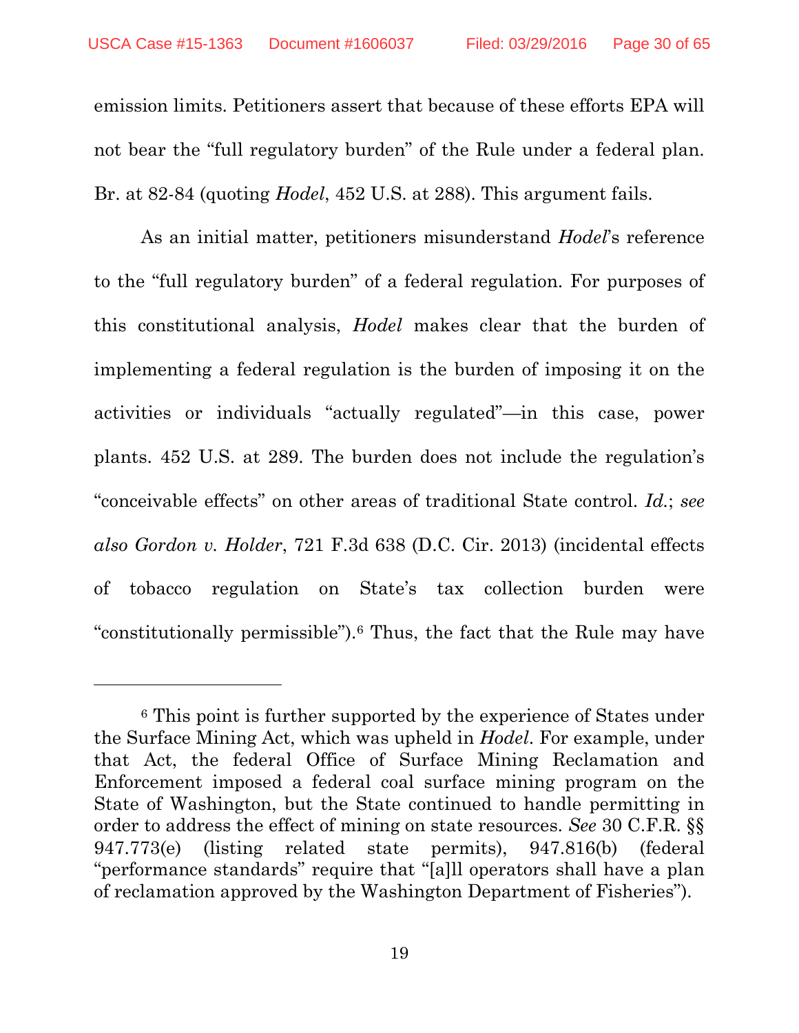emission limits. Petitioners assert that because of these efforts EPA will not bear the "full regulatory burden" of the Rule under a federal plan. Br. at 82-84 (quoting *Hodel*, 452 U.S. at 288). This argument fails.

As an initial matter, petitioners misunderstand *Hodel*'s reference to the "full regulatory burden" of a federal regulation. For purposes of this constitutional analysis, *Hodel* makes clear that the burden of implementing a federal regulation is the burden of imposing it on the activities or individuals "actually regulated"—in this case, power plants. 452 U.S. at 289. The burden does not include the regulation's "conceivable effects" on other areas of traditional State control. *Id.*; *see also Gordon v. Holder*, 721 F.3d 638 (D.C. Cir. 2013) (incidental effects of tobacco regulation on State's tax collection burden were "constitutionally permissible").[6] Thus, the fact that the Rule may have

---

[6] This point is further supported by the experience of States under the Surface Mining Act, which was upheld in *Hodel*. For example, under that Act, the federal Office of Surface Mining Reclamation and Enforcement imposed a federal coal surface mining program on the State of Washington, but the State continued to handle permitting in order to address the effect of mining on state resources. *See* 30 C.F.R. §§ 947.773(e) (listing related state permits), 947.816(b) (federal "performance standards" require that "[a]ll operators shall have a plan of reclamation approved by the Washington Department of Fisheries").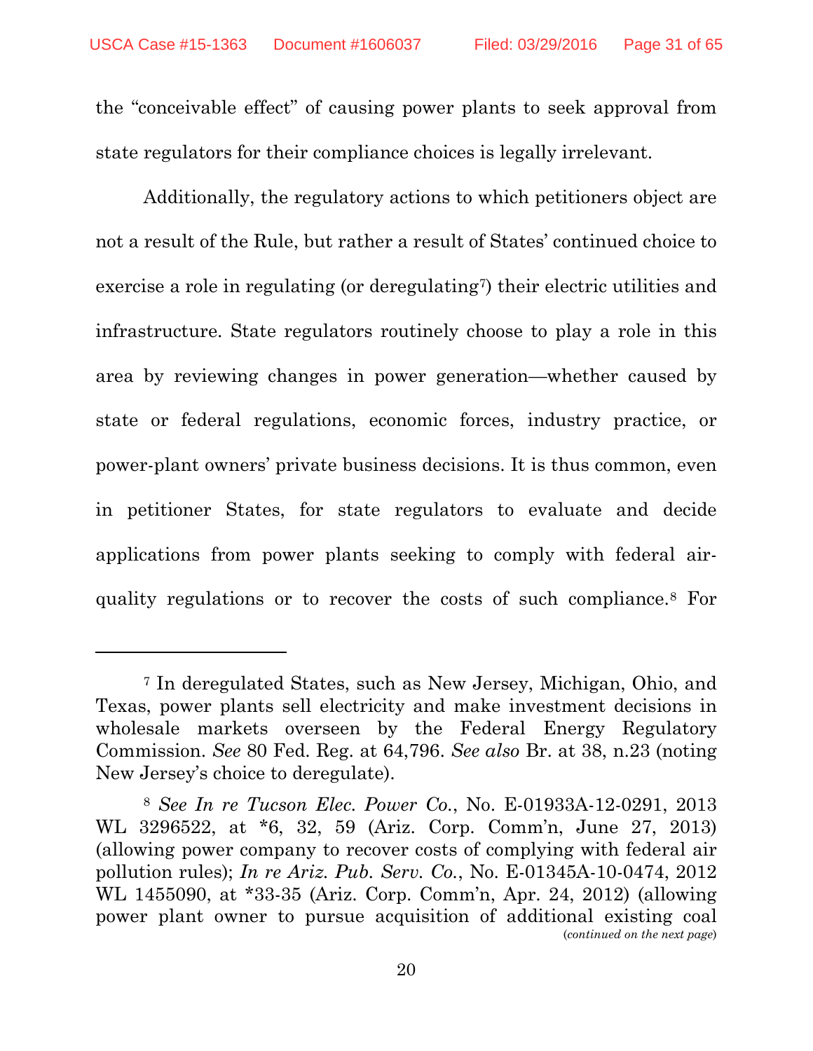the "conceivable effect" of causing power plants to seek approval from state regulators for their compliance choices is legally irrelevant.

Additionally, the regulatory actions to which petitioners object are not a result of the Rule, but rather a result of States' continued choice to exercise a role in regulating (or deregulating[7]) their electric utilities and infrastructure. State regulators routinely choose to play a role in this area by reviewing changes in power generation—whether caused by state or federal regulations, economic forces, industry practice, or power-plant owners' private business decisions. It is thus common, even in petitioner States, for state regulators to evaluate and decide applications from power plants seeking to comply with federal air-quality regulations or to recover the costs of such compliance.[8] For

---

[7] In deregulated States, such as New Jersey, Michigan, Ohio, and Texas, power plants sell electricity and make investment decisions in wholesale markets overseen by the Federal Energy Regulatory Commission. *See* 80 Fed. Reg. at 64,796. *See also* Br. at 38, n.23 (noting New Jersey's choice to deregulate).

[8] *See In re Tucson Elec. Power Co.*, No. E-01933A-12-0291, 2013 WL 3296522, at *6, 32, 59 (Ariz. Corp. Comm'n, June 27, 2013) (allowing power company to recover costs of complying with federal air pollution rules); *In re Ariz. Pub. Serv. Co.*, No. E-01345A-10-0474, 2012 WL 1455090, at *33-35 (Ariz. Corp. Comm'n, Apr. 24, 2012) (allowing power plant owner to pursue acquisition of additional existing coal

(*continued on the next page*)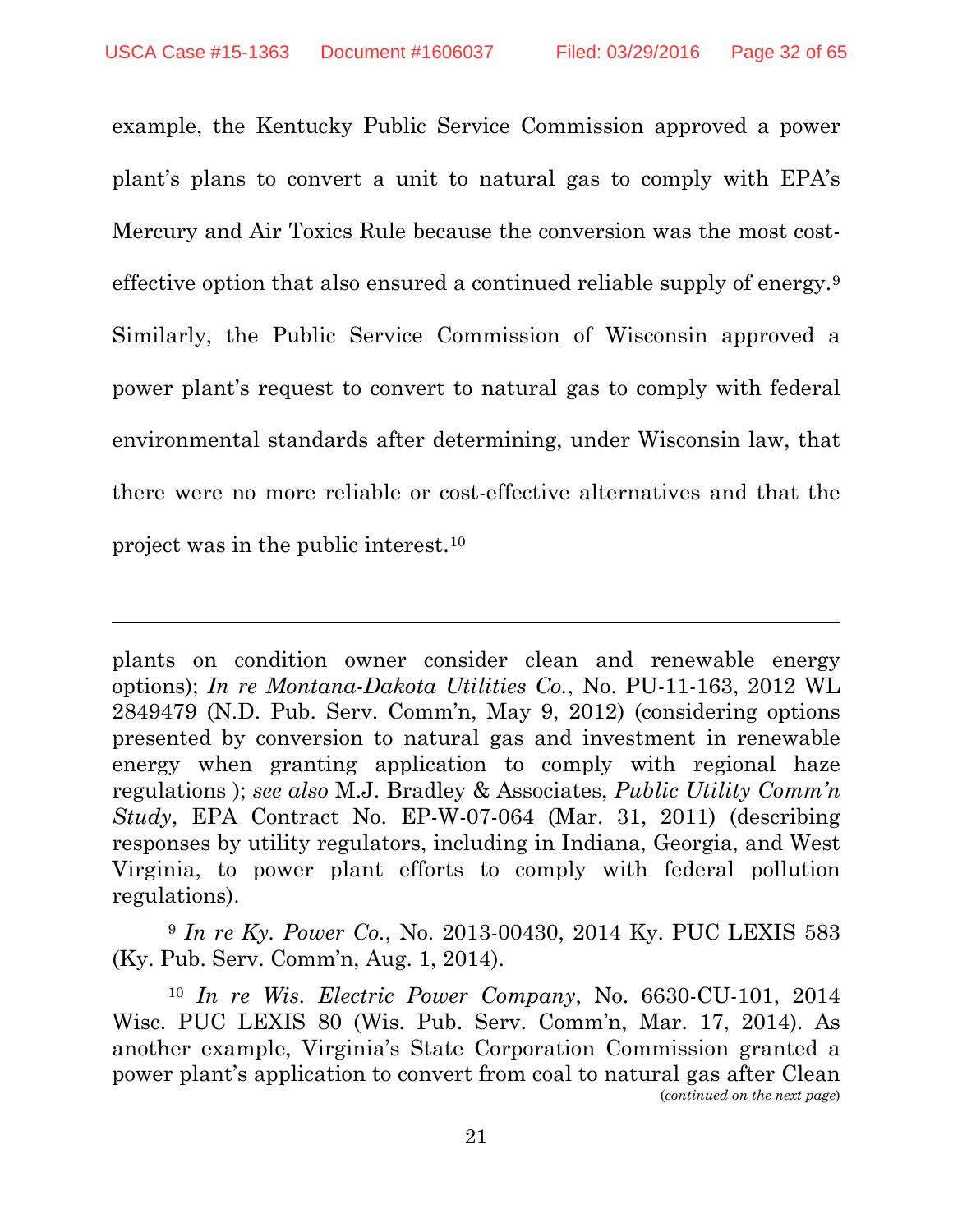example, the Kentucky Public Service Commission approved a power plant's plans to convert a unit to natural gas to comply with EPA's Mercury and Air Toxics Rule because the conversion was the most cost-effective option that also ensured a continued reliable supply of energy.[9] Similarly, the Public Service Commission of Wisconsin approved a power plant's request to convert to natural gas to comply with federal environmental standards after determining, under Wisconsin law, that there were no more reliable or cost-effective alternatives and that the project was in the public interest.[10]

---

plants on condition owner consider clean and renewable energy options); *In re Montana-Dakota Utilities Co.*, No. PU-11-163, 2012 WL 2849479 (N.D. Pub. Serv. Comm'n, May 9, 2012) (considering options presented by conversion to natural gas and investment in renewable energy when granting application to comply with regional haze regulations ); *see also* M.J. Bradley & Associates, *Public Utility Comm'n Study*, EPA Contract No. EP-W-07-064 (Mar. 31, 2011) (describing responses by utility regulators, including in Indiana, Georgia, and West Virginia, to power plant efforts to comply with federal pollution regulations).

[9] *In re Ky. Power Co.*, No. 2013-00430, 2014 Ky. PUC LEXIS 583 (Ky. Pub. Serv. Comm'n, Aug. 1, 2014).

[10] *In re Wis. Electric Power Company*, No. 6630-CU-101, 2014 Wisc. PUC LEXIS 80 (Wis. Pub. Serv. Comm'n, Mar. 17, 2014). As another example, Virginia's State Corporation Commission granted a power plant's application to convert from coal to natural gas after Clean

(*continued on the next page*)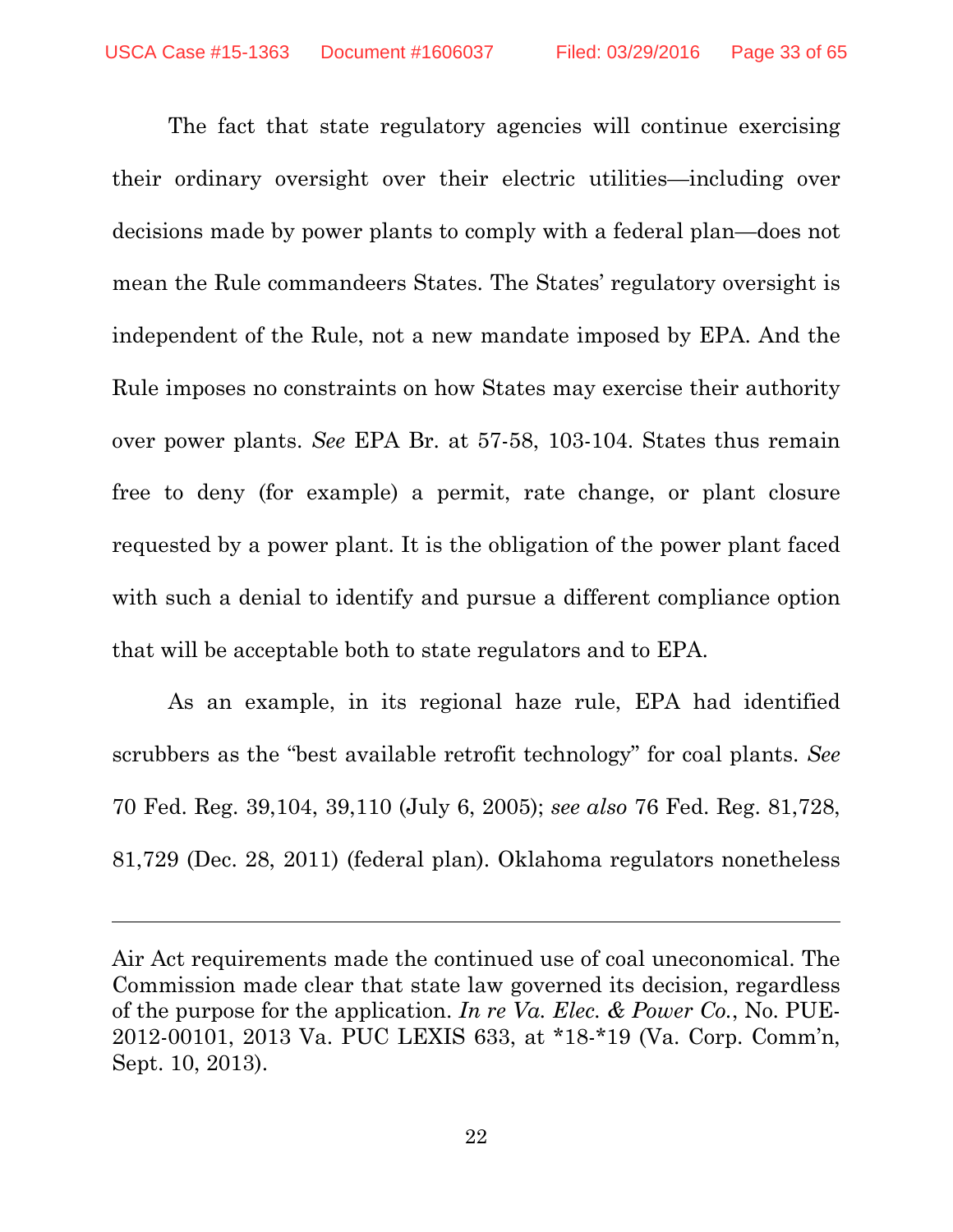The fact that state regulatory agencies will continue exercising their ordinary oversight over their electric utilities—including over decisions made by power plants to comply with a federal plan—does not mean the Rule commandeers States. The States' regulatory oversight is independent of the Rule, not a new mandate imposed by EPA. And the Rule imposes no constraints on how States may exercise their authority over power plants. *See* EPA Br. at 57-58, 103-104. States thus remain free to deny (for example) a permit, rate change, or plant closure requested by a power plant. It is the obligation of the power plant faced with such a denial to identify and pursue a different compliance option that will be acceptable both to state regulators and to EPA.

As an example, in its regional haze rule, EPA had identified scrubbers as the "best available retrofit technology" for coal plants. *See* 70 Fed. Reg. 39,104, 39,110 (July 6, 2005); *see also* 76 Fed. Reg. 81,728, 81,729 (Dec. 28, 2011) (federal plan). Oklahoma regulators nonetheless

---

Air Act requirements made the continued use of coal uneconomical. The Commission made clear that state law governed its decision, regardless of the purpose for the application. *In re Va. Elec. & Power Co.*, No. PUE-2012-00101, 2013 Va. PUC LEXIS 633, at *18-*19 (Va. Corp. Comm'n, Sept. 10, 2013).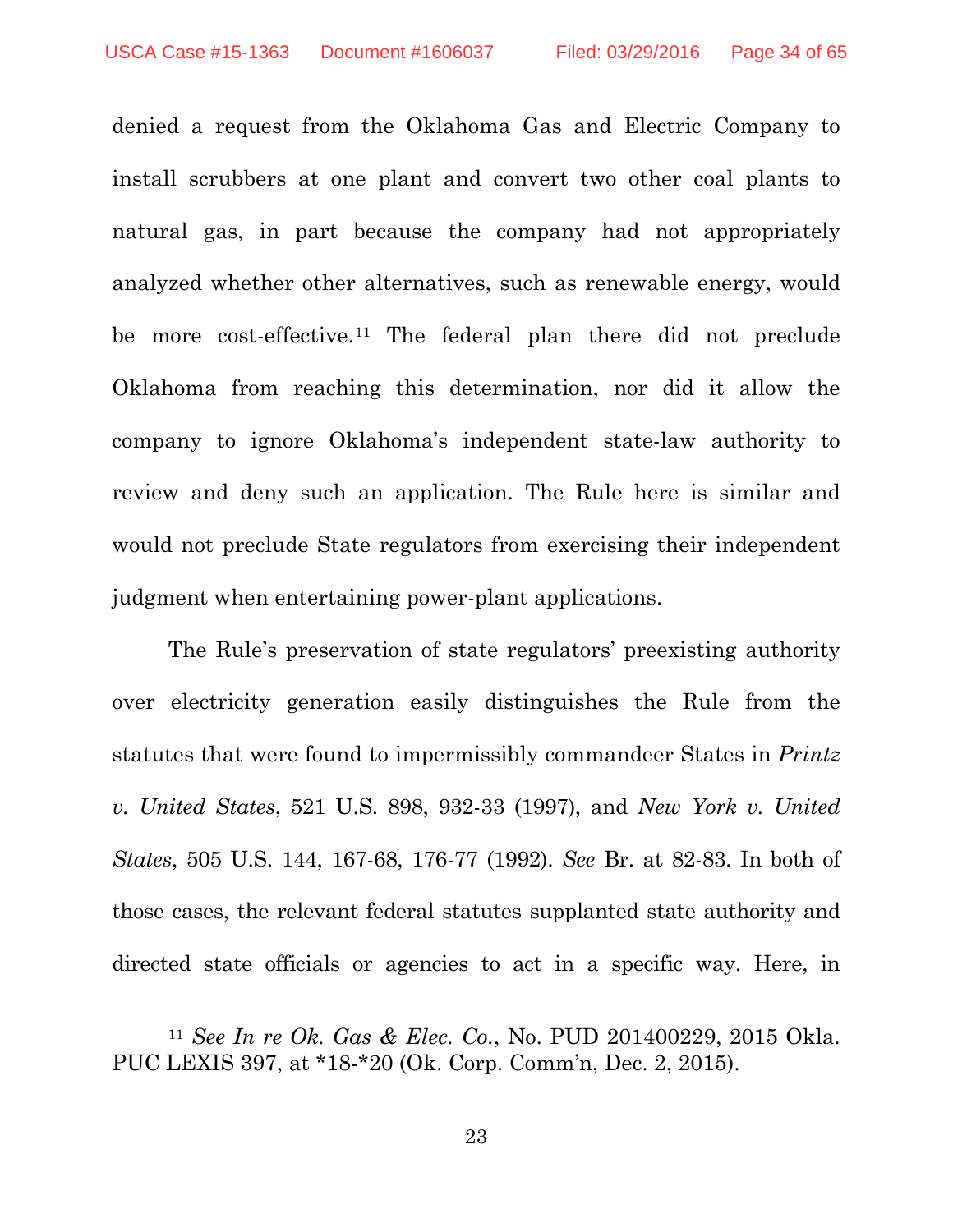denied a request from the Oklahoma Gas and Electric Company to install scrubbers at one plant and convert two other coal plants to natural gas, in part because the company had not appropriately analyzed whether other alternatives, such as renewable energy, would be more cost-effective.[11] The federal plan there did not preclude Oklahoma from reaching this determination, nor did it allow the company to ignore Oklahoma's independent state-law authority to review and deny such an application. The Rule here is similar and would not preclude State regulators from exercising their independent judgment when entertaining power-plant applications.

The Rule's preservation of state regulators' preexisting authority over electricity generation easily distinguishes the Rule from the statutes that were found to impermissibly commandeer States in *Printz v. United States*, 521 U.S. 898, 932-33 (1997), and *New York v. United States*, 505 U.S. 144, 167-68, 176-77 (1992). *See* Br. at 82-83. In both of those cases, the relevant federal statutes supplanted state authority and directed state officials or agencies to act in a specific way. Here, in

---

[11] *See In re Ok. Gas & Elec. Co.*, No. PUD 201400229, 2015 Okla. PUC LEXIS 397, at *18-*20 (Ok. Corp. Comm'n, Dec. 2, 2015).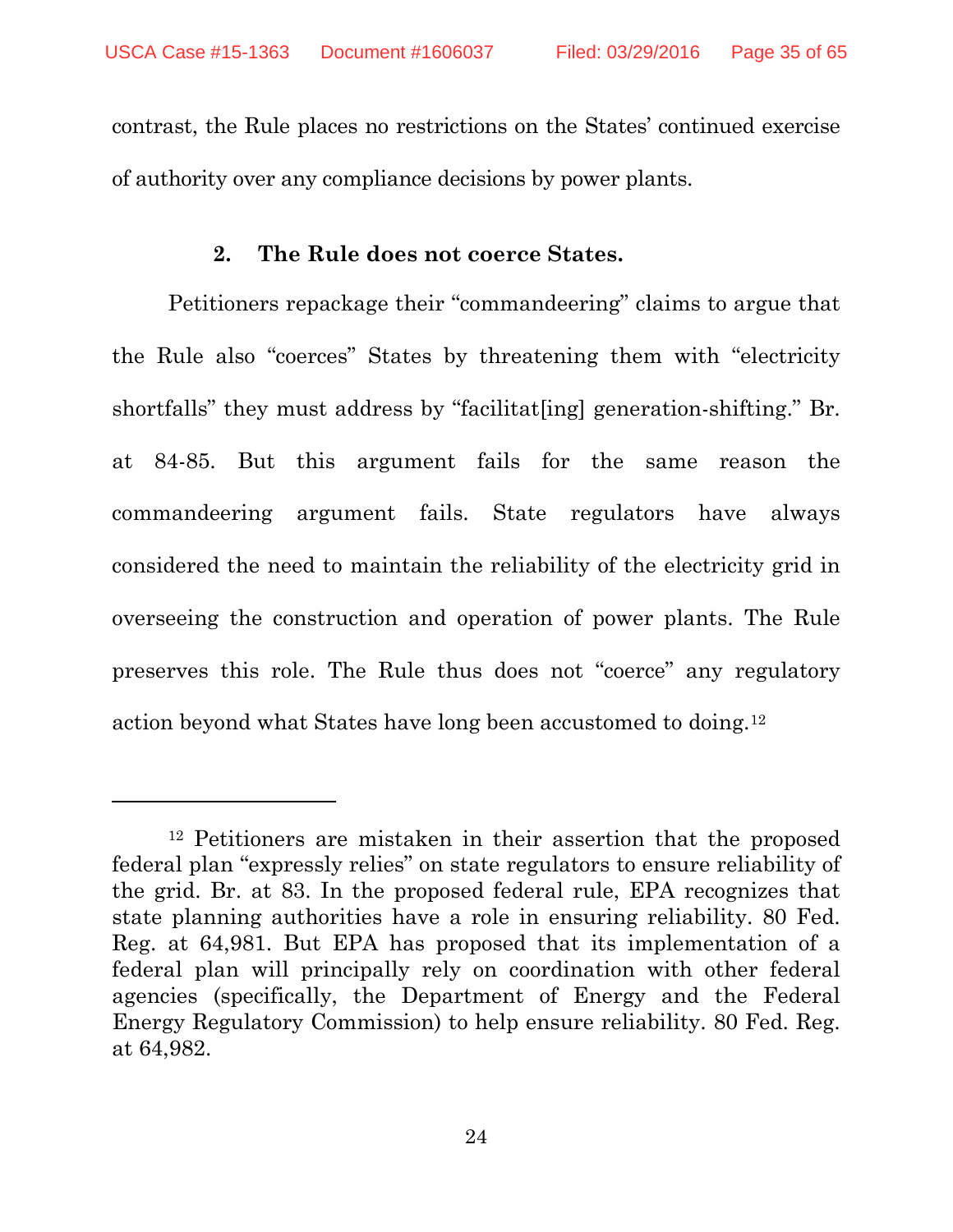contrast, the Rule places no restrictions on the States' continued exercise of authority over any compliance decisions by power plants.

### 2. The Rule does not coerce States.

Petitioners repackage their "commandeering" claims to argue that the Rule also "coerces" States by threatening them with "electricity shortfalls" they must address by "facilitat[ing] generation-shifting." Br. at 84-85. But this argument fails for the same reason the commandeering argument fails. State regulators have always considered the need to maintain the reliability of the electricity grid in overseeing the construction and operation of power plants. The Rule preserves this role. The Rule thus does not "coerce" any regulatory action beyond what States have long been accustomed to doing.[12]

---

[12] Petitioners are mistaken in their assertion that the proposed federal plan "expressly relies" on state regulators to ensure reliability of the grid. Br. at 83. In the proposed federal rule, EPA recognizes that state planning authorities have a role in ensuring reliability. 80 Fed. Reg. at 64,981. But EPA has proposed that its implementation of a federal plan will principally rely on coordination with other federal agencies (specifically, the Department of Energy and the Federal Energy Regulatory Commission) to help ensure reliability. 80 Fed. Reg. at 64,982.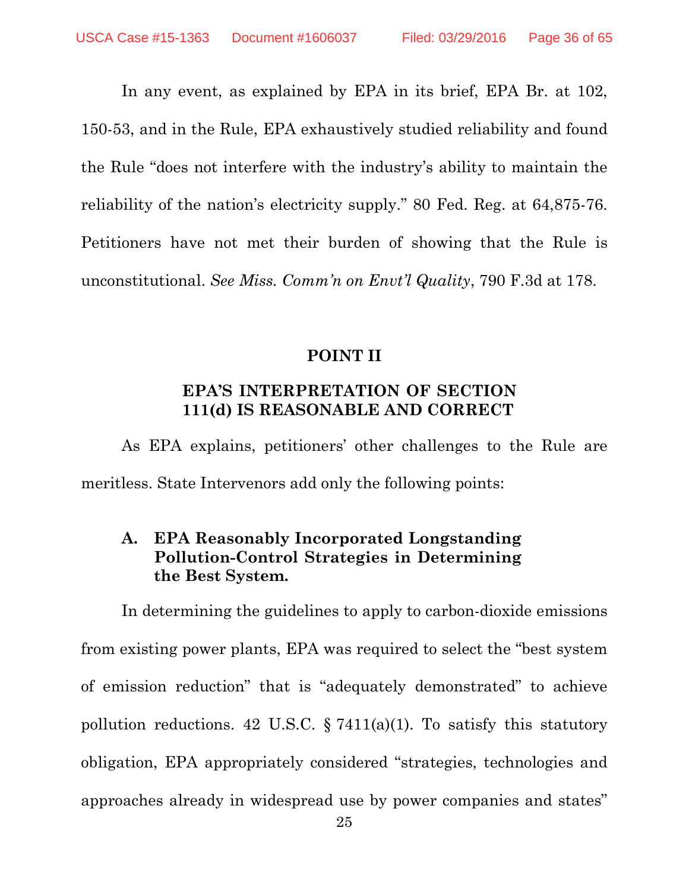In any event, as explained by EPA in its brief, EPA Br. at 102, 150-53, and in the Rule, EPA exhaustively studied reliability and found the Rule "does not interfere with the industry's ability to maintain the reliability of the nation's electricity supply." 80 Fed. Reg. at 64,875-76. Petitioners have not met their burden of showing that the Rule is unconstitutional. *See Miss. Comm'n on Envt'l Quality*, 790 F.3d at 178.

## POINT II

## EPA'S INTERPRETATION OF SECTION 111(d) IS REASONABLE AND CORRECT

As EPA explains, petitioners' other challenges to the Rule are meritless. State Intervenors add only the following points:

### A. EPA Reasonably Incorporated Longstanding Pollution-Control Strategies in Determining the Best System.

In determining the guidelines to apply to carbon-dioxide emissions from existing power plants, EPA was required to select the "best system of emission reduction" that is "adequately demonstrated" to achieve pollution reductions. 42 U.S.C. § 7411(a)(1). To satisfy this statutory obligation, EPA appropriately considered "strategies, technologies and approaches already in widespread use by power companies and states"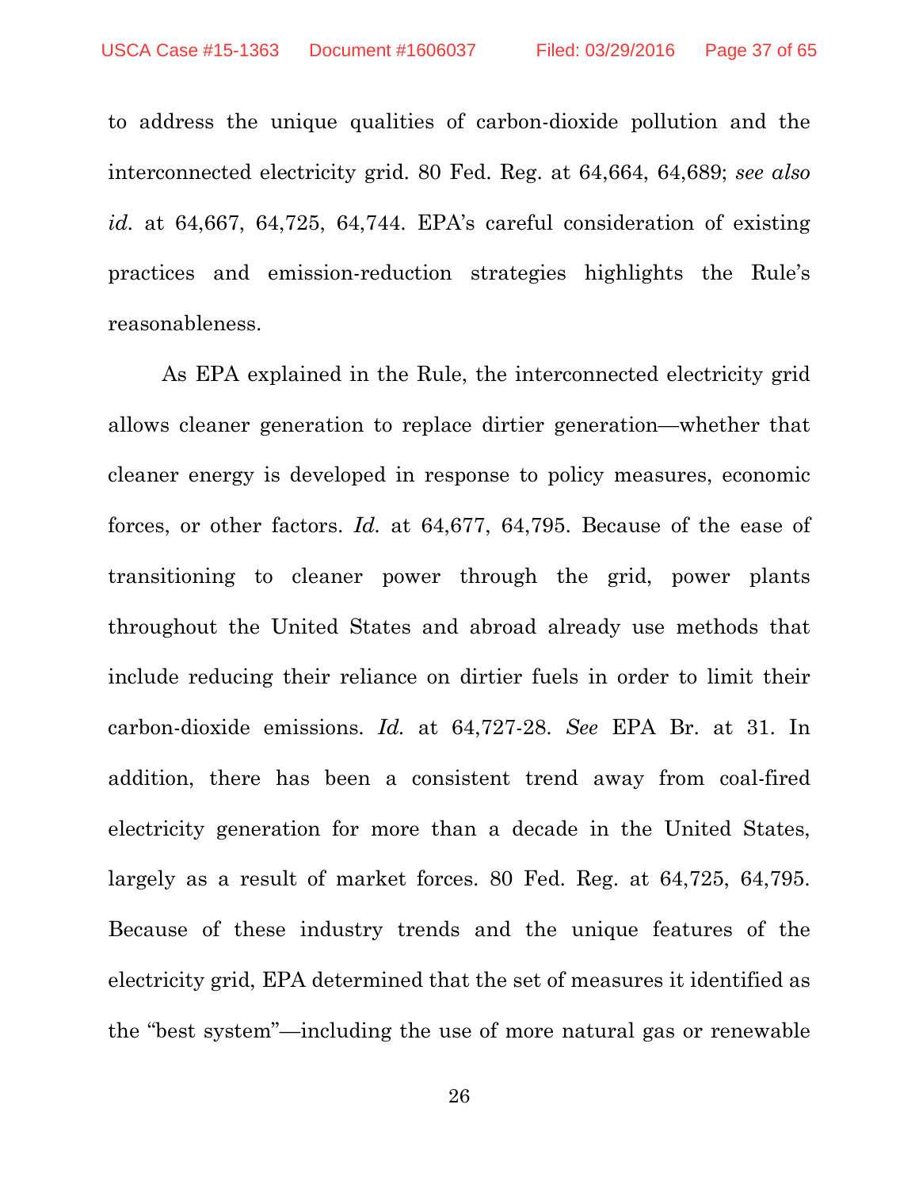to address the unique qualities of carbon-dioxide pollution and the interconnected electricity grid. 80 Fed. Reg. at 64,664, 64,689; *see also id.* at 64,667, 64,725, 64,744. EPA's careful consideration of existing practices and emission-reduction strategies highlights the Rule's reasonableness.

As EPA explained in the Rule, the interconnected electricity grid allows cleaner generation to replace dirtier generation—whether that cleaner energy is developed in response to policy measures, economic forces, or other factors. *Id.* at 64,677, 64,795. Because of the ease of transitioning to cleaner power through the grid, power plants throughout the United States and abroad already use methods that include reducing their reliance on dirtier fuels in order to limit their carbon-dioxide emissions. *Id.* at 64,727-28. *See* EPA Br. at 31. In addition, there has been a consistent trend away from coal-fired electricity generation for more than a decade in the United States, largely as a result of market forces. 80 Fed. Reg. at 64,725, 64,795. Because of these industry trends and the unique features of the electricity grid, EPA determined that the set of measures it identified as the "best system"—including the use of more natural gas or renewable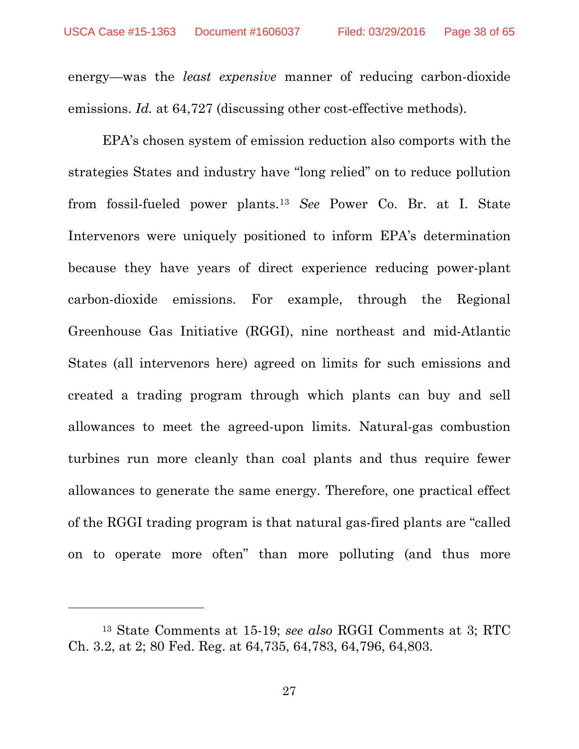energy—was the *least expensive* manner of reducing carbon-dioxide emissions. *Id.* at 64,727 (discussing other cost-effective methods).

EPA's chosen system of emission reduction also comports with the strategies States and industry have "long relied" on to reduce pollution from fossil-fueled power plants.[13] *See* Power Co. Br. at I. State Intervenors were uniquely positioned to inform EPA's determination because they have years of direct experience reducing power-plant carbon-dioxide emissions. For example, through the Regional Greenhouse Gas Initiative (RGGI), nine northeast and mid-Atlantic States (all intervenors here) agreed on limits for such emissions and created a trading program through which plants can buy and sell allowances to meet the agreed-upon limits. Natural-gas combustion turbines run more cleanly than coal plants and thus require fewer allowances to generate the same energy. Therefore, one practical effect of the RGGI trading program is that natural gas-fired plants are "called on to operate more often" than more polluting (and thus more

---

[13] State Comments at 15-19; *see also* RGGI Comments at 3; RTC Ch. 3.2, at 2; 80 Fed. Reg. at 64,735, 64,783, 64,796, 64,803.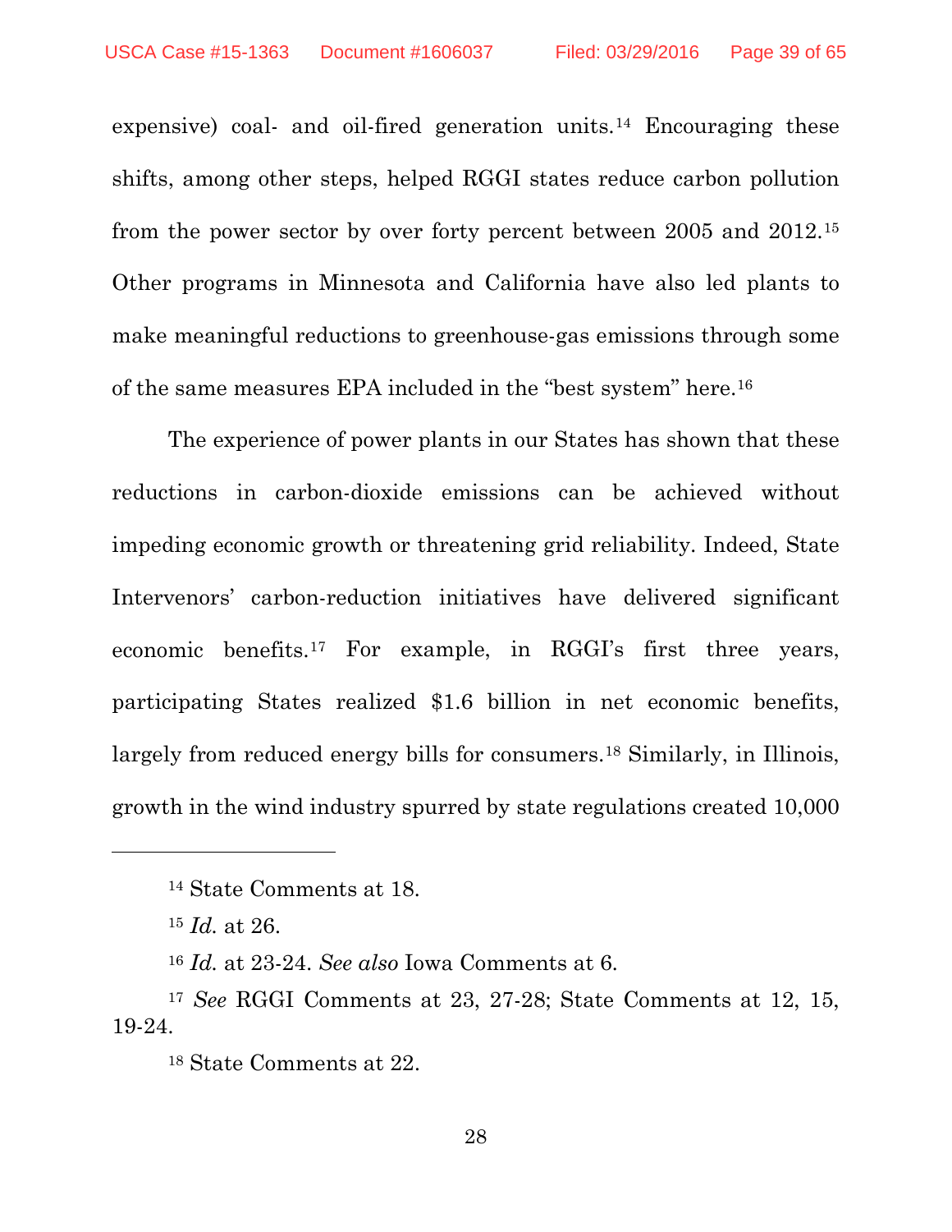expensive) coal- and oil-fired generation units.[14] Encouraging these shifts, among other steps, helped RGGI states reduce carbon pollution from the power sector by over forty percent between 2005 and 2012.[15] Other programs in Minnesota and California have also led plants to make meaningful reductions to greenhouse-gas emissions through some of the same measures EPA included in the "best system" here.[16]

The experience of power plants in our States has shown that these reductions in carbon-dioxide emissions can be achieved without impeding economic growth or threatening grid reliability. Indeed, State Intervenors' carbon-reduction initiatives have delivered significant economic benefits.[17] For example, in RGGI's first three years, participating States realized $1.6 billion in net economic benefits, largely from reduced energy bills for consumers.[18] Similarly, in Illinois, growth in the wind industry spurred by state regulations created 10,000

---

[14] State Comments at 18.

[15] *Id.* at 26.

[16] *Id.* at 23-24. *See also* Iowa Comments at 6.

[17] *See* RGGI Comments at 23, 27-28; State Comments at 12, 15, 19-24.

[18] State Comments at 22.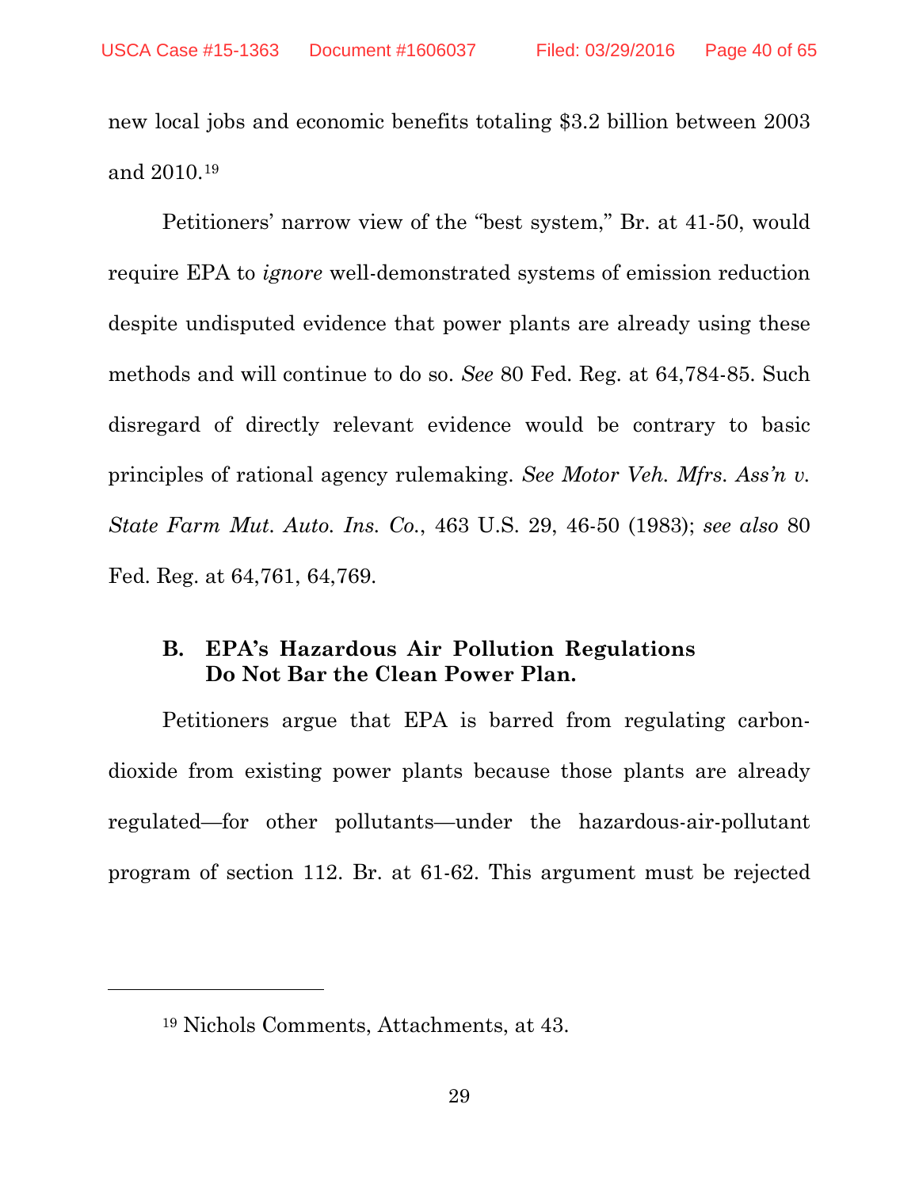new local jobs and economic benefits totaling $3.2 billion between 2003 and 2010.[19]

Petitioners' narrow view of the "best system," Br. at 41-50, would require EPA to *ignore* well-demonstrated systems of emission reduction despite undisputed evidence that power plants are already using these methods and will continue to do so. *See* 80 Fed. Reg. at 64,784-85. Such disregard of directly relevant evidence would be contrary to basic principles of rational agency rulemaking. *See Motor Veh. Mfrs. Ass'n v. State Farm Mut. Auto. Ins. Co.*, 463 U.S. 29, 46-50 (1983); *see also* 80 Fed. Reg. at 64,761, 64,769.

### B. EPA's Hazardous Air Pollution Regulations Do Not Bar the Clean Power Plan.

Petitioners argue that EPA is barred from regulating carbon-dioxide from existing power plants because those plants are already regulated—for other pollutants—under the hazardous-air-pollutant program of section 112. Br. at 61-62. This argument must be rejected

---

[19] Nichols Comments, Attachments, at 43.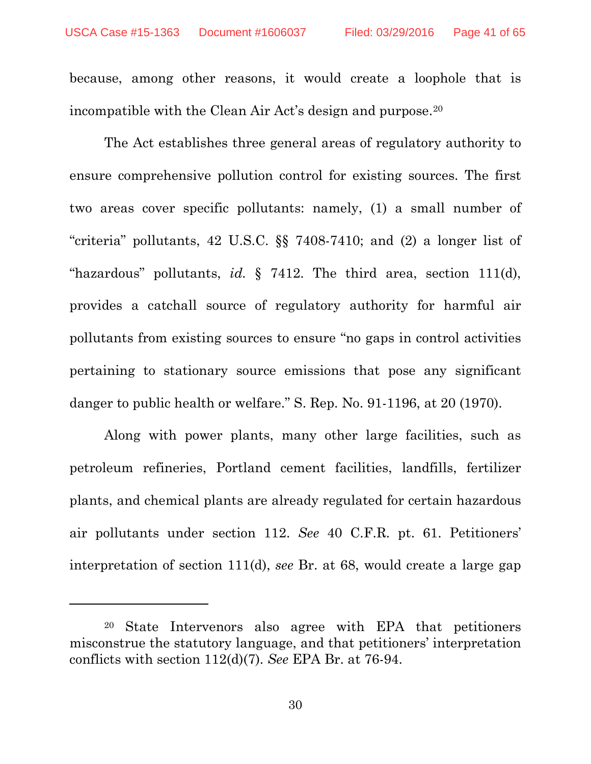because, among other reasons, it would create a loophole that is incompatible with the Clean Air Act's design and purpose.[20]

The Act establishes three general areas of regulatory authority to ensure comprehensive pollution control for existing sources. The first two areas cover specific pollutants: namely, (1) a small number of "criteria" pollutants, 42 U.S.C. §§ 7408-7410; and (2) a longer list of "hazardous" pollutants, *id.* § 7412. The third area, section 111(d), provides a catchall source of regulatory authority for harmful air pollutants from existing sources to ensure "no gaps in control activities pertaining to stationary source emissions that pose any significant danger to public health or welfare." S. Rep. No. 91-1196, at 20 (1970).

Along with power plants, many other large facilities, such as petroleum refineries, Portland cement facilities, landfills, fertilizer plants, and chemical plants are already regulated for certain hazardous air pollutants under section 112. *See* 40 C.F.R. pt. 61. Petitioners' interpretation of section 111(d), *see* Br. at 68, would create a large gap

[20] State Intervenors also agree with EPA that petitioners misconstrue the statutory language, and that petitioners' interpretation conflicts with section 112(d)(7). *See* EPA Br. at 76-94.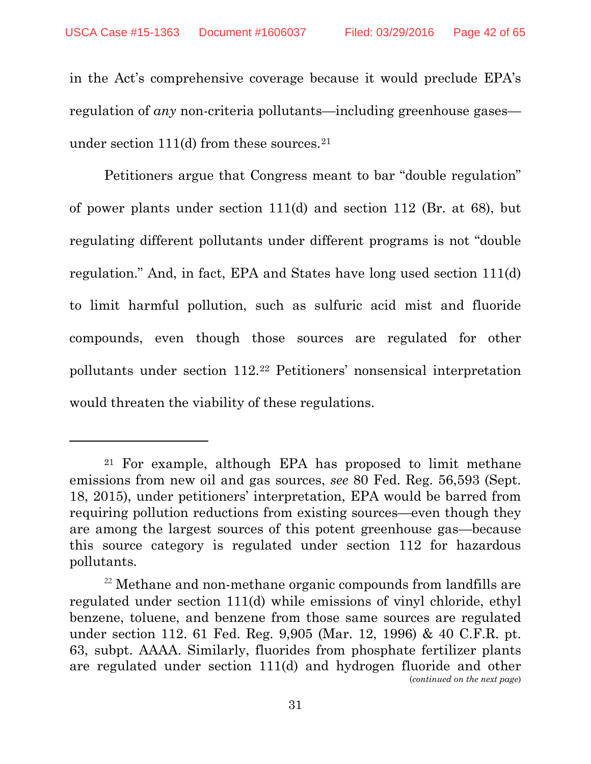in the Act's comprehensive coverage because it would preclude EPA's regulation of *any* non-criteria pollutants—including greenhouse gases—under section 111(d) from these sources.[21]

Petitioners argue that Congress meant to bar "double regulation" of power plants under section 111(d) and section 112 (Br. at 68), but regulating different pollutants under different programs is not "double regulation." And, in fact, EPA and States have long used section 111(d) to limit harmful pollution, such as sulfuric acid mist and fluoride compounds, even though those sources are regulated for other pollutants under section 112.[22] Petitioners' nonsensical interpretation would threaten the viability of these regulations.

---

[21] For example, although EPA has proposed to limit methane emissions from new oil and gas sources, *see* 80 Fed. Reg. 56,593 (Sept. 18, 2015), under petitioners' interpretation, EPA would be barred from requiring pollution reductions from existing sources—even though they are among the largest sources of this potent greenhouse gas—because this source category is regulated under section 112 for hazardous pollutants.

[22] Methane and non-methane organic compounds from landfills are regulated under section 111(d) while emissions of vinyl chloride, ethyl benzene, toluene, and benzene from those same sources are regulated under section 112. 61 Fed. Reg. 9,905 (Mar. 12, 1996) & 40 C.F.R. pt. 63, subpt. AAAA. Similarly, fluorides from phosphate fertilizer plants are regulated under section 111(d) and hydrogen fluoride and other

(*continued on the next page*)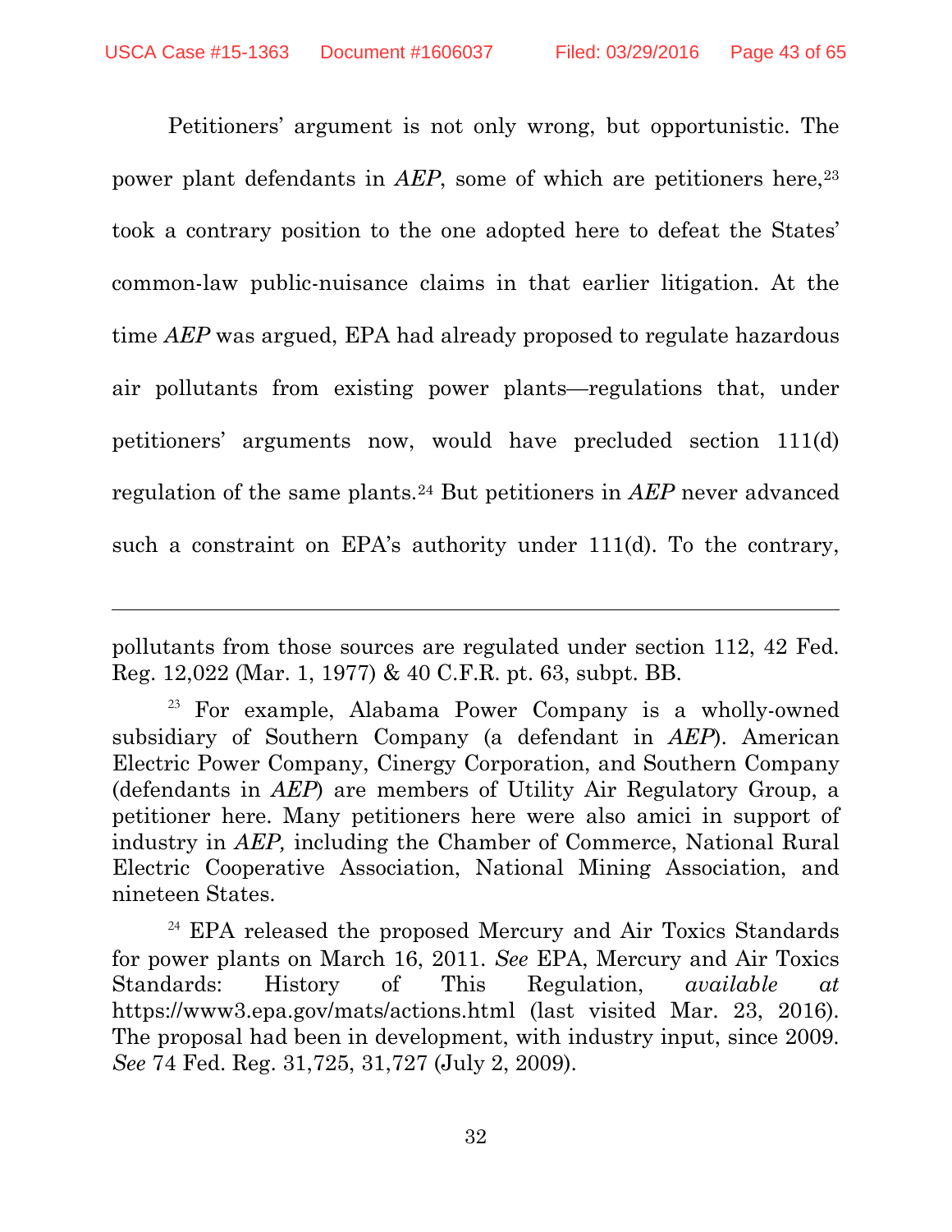Petitioners' argument is not only wrong, but opportunistic. The power plant defendants in *AEP*, some of which are petitioners here,[23] took a contrary position to the one adopted here to defeat the States' common-law public-nuisance claims in that earlier litigation. At the time *AEP* was argued, EPA had already proposed to regulate hazardous air pollutants from existing power plants—regulations that, under petitioners' arguments now, would have precluded section 111(d) regulation of the same plants.[24] But petitioners in *AEP* never advanced such a constraint on EPA's authority under 111(d). To the contrary,

---

pollutants from those sources are regulated under section 112, 42 Fed. Reg. 12,022 (Mar. 1, 1977) & 40 C.F.R. pt. 63, subpt. BB.

[23] For example, Alabama Power Company is a wholly-owned subsidiary of Southern Company (a defendant in *AEP*). American Electric Power Company, Cinergy Corporation, and Southern Company (defendants in *AEP*) are members of Utility Air Regulatory Group, a petitioner here. Many petitioners here were also amici in support of industry in *AEP,* including the Chamber of Commerce, National Rural Electric Cooperative Association, National Mining Association, and nineteen States.

[24] EPA released the proposed Mercury and Air Toxics Standards for power plants on March 16, 2011. *See* EPA, Mercury and Air Toxics Standards: History of This Regulation, *available at* https://www3.epa.gov/mats/actions.html (last visited Mar. 23, 2016). The proposal had been in development, with industry input, since 2009. *See* 74 Fed. Reg. 31,725, 31,727 (July 2, 2009).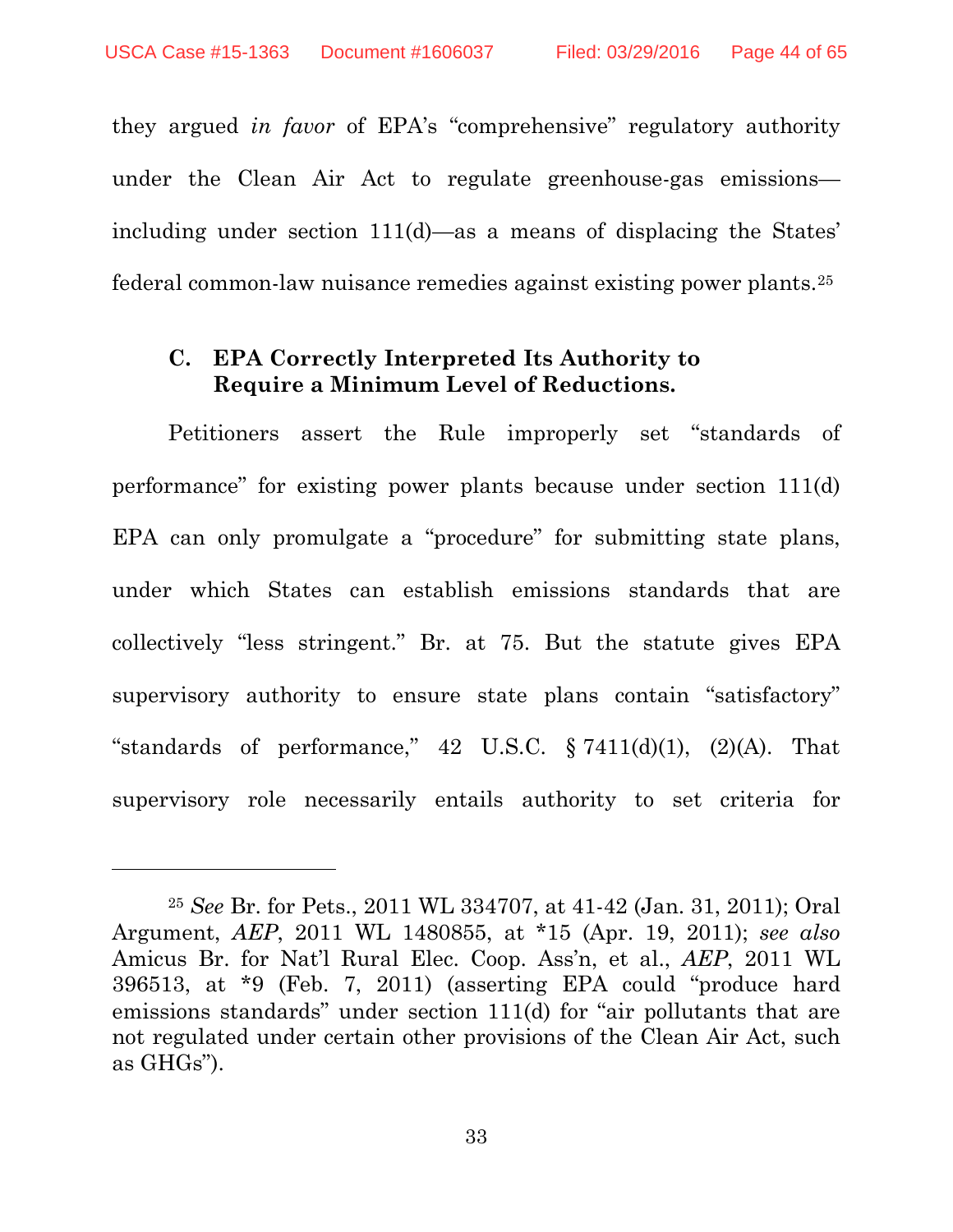they argued *in favor* of EPA's "comprehensive" regulatory authority under the Clean Air Act to regulate greenhouse-gas emissions—including under section 111(d)—as a means of displacing the States' federal common-law nuisance remedies against existing power plants.[25]

### C. EPA Correctly Interpreted Its Authority to Require a Minimum Level of Reductions.

Petitioners assert the Rule improperly set "standards of performance" for existing power plants because under section 111(d) EPA can only promulgate a "procedure" for submitting state plans, under which States can establish emissions standards that are collectively "less stringent." Br. at 75. But the statute gives EPA supervisory authority to ensure state plans contain "satisfactory" "standards of performance," 42 U.S.C. § 7411(d)(1), (2)(A). That supervisory role necessarily entails authority to set criteria for

---

[25] *See* Br. for Pets., 2011 WL 334707, at 41-42 (Jan. 31, 2011); Oral Argument, *AEP*, 2011 WL 1480855, at *15 (Apr. 19, 2011); *see also* Amicus Br. for Nat'l Rural Elec. Coop. Ass'n, et al., *AEP*, 2011 WL 396513, at *9 (Feb. 7, 2011) (asserting EPA could "produce hard emissions standards" under section 111(d) for "air pollutants that are not regulated under certain other provisions of the Clean Air Act, such as GHGs").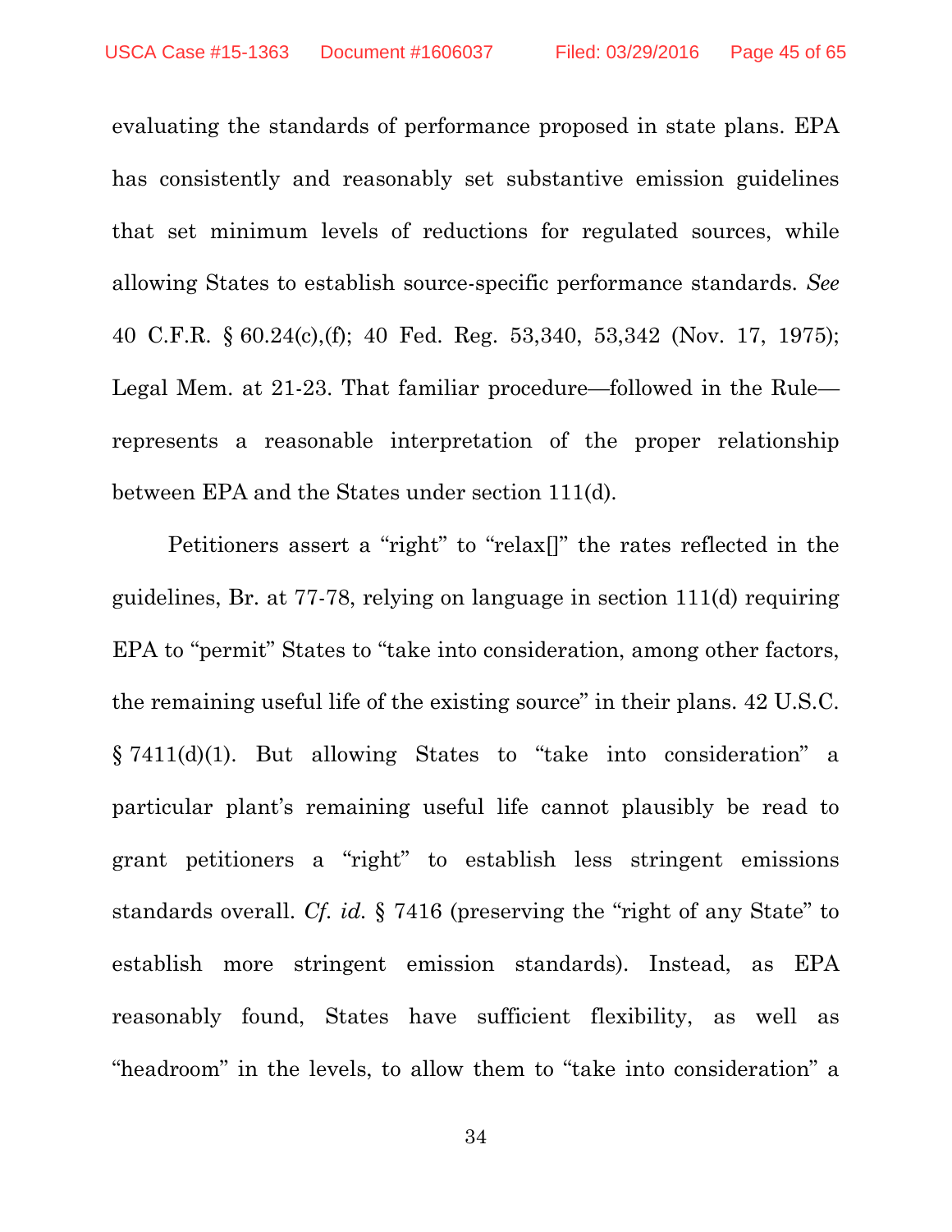evaluating the standards of performance proposed in state plans. EPA has consistently and reasonably set substantive emission guidelines that set minimum levels of reductions for regulated sources, while allowing States to establish source-specific performance standards. *See* 40 C.F.R. § 60.24(c),(f); 40 Fed. Reg. 53,340, 53,342 (Nov. 17, 1975); Legal Mem. at 21-23. That familiar procedure—followed in the Rule—represents a reasonable interpretation of the proper relationship between EPA and the States under section 111(d).

Petitioners assert a "right" to "relax[]" the rates reflected in the guidelines, Br. at 77-78, relying on language in section 111(d) requiring EPA to "permit" States to "take into consideration, among other factors, the remaining useful life of the existing source" in their plans. 42 U.S.C. § 7411(d)(1). But allowing States to "take into consideration" a particular plant's remaining useful life cannot plausibly be read to grant petitioners a "right" to establish less stringent emissions standards overall. *Cf. id.* § 7416 (preserving the "right of any State" to establish more stringent emission standards). Instead, as EPA reasonably found, States have sufficient flexibility, as well as "headroom" in the levels, to allow them to "take into consideration" a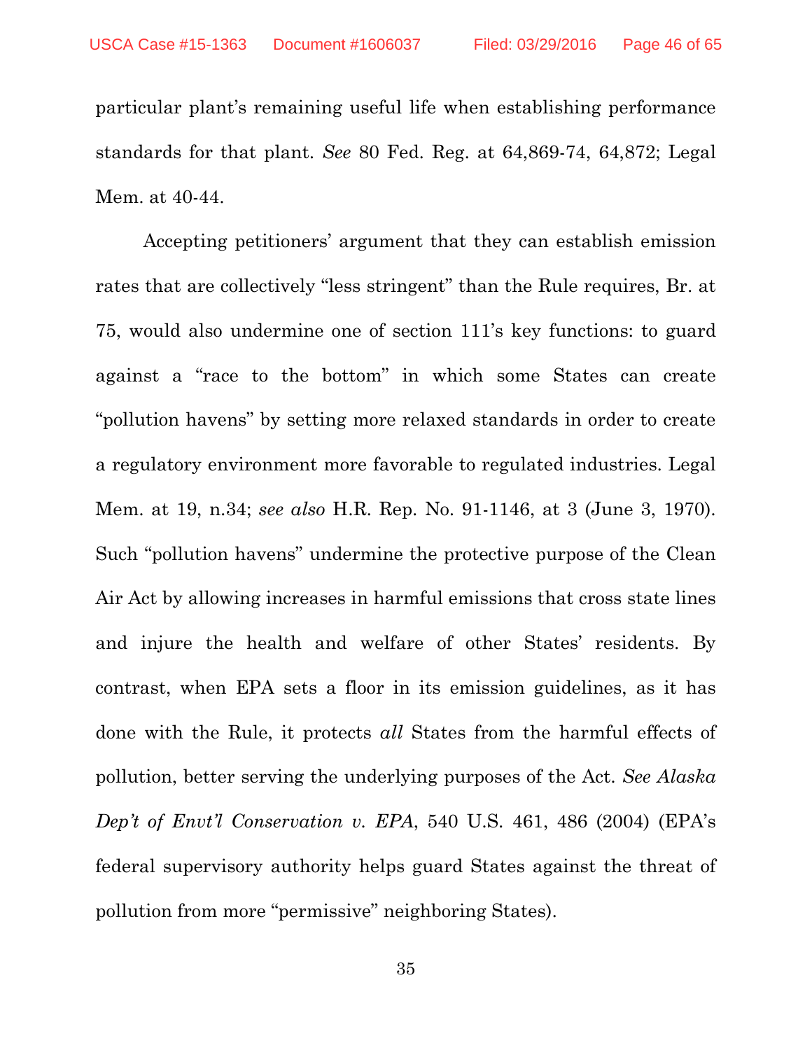particular plant's remaining useful life when establishing performance standards for that plant. *See* 80 Fed. Reg. at 64,869-74, 64,872; Legal Mem. at 40-44.

Accepting petitioners' argument that they can establish emission rates that are collectively "less stringent" than the Rule requires, Br. at 75, would also undermine one of section 111's key functions: to guard against a "race to the bottom" in which some States can create "pollution havens" by setting more relaxed standards in order to create a regulatory environment more favorable to regulated industries. Legal Mem. at 19, n.34; *see also* H.R. Rep. No. 91-1146, at 3 (June 3, 1970). Such "pollution havens" undermine the protective purpose of the Clean Air Act by allowing increases in harmful emissions that cross state lines and injure the health and welfare of other States' residents. By contrast, when EPA sets a floor in its emission guidelines, as it has done with the Rule, it protects *all* States from the harmful effects of pollution, better serving the underlying purposes of the Act. *See Alaska Dep't of Envt'l Conservation v. EPA*, 540 U.S. 461, 486 (2004) (EPA's federal supervisory authority helps guard States against the threat of pollution from more "permissive" neighboring States).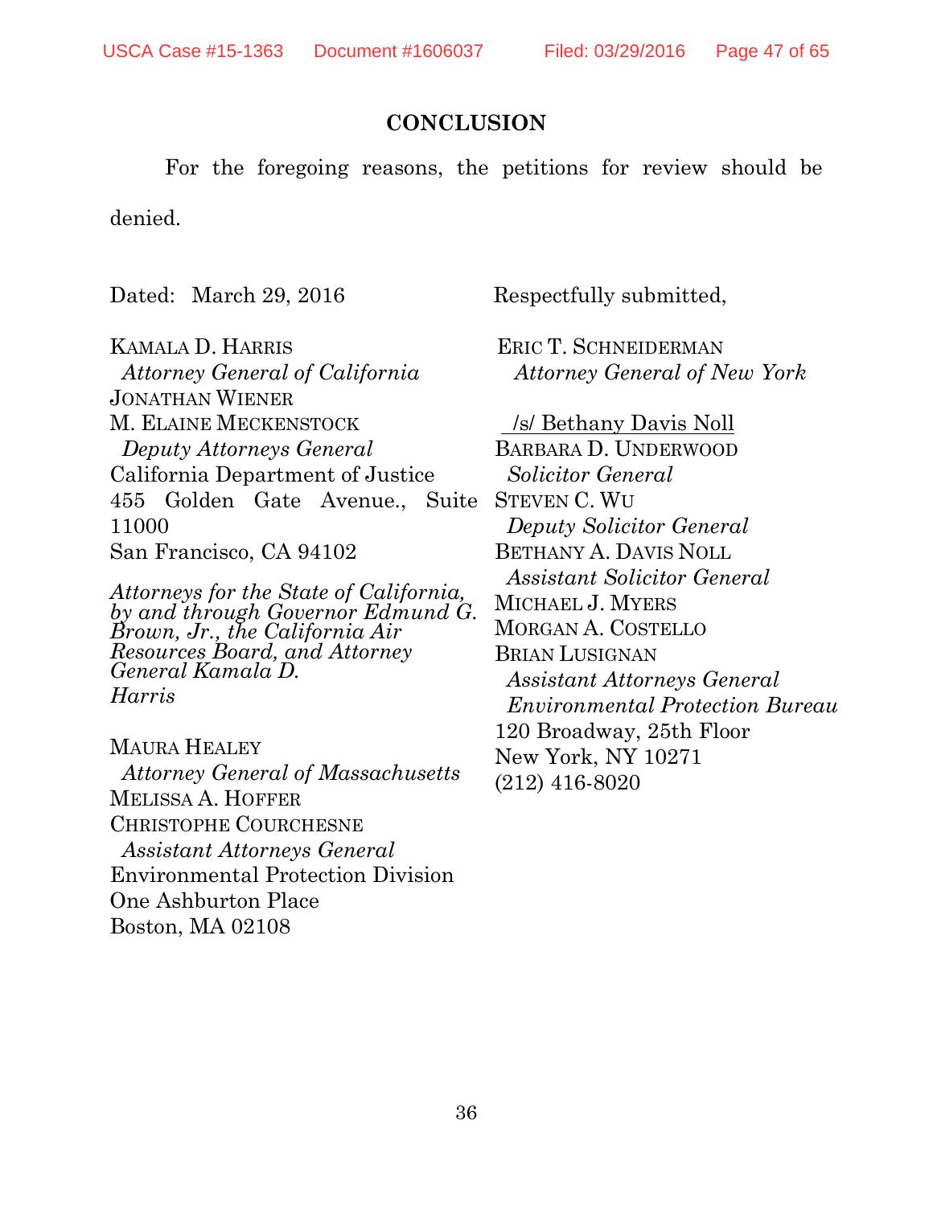## CONCLUSION

For the foregoing reasons, the petitions for review should be denied.

Dated: March 29, 2016

Respectfully submitted,

KAMALA D. HARRIS
*Attorney General of California*
JONATHAN WIENER
M. ELAINE MECKENSTOCK
*Deputy Attorneys General*
California Department of Justice
455 Golden Gate Avenue., Suite 11000
San Francisco, CA 94102

*Attorneys for the State of California, by and through Governor Edmund G. Brown, Jr., the California Air Resources Board, and Attorney General Kamala D. Harris*

MAURA HEALEY
*Attorney General of Massachusetts*
MELISSA A. HOFFER
CHRISTOPHE COURCHESNE
*Assistant Attorneys General*
Environmental Protection Division
One Ashburton Place
Boston, MA 02108

ERIC T. SCHNEIDERMAN
*Attorney General of New York*

/s/ Bethany Davis Noll
BARBARA D. UNDERWOOD
*Solicitor General*
STEVEN C. WU
*Deputy Solicitor General*
BETHANY A. DAVIS NOLL
*Assistant Solicitor General*
MICHAEL J. MYERS
MORGAN A. COSTELLO
BRIAN LUSIGNAN
*Assistant Attorneys General*
*Environmental Protection Bureau*
120 Broadway, 25th Floor
New York, NY 10271
(212) 416-8020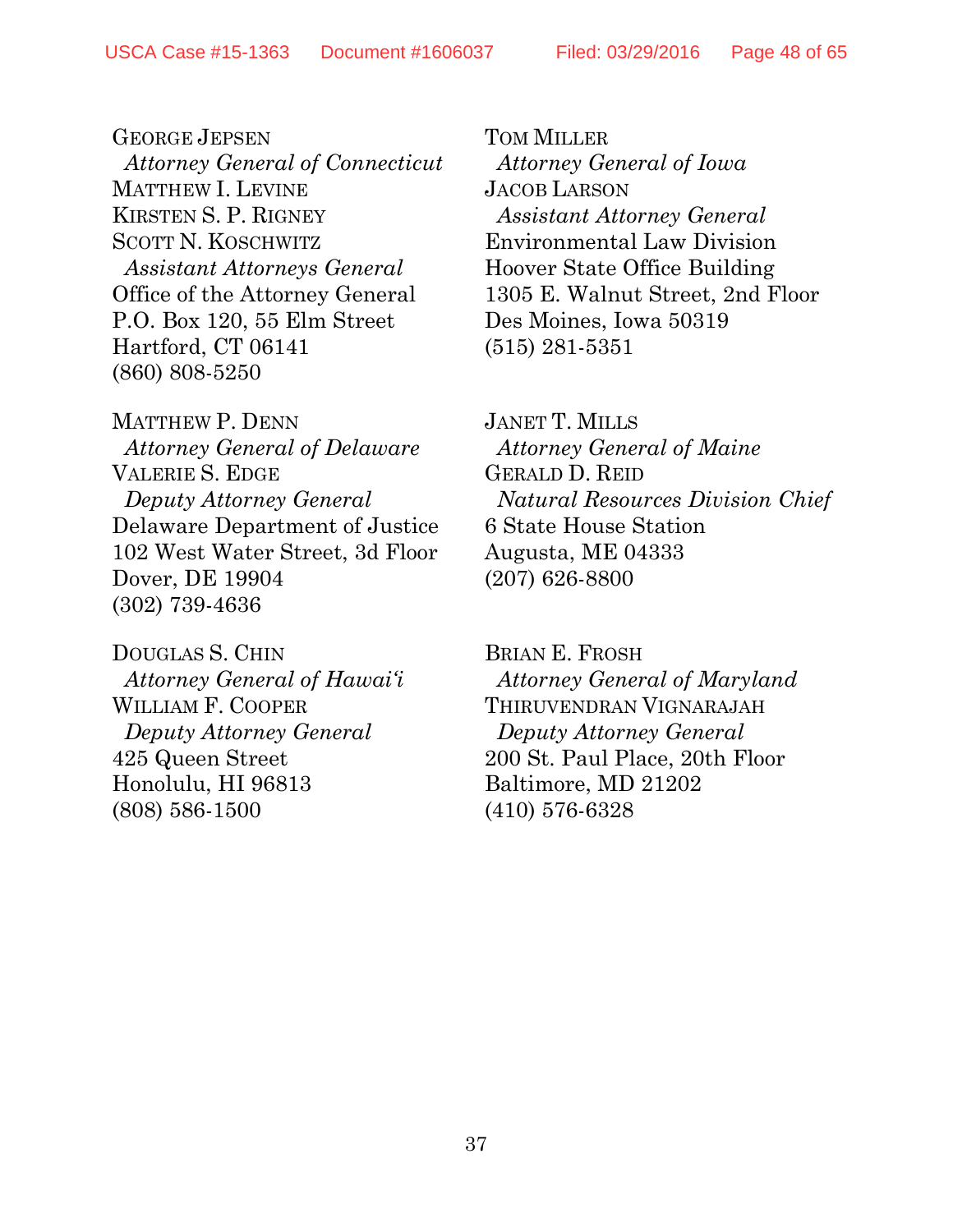GEORGE JEPSEN
*Attorney General of Connecticut*
MATTHEW I. LEVINE
KIRSTEN S. P. RIGNEY
SCOTT N. KOSCHWITZ
*Assistant Attorneys General*
Office of the Attorney General
P.O. Box 120, 55 Elm Street
Hartford, CT 06141
(860) 808-5250

MATTHEW P. DENN
*Attorney General of Delaware*
VALERIE S. EDGE
*Deputy Attorney General*
Delaware Department of Justice
102 West Water Street, 3d Floor
Dover, DE 19904
(302) 739-4636

DOUGLAS S. CHIN
*Attorney General of Hawai'i*
WILLIAM F. COOPER
*Deputy Attorney General*
425 Queen Street
Honolulu, HI 96813
(808) 586-1500

TOM MILLER
*Attorney General of Iowa*
JACOB LARSON
*Assistant Attorney General*
Environmental Law Division
Hoover State Office Building
1305 E. Walnut Street, 2nd Floor
Des Moines, Iowa 50319
(515) 281-5351

JANET T. MILLS
*Attorney General of Maine*
GERALD D. REID
*Natural Resources Division Chief*
6 State House Station
Augusta, ME 04333
(207) 626-8800

BRIAN E. FROSH
*Attorney General of Maryland*
THIRUVENDRAN VIGNARAJAH
*Deputy Attorney General*
200 St. Paul Place, 20th Floor
Baltimore, MD 21202
(410) 576-6328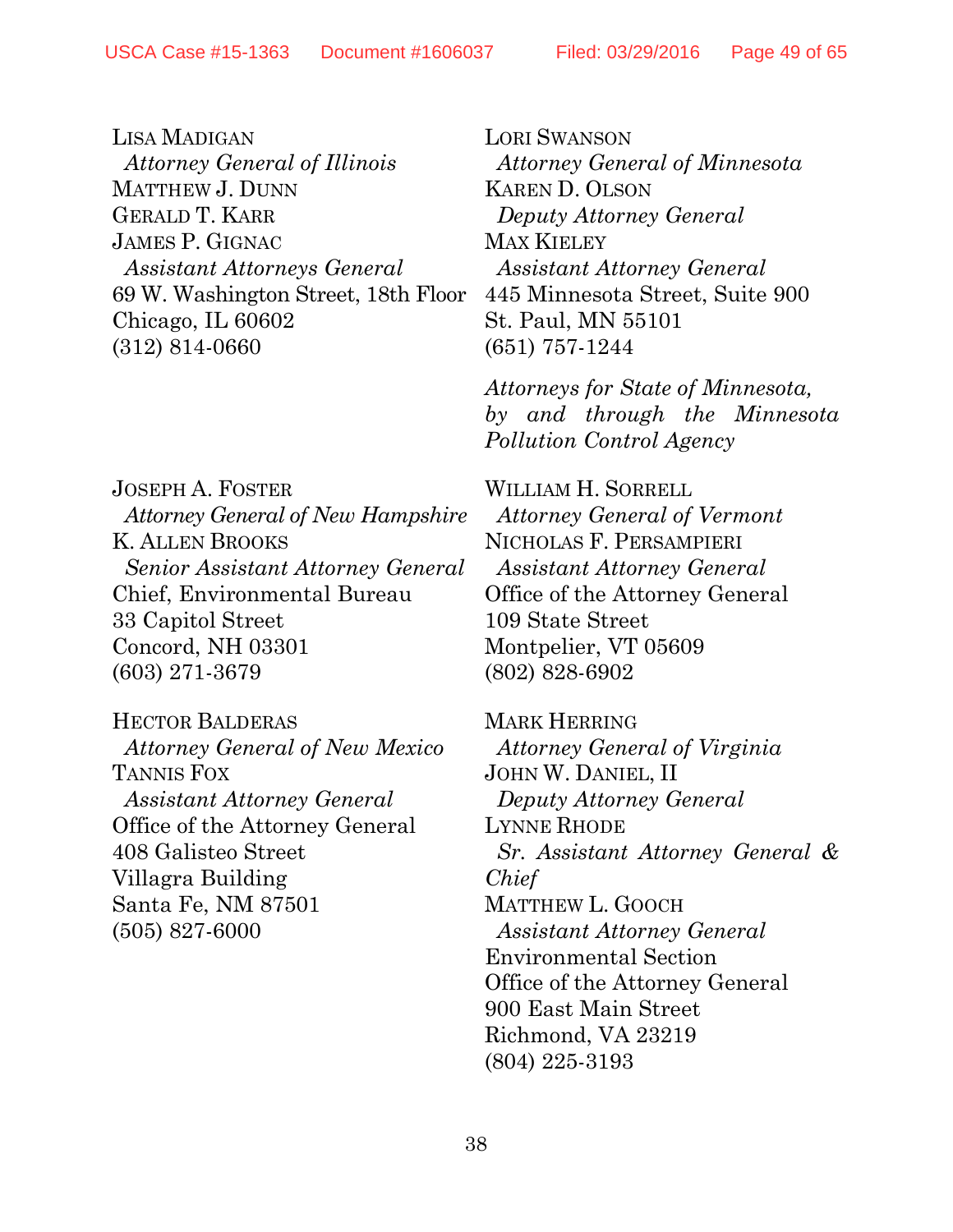LISA MADIGAN
*Attorney General of Illinois*
MATTHEW J. DUNN
GERALD T. KARR
JAMES P. GIGNAC
*Assistant Attorneys General*
69 W. Washington Street, 18th Floor
Chicago, IL 60602
(312) 814-0660

LORI SWANSON
*Attorney General of Minnesota*
KAREN D. OLSON
*Deputy Attorney General*
MAX KIELEY
*Assistant Attorney General*
445 Minnesota Street, Suite 900
St. Paul, MN 55101
(651) 757-1244

*Attorneys for State of Minnesota, by and through the Minnesota Pollution Control Agency*

JOSEPH A. FOSTER
*Attorney General of New Hampshire*
K. ALLEN BROOKS
*Senior Assistant Attorney General*
Chief, Environmental Bureau
33 Capitol Street
Concord, NH 03301
(603) 271-3679

WILLIAM H. SORRELL
*Attorney General of Vermont*
NICHOLAS F. PERSAMPIERI
*Assistant Attorney General*
Office of the Attorney General
109 State Street
Montpelier, VT 05609
(802) 828-6902

HECTOR BALDERAS
*Attorney General of New Mexico*
TANNIS FOX
*Assistant Attorney General*
Office of the Attorney General
408 Galisteo Street
Villagra Building
Santa Fe, NM 87501
(505) 827-6000

MARK HERRING
*Attorney General of Virginia*
JOHN W. DANIEL, II
*Deputy Attorney General*
LYNNE RHODE
*Sr. Assistant Attorney General & Chief*
MATTHEW L. GOOCH
*Assistant Attorney General*
Environmental Section
Office of the Attorney General
900 East Main Street
Richmond, VA 23219
(804) 225-3193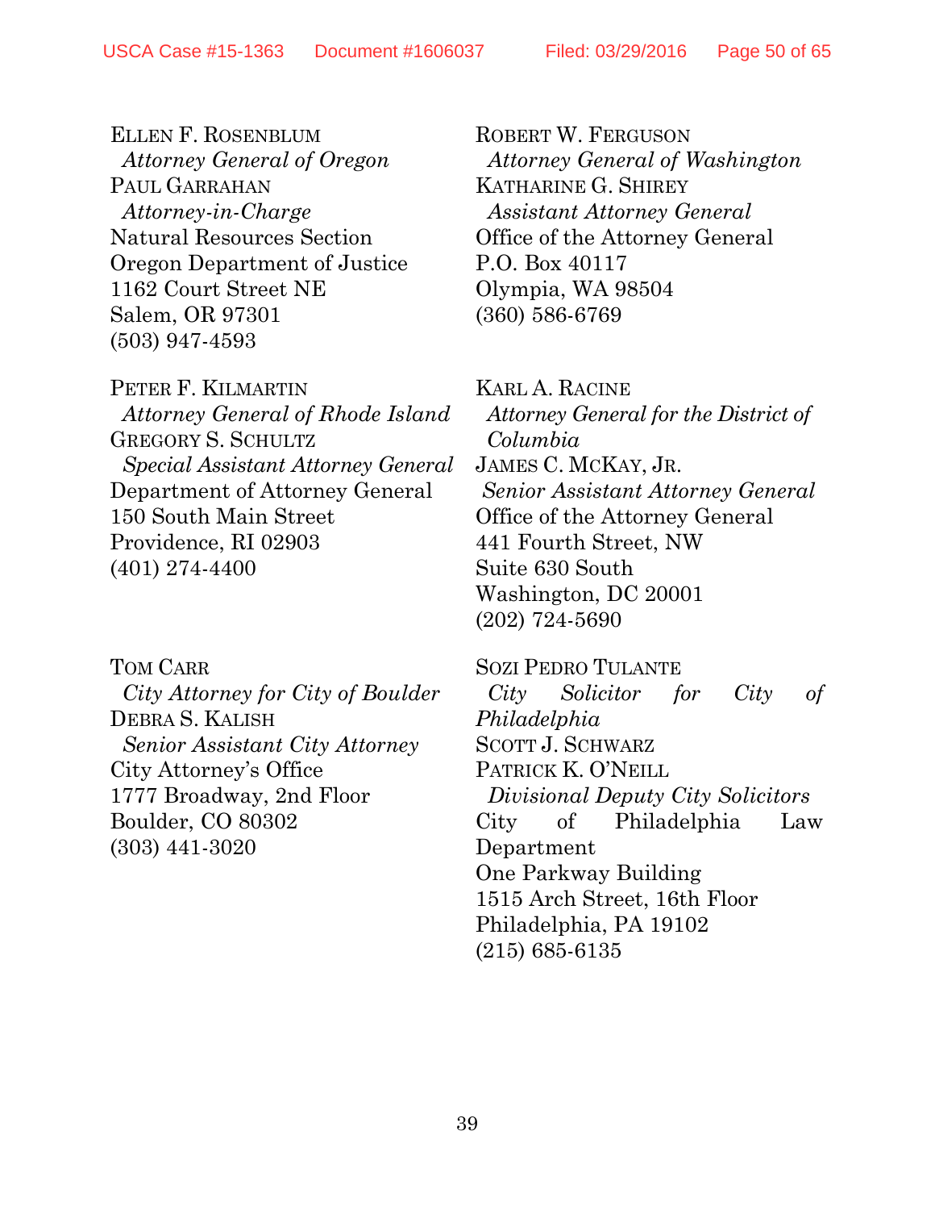ELLEN F. ROSENBLUM
*Attorney General of Oregon*
PAUL GARRAHAN
*Attorney-in-Charge*
Natural Resources Section
Oregon Department of Justice
1162 Court Street NE
Salem, OR 97301
(503) 947-4593

ROBERT W. FERGUSON
*Attorney General of Washington*
KATHARINE G. SHIREY
*Assistant Attorney General*
Office of the Attorney General
P.O. Box 40117
Olympia, WA 98504
(360) 586-6769

PETER F. KILMARTIN
*Attorney General of Rhode Island*
GREGORY S. SCHULTZ
*Special Assistant Attorney General*
Department of Attorney General
150 South Main Street
Providence, RI 02903
(401) 274-4400

KARL A. RACINE
*Attorney General for the District of Columbia*
JAMES C. MCKAY, JR.
*Senior Assistant Attorney General*
Office of the Attorney General
441 Fourth Street, NW
Suite 630 South
Washington, DC 20001
(202) 724-5690

TOM CARR
*City Attorney for City of Boulder*
DEBRA S. KALISH
*Senior Assistant City Attorney*
City Attorney's Office
1777 Broadway, 2nd Floor
Boulder, CO 80302
(303) 441-3020

SOZI PEDRO TULANTE
*City Solicitor for City of Philadelphia*
SCOTT J. SCHWARZ
PATRICK K. O'NEILL
*Divisional Deputy City Solicitors*
City of Philadelphia Law Department
One Parkway Building
1515 Arch Street, 16th Floor
Philadelphia, PA 19102
(215) 685-6135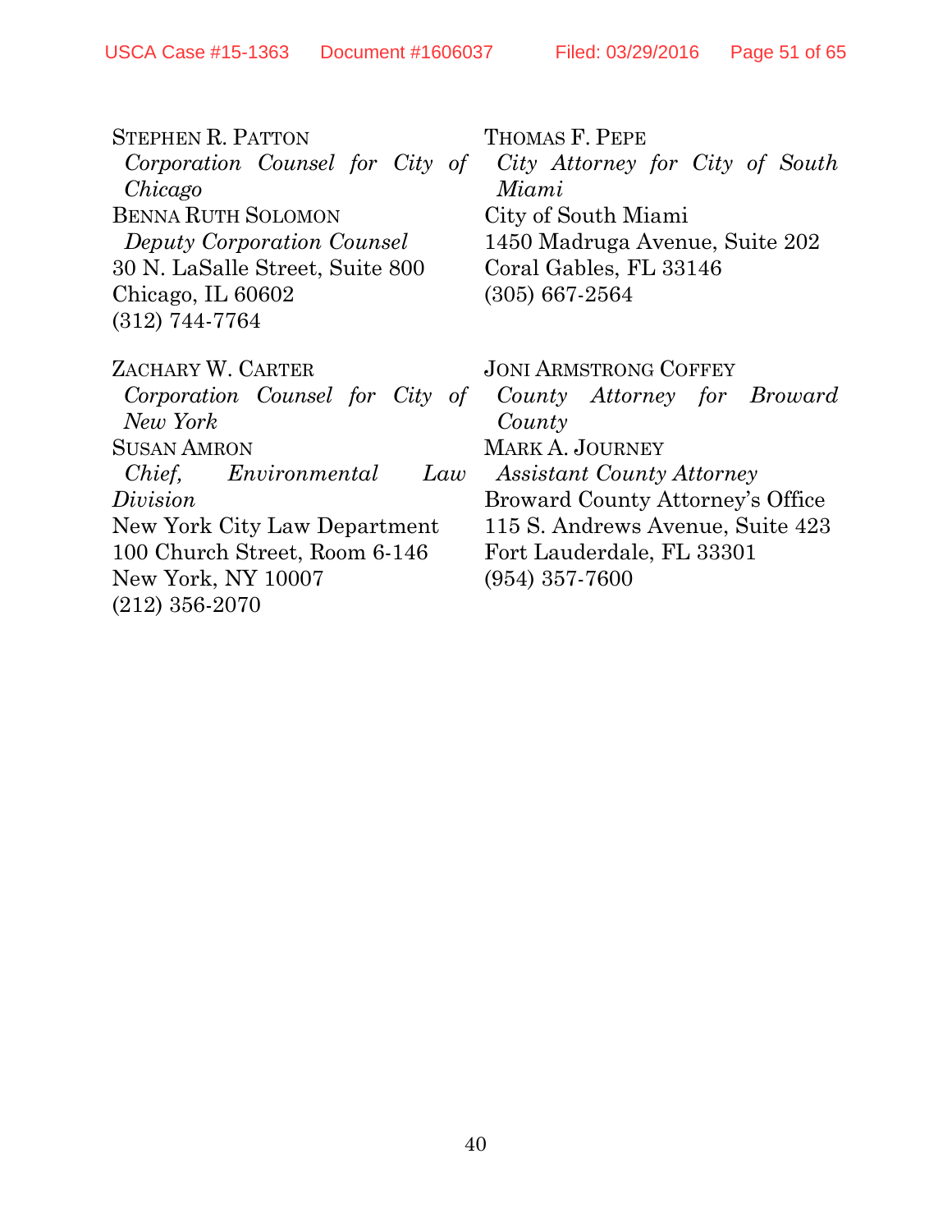STEPHEN R. PATTON
*Corporation Counsel for City of Chicago*
BENNA RUTH SOLOMON
*Deputy Corporation Counsel*
30 N. LaSalle Street, Suite 800
Chicago, IL 60602
(312) 744-7764

THOMAS F. PEPE
*City Attorney for City of South Miami*
City of South Miami
1450 Madruga Avenue, Suite 202
Coral Gables, FL 33146
(305) 667-2564

ZACHARY W. CARTER
*Corporation Counsel for City of New York*
SUSAN AMRON
*Chief, Environmental Law Division*
New York City Law Department
100 Church Street, Room 6-146
New York, NY 10007
(212) 356-2070

JONI ARMSTRONG COFFEY
*County Attorney for Broward County*
MARK A. JOURNEY
*Assistant County Attorney*
Broward County Attorney's Office
115 S. Andrews Avenue, Suite 423
Fort Lauderdale, FL 33301
(954) 357-7600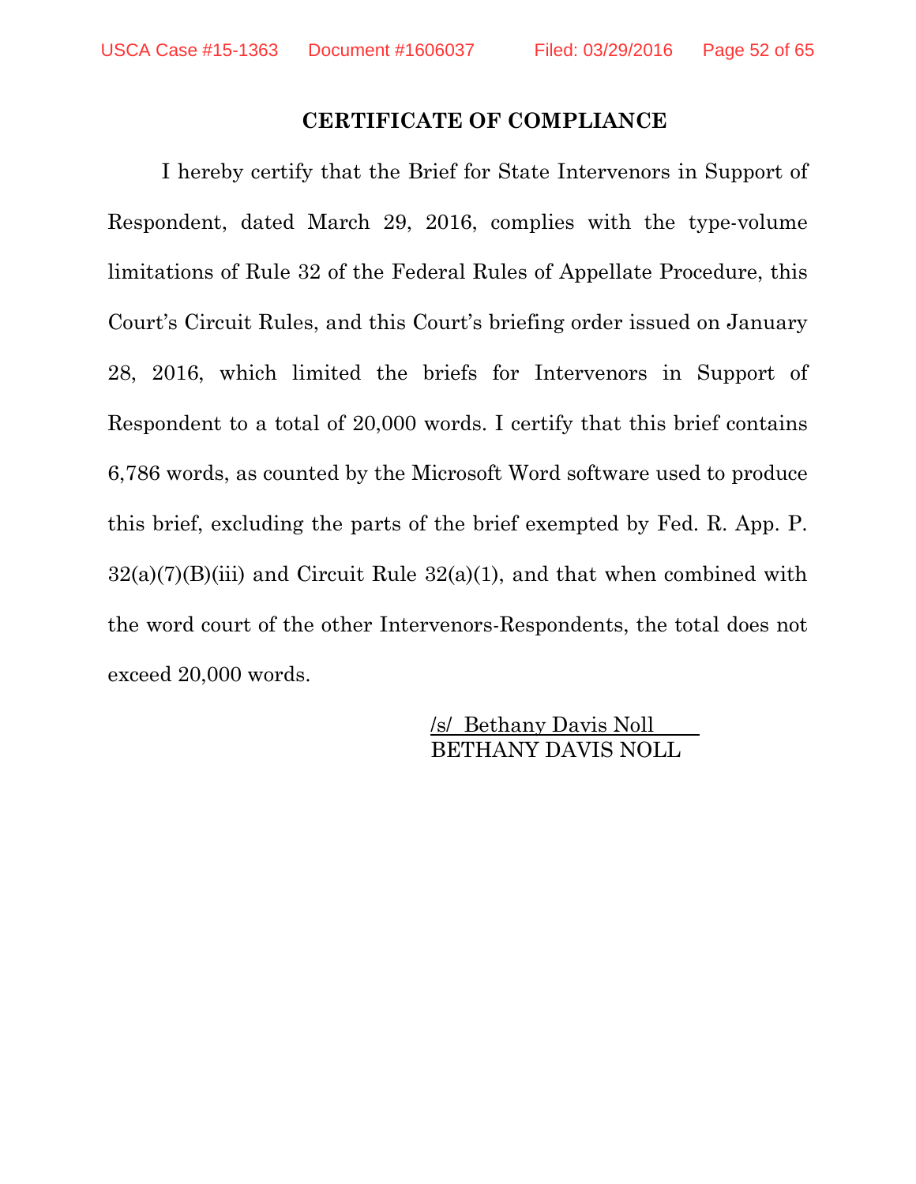## CERTIFICATE OF COMPLIANCE

I hereby certify that the Brief for State Intervenors in Support of Respondent, dated March 29, 2016, complies with the type-volume limitations of Rule 32 of the Federal Rules of Appellate Procedure, this Court's Circuit Rules, and this Court's briefing order issued on January 28, 2016, which limited the briefs for Intervenors in Support of Respondent to a total of 20,000 words. I certify that this brief contains 6,786 words, as counted by the Microsoft Word software used to produce this brief, excluding the parts of the brief exempted by Fed. R. App. P. 32(a)(7)(B)(iii) and Circuit Rule 32(a)(1), and that when combined with the word court of the other Intervenors-Respondents, the total does not exceed 20,000 words.

/s/ Bethany Davis Noll
BETHANY DAVIS NOLL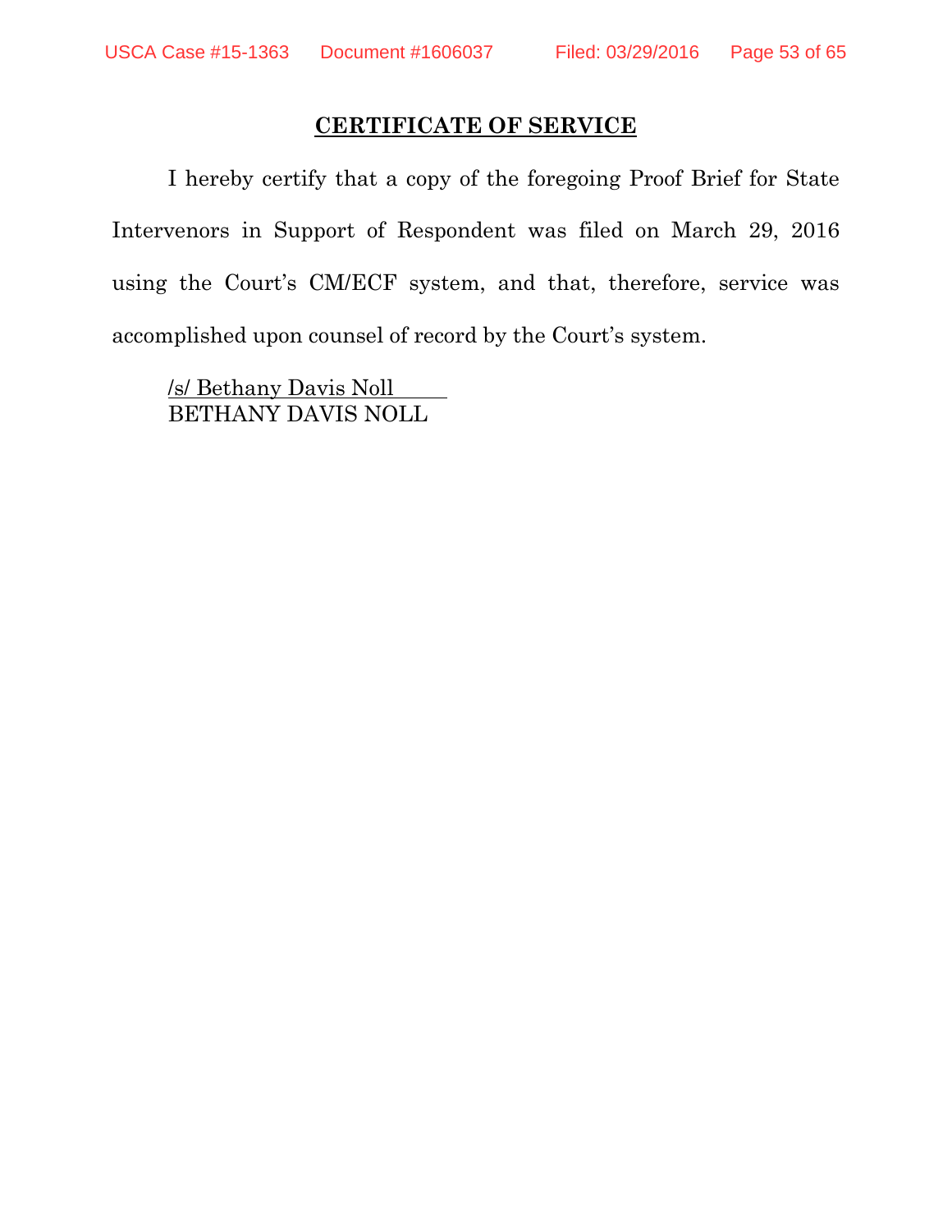# CERTIFICATE OF SERVICE

I hereby certify that a copy of the foregoing Proof Brief for State Intervenors in Support of Respondent was filed on March 29, 2016 using the Court's CM/ECF system, and that, therefore, service was accomplished upon counsel of record by the Court's system.

/s/ Bethany Davis Noll
BETHANY DAVIS NOLL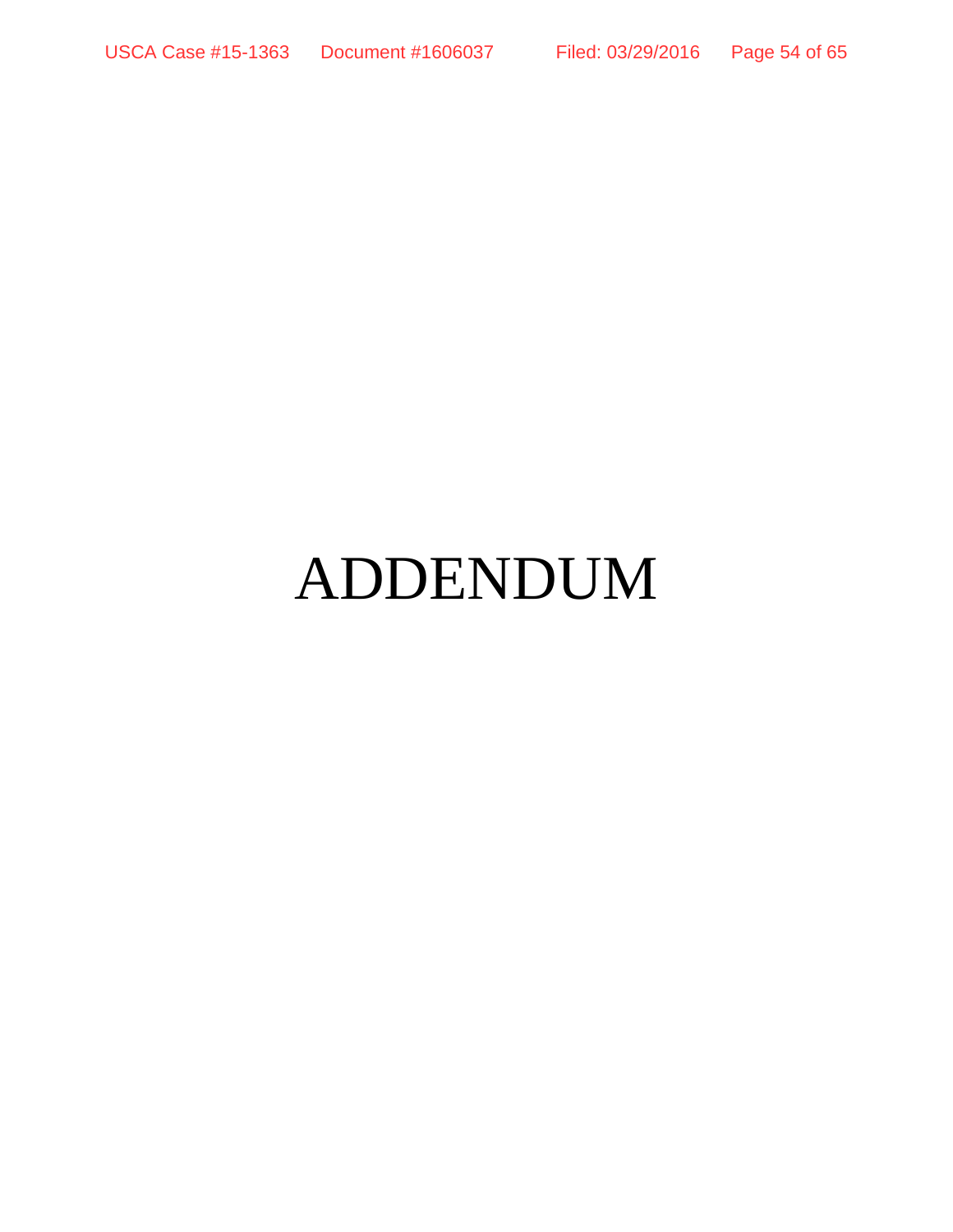# ADDENDUM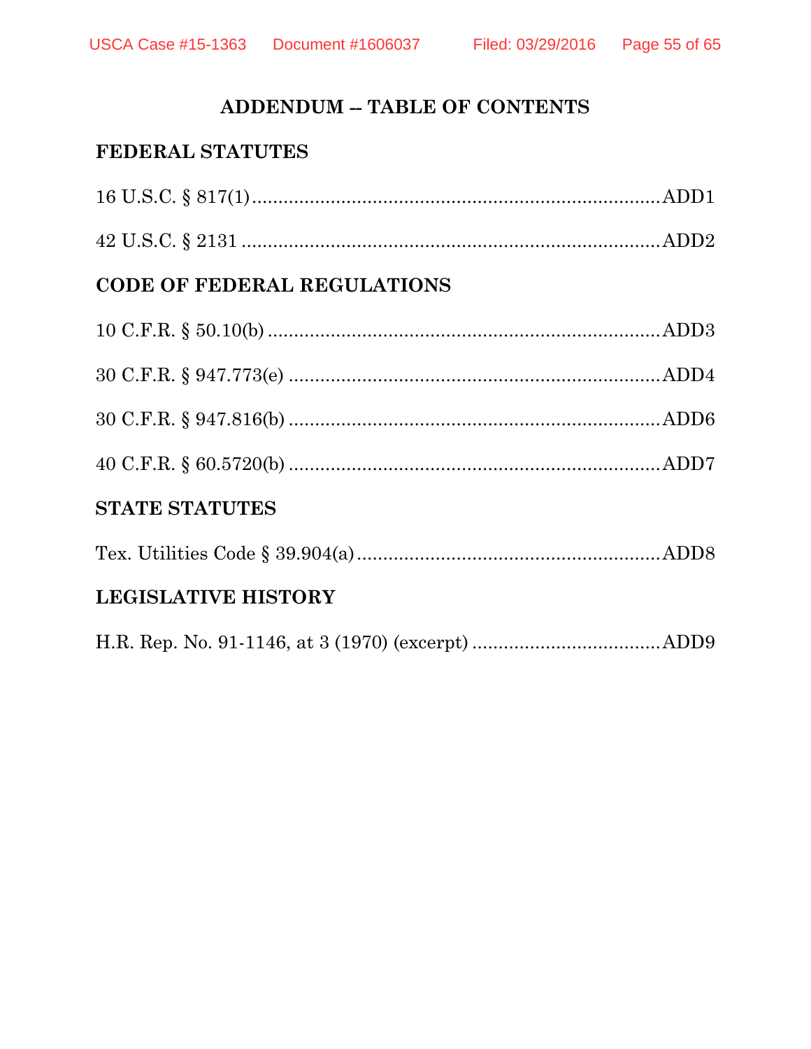# ADDENDUM -- TABLE OF CONTENTS

## FEDERAL STATUTES

16 U.S.C. § 817(1) .......... ADD1

42 U.S.C. § 2131 .......... ADD2

## CODE OF FEDERAL REGULATIONS

10 C.F.R. § 50.10(b) .......... ADD3

30 C.F.R. § 947.773(e) .......... ADD4

30 C.F.R. § 947.816(b) .......... ADD6

40 C.F.R. § 60.5720(b) .......... ADD7

## STATE STATUTES

Tex. Utilities Code § 39.904(a) .......... ADD8

## LEGISLATIVE HISTORY

H.R. Rep. No. 91-1146, at 3 (1970) (excerpt) .......... ADD9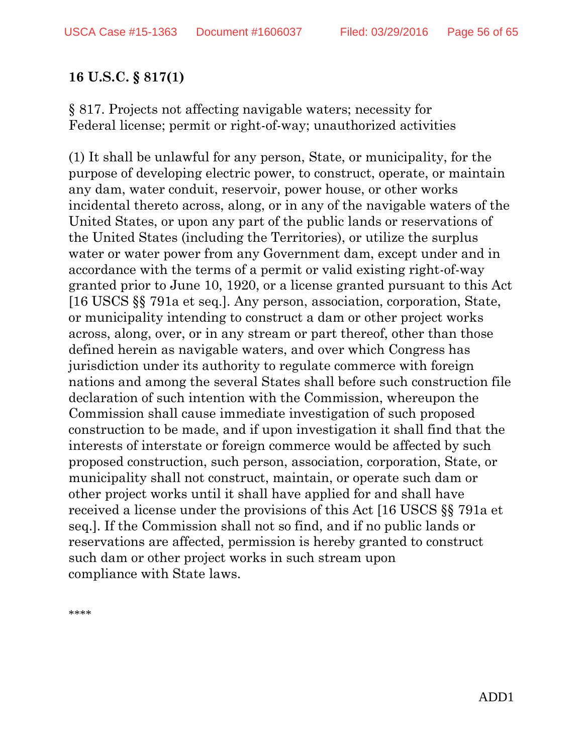**16 U.S.C. § 817(1)**

§ 817. Projects not affecting navigable waters; necessity for Federal license; permit or right-of-way; unauthorized activities

(1) It shall be unlawful for any person, State, or municipality, for the purpose of developing electric power, to construct, operate, or maintain any dam, water conduit, reservoir, power house, or other works incidental thereto across, along, or in any of the navigable waters of the United States, or upon any part of the public lands or reservations of the United States (including the Territories), or utilize the surplus water or water power from any Government dam, except under and in accordance with the terms of a permit or valid existing right-of-way granted prior to June 10, 1920, or a license granted pursuant to this Act [16 USCS §§ 791a et seq.]. Any person, association, corporation, State, or municipality intending to construct a dam or other project works across, along, over, or in any stream or part thereof, other than those defined herein as navigable waters, and over which Congress has jurisdiction under its authority to regulate commerce with foreign nations and among the several States shall before such construction file declaration of such intention with the Commission, whereupon the Commission shall cause immediate investigation of such proposed construction to be made, and if upon investigation it shall find that the interests of interstate or foreign commerce would be affected by such proposed construction, such person, association, corporation, State, or municipality shall not construct, maintain, or operate such dam or other project works until it shall have applied for and shall have received a license under the provisions of this Act [16 USCS §§ 791a et seq.]. If the Commission shall not so find, and if no public lands or reservations are affected, permission is hereby granted to construct such dam or other project works in such stream upon compliance with State laws.

****

ADD1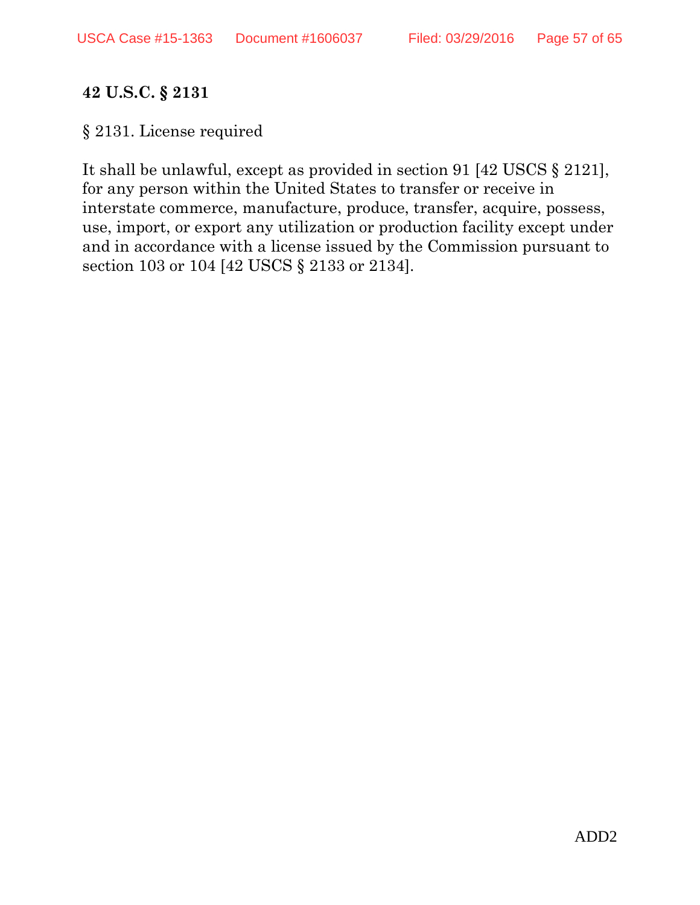**42 U.S.C. § 2131**

§ 2131. License required

It shall be unlawful, except as provided in section 91 [42 USCS § 2121], for any person within the United States to transfer or receive in interstate commerce, manufacture, produce, transfer, acquire, possess, use, import, or export any utilization or production facility except under and in accordance with a license issued by the Commission pursuant to section 103 or 104 [42 USCS § 2133 or 2134].

ADD2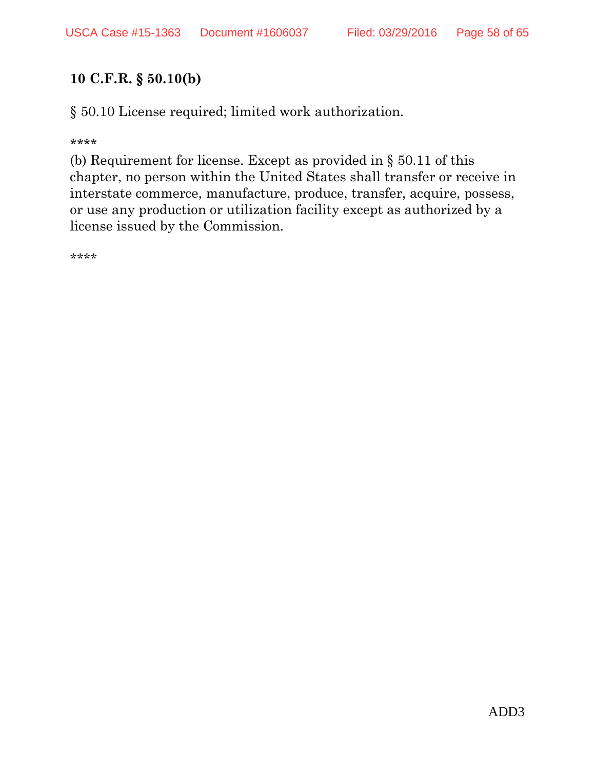**10 C.F.R. § 50.10(b)**

§ 50.10 License required; limited work authorization.

****

(b) Requirement for license. Except as provided in § 50.11 of this chapter, no person within the United States shall transfer or receive in interstate commerce, manufacture, produce, transfer, acquire, possess, or use any production or utilization facility except as authorized by a license issued by the Commission.

****

ADD3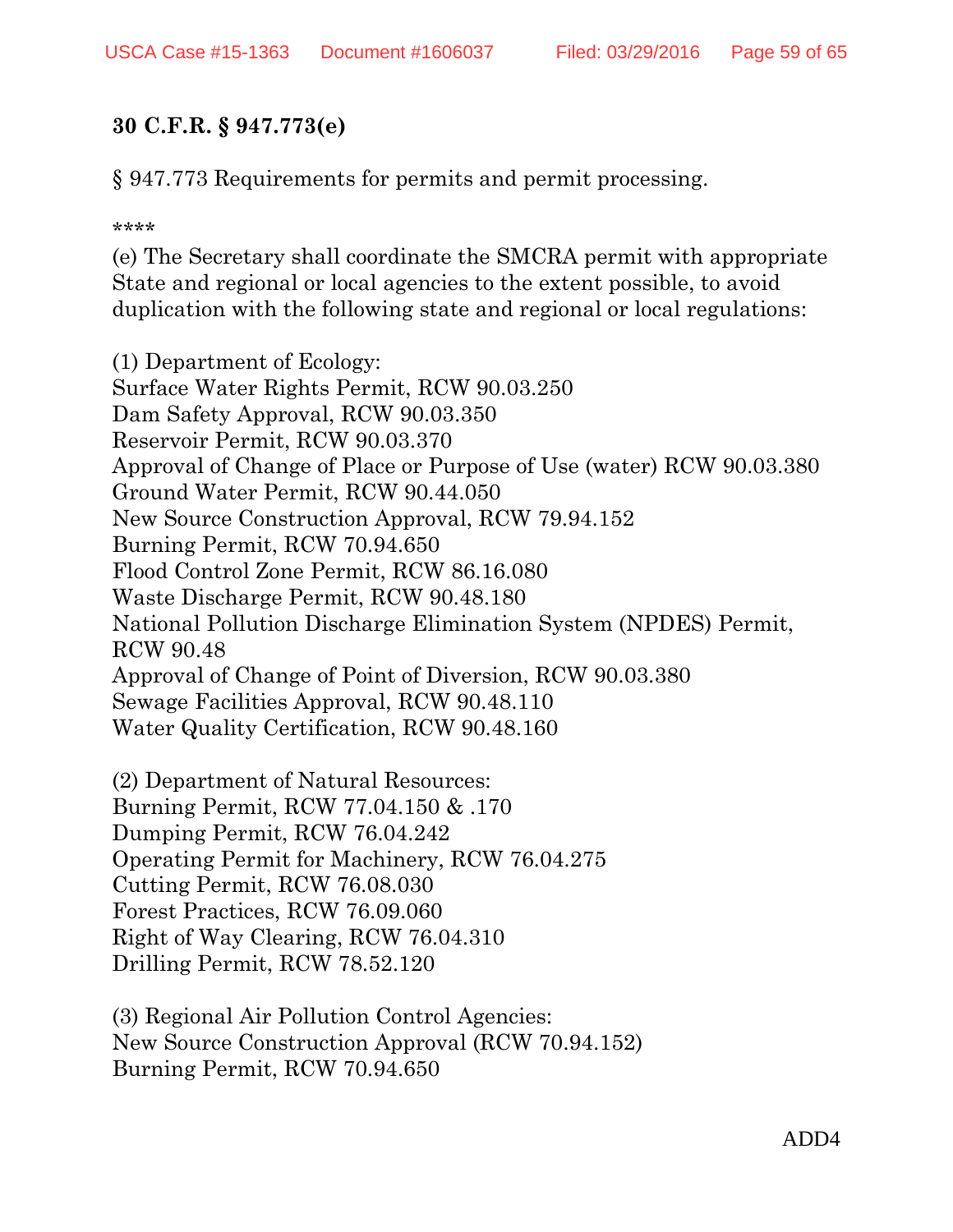**30 C.F.R. § 947.773(e)**

§ 947.773 Requirements for permits and permit processing.

****

(e) The Secretary shall coordinate the SMCRA permit with appropriate State and regional or local agencies to the extent possible, to avoid duplication with the following state and regional or local regulations:

(1) Department of Ecology:
Surface Water Rights Permit, RCW 90.03.250
Dam Safety Approval, RCW 90.03.350
Reservoir Permit, RCW 90.03.370
Approval of Change of Place or Purpose of Use (water) RCW 90.03.380
Ground Water Permit, RCW 90.44.050
New Source Construction Approval, RCW 79.94.152
Burning Permit, RCW 70.94.650
Flood Control Zone Permit, RCW 86.16.080
Waste Discharge Permit, RCW 90.48.180
National Pollution Discharge Elimination System (NPDES) Permit, RCW 90.48
Approval of Change of Point of Diversion, RCW 90.03.380
Sewage Facilities Approval, RCW 90.48.110
Water Quality Certification, RCW 90.48.160

(2) Department of Natural Resources:
Burning Permit, RCW 77.04.150 & .170
Dumping Permit, RCW 76.04.242
Operating Permit for Machinery, RCW 76.04.275
Cutting Permit, RCW 76.08.030
Forest Practices, RCW 76.09.060
Right of Way Clearing, RCW 76.04.310
Drilling Permit, RCW 78.52.120

(3) Regional Air Pollution Control Agencies:
New Source Construction Approval (RCW 70.94.152)
Burning Permit, RCW 70.94.650

ADD4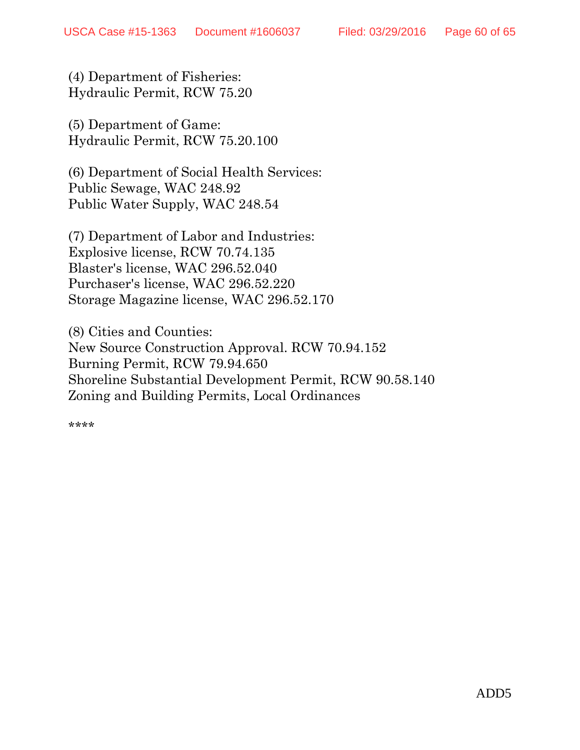(4) Department of Fisheries:
Hydraulic Permit, RCW 75.20

(5) Department of Game:
Hydraulic Permit, RCW 75.20.100

(6) Department of Social Health Services:
Public Sewage, WAC 248.92
Public Water Supply, WAC 248.54

(7) Department of Labor and Industries:
Explosive license, RCW 70.74.135
Blaster's license, WAC 296.52.040
Purchaser's license, WAC 296.52.220
Storage Magazine license, WAC 296.52.170

(8) Cities and Counties:
New Source Construction Approval. RCW 70.94.152
Burning Permit, RCW 79.94.650
Shoreline Substantial Development Permit, RCW 90.58.140
Zoning and Building Permits, Local Ordinances

****

ADD5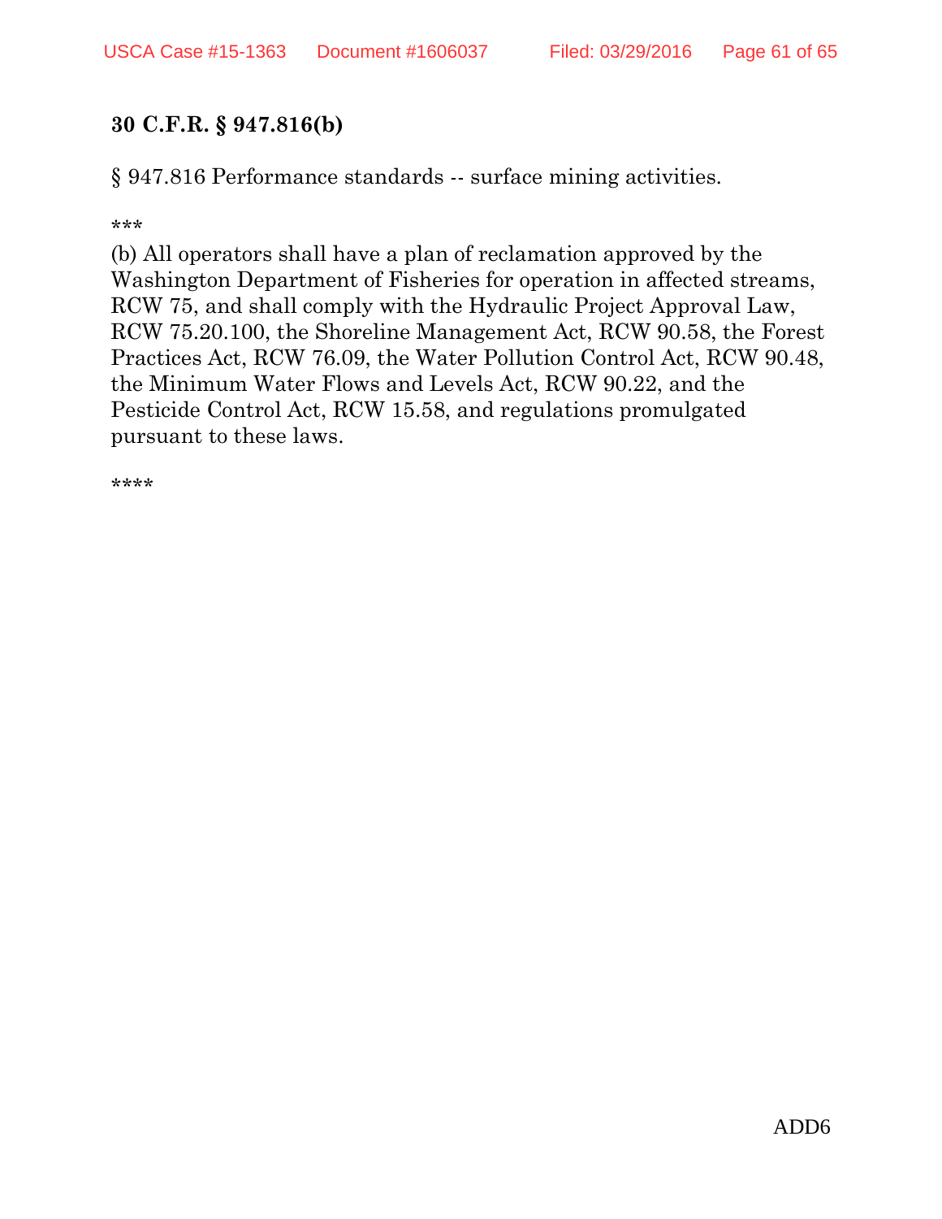**30 C.F.R. § 947.816(b)**

§ 947.816 Performance standards -- surface mining activities.

***

(b) All operators shall have a plan of reclamation approved by the Washington Department of Fisheries for operation in affected streams, RCW 75, and shall comply with the Hydraulic Project Approval Law, RCW 75.20.100, the Shoreline Management Act, RCW 90.58, the Forest Practices Act, RCW 76.09, the Water Pollution Control Act, RCW 90.48, the Minimum Water Flows and Levels Act, RCW 90.22, and the Pesticide Control Act, RCW 15.58, and regulations promulgated pursuant to these laws.

****

ADD6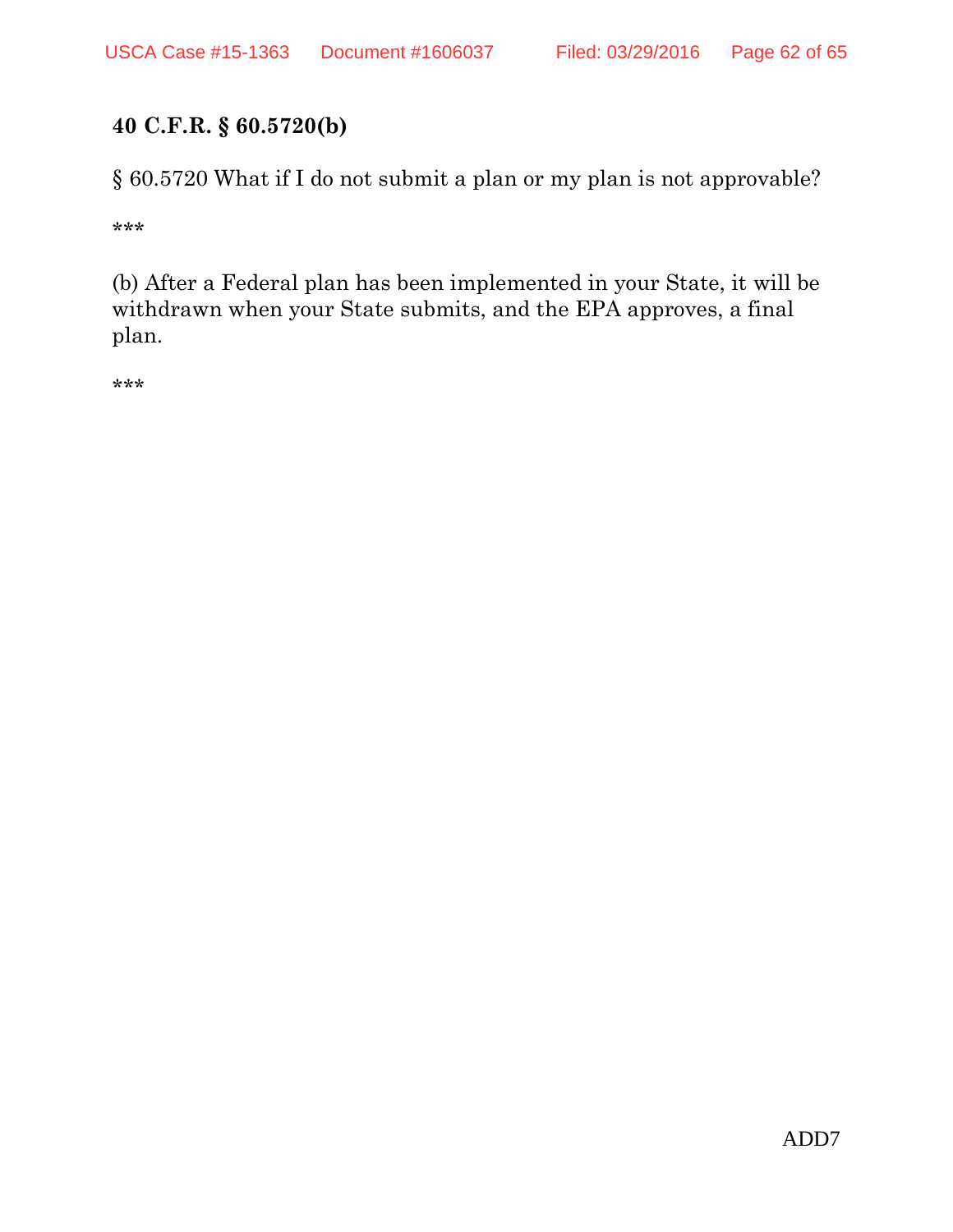**40 C.F.R. § 60.5720(b)**

§ 60.5720 What if I do not submit a plan or my plan is not approvable?

***

(b) After a Federal plan has been implemented in your State, it will be withdrawn when your State submits, and the EPA approves, a final plan.

***

ADD7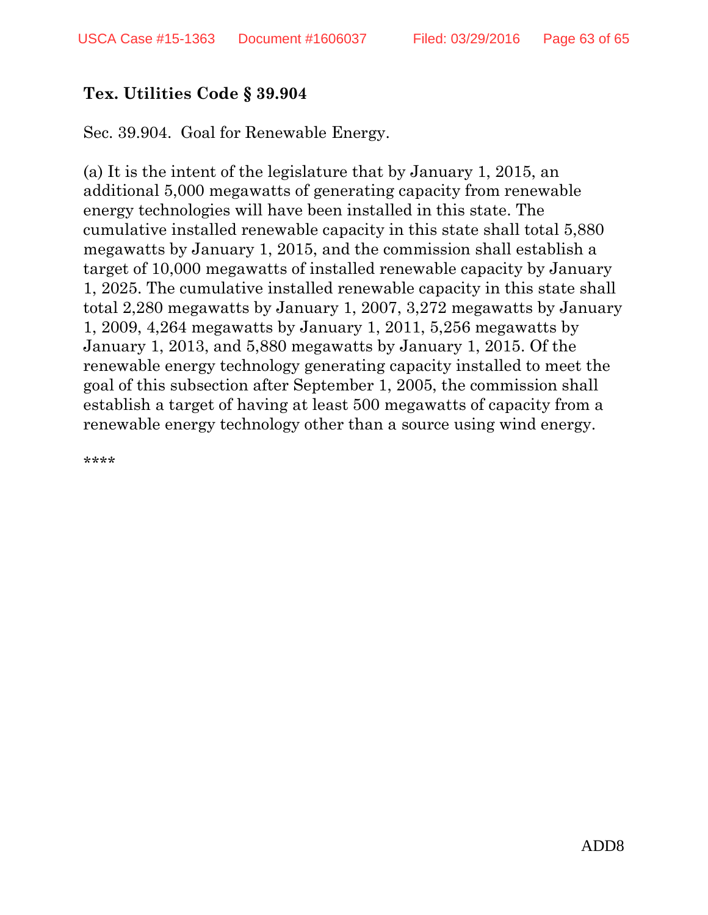**Tex. Utilities Code § 39.904**

Sec. 39.904. Goal for Renewable Energy.

(a) It is the intent of the legislature that by January 1, 2015, an additional 5,000 megawatts of generating capacity from renewable energy technologies will have been installed in this state. The cumulative installed renewable capacity in this state shall total 5,880 megawatts by January 1, 2015, and the commission shall establish a target of 10,000 megawatts of installed renewable capacity by January 1, 2025. The cumulative installed renewable capacity in this state shall total 2,280 megawatts by January 1, 2007, 3,272 megawatts by January 1, 2009, 4,264 megawatts by January 1, 2011, 5,256 megawatts by January 1, 2013, and 5,880 megawatts by January 1, 2015. Of the renewable energy technology generating capacity installed to meet the goal of this subsection after September 1, 2005, the commission shall establish a target of having at least 500 megawatts of capacity from a renewable energy technology other than a source using wind energy.

****

ADD8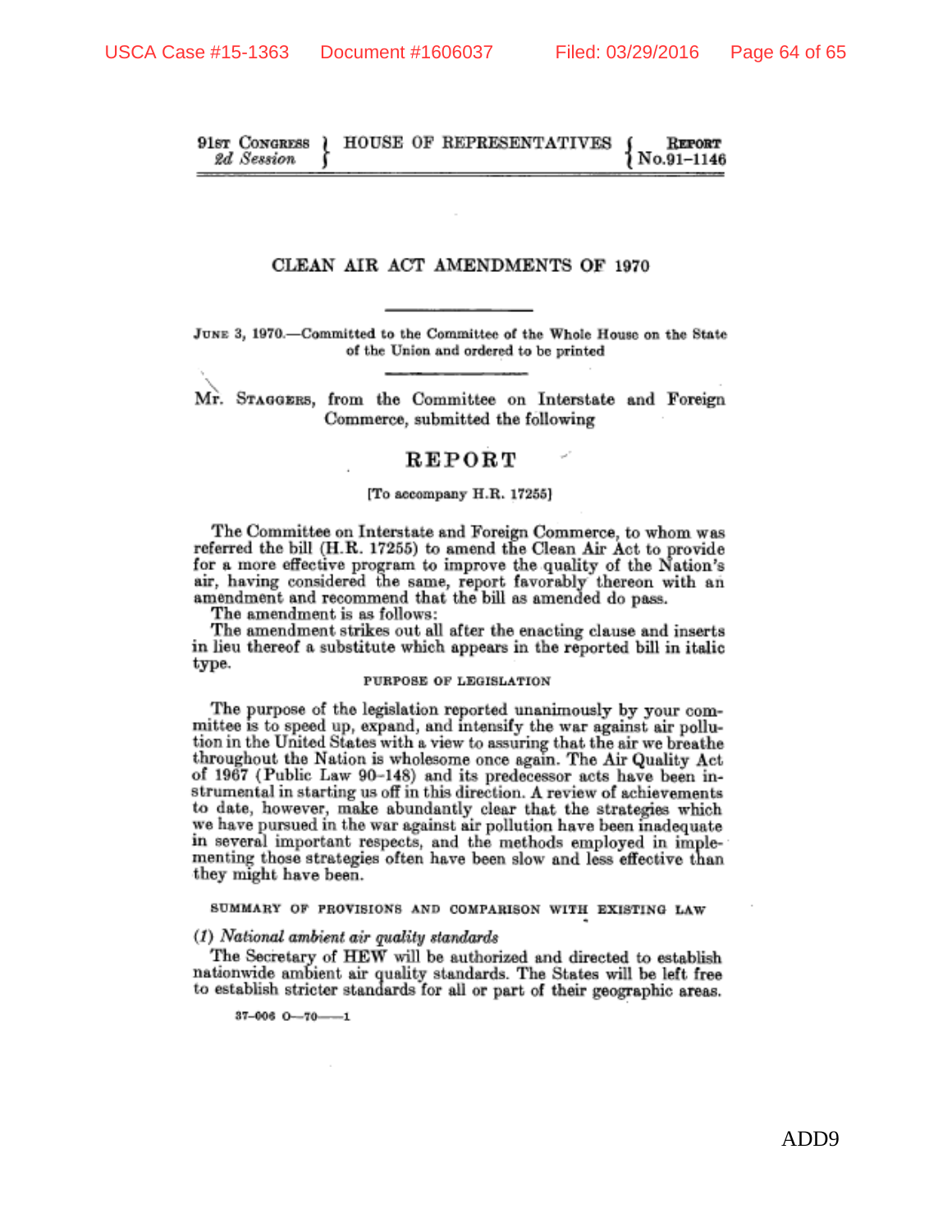91st Congress, 2d Session | HOUSE OF REPRESENTATIVES | Report No. 91–1146

# CLEAN AIR ACT AMENDMENTS OF 1970

June 3, 1970.—Committed to the Committee of the Whole House on the State of the Union and ordered to be printed

Mr. Staggers, from the Committee on Interstate and Foreign Commerce, submitted the following

## REPORT

[To accompany H.R. 17255]

The Committee on Interstate and Foreign Commerce, to whom was referred the bill (H.R. 17255) to amend the Clean Air Act to provide for a more effective program to improve the quality of the Nation's air, having considered the same, report favorably thereon with an amendment and recommend that the bill as amended do pass.

The amendment is as follows:

The amendment strikes out all after the enacting clause and inserts in lieu thereof a substitute which appears in the reported bill in italic type.

### PURPOSE OF LEGISLATION

The purpose of the legislation reported unanimously by your committee is to speed up, expand, and intensify the war against air pollution in the United States with a view to assuring that the air we breathe throughout the Nation is wholesome once again. The Air Quality Act of 1967 (Public Law 90–148) and its predecessor acts have been instrumental in starting us off in this direction. A review of achievements to date, however, make abundantly clear that the strategies which we have pursued in the war against air pollution have been inadequate in several important respects, and the methods employed in implementing those strategies often have been slow and less effective than they might have been.

### SUMMARY OF PROVISIONS AND COMPARISON WITH EXISTING LAW

*(1) National ambient air quality standards*

The Secretary of HEW will be authorized and directed to establish nationwide ambient air quality standards. The States will be left free to establish stricter standards for all or part of their geographic areas.

37–006 O—70——1

ADD9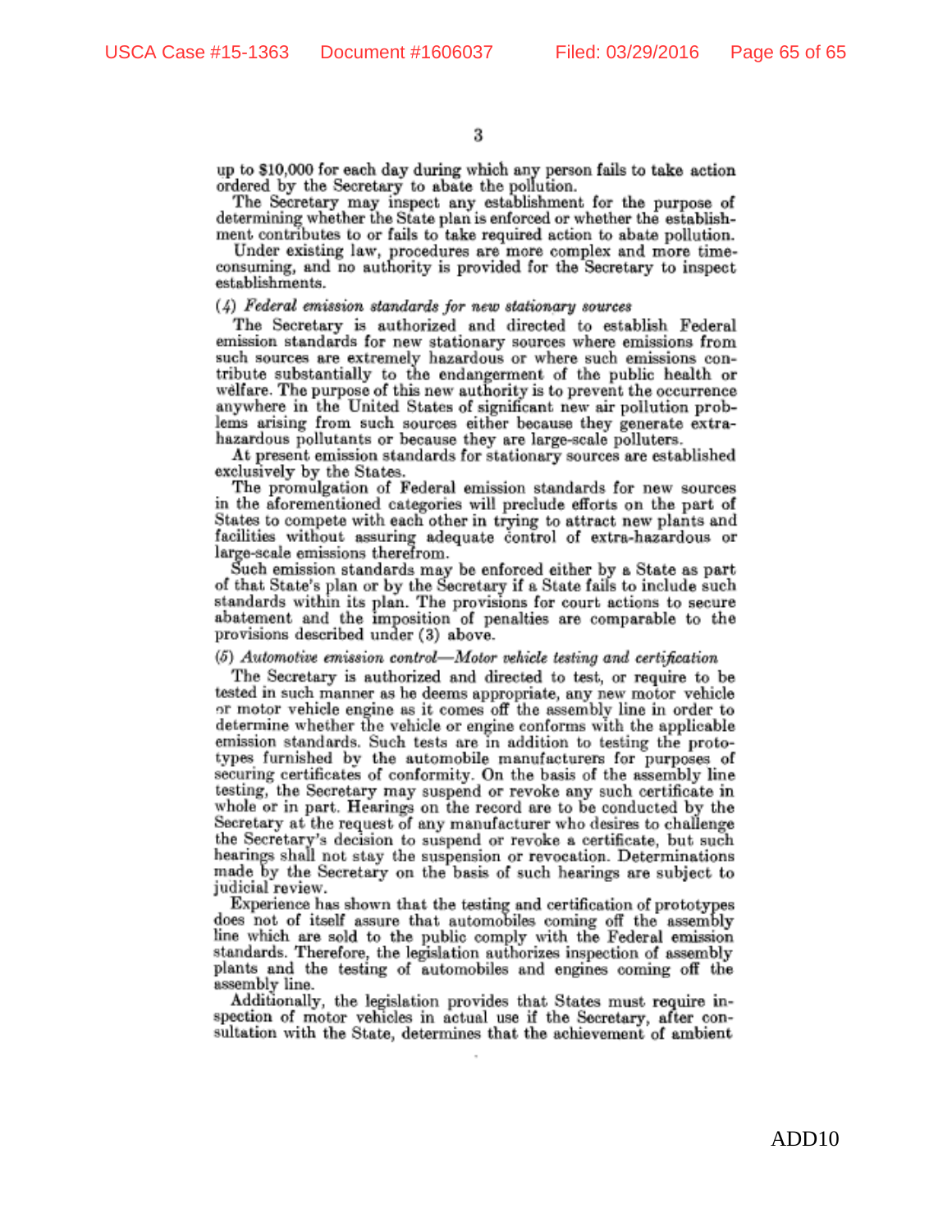up to $10,000 for each day during which any person fails to take action ordered by the Secretary to abate the pollution.

The Secretary may inspect any establishment for the purpose of determining whether the State plan is enforced or whether the establishment contributes to or fails to take required action to abate pollution.

Under existing law, procedures are more complex and more time-consuming, and no authority is provided for the Secretary to inspect establishments.

*(4) Federal emission standards for new stationary sources*

The Secretary is authorized and directed to establish Federal emission standards for new stationary sources where emissions from such sources are extremely hazardous or where such emissions contribute substantially to the endangerment of the public health or welfare. The purpose of this new authority is to prevent the occurrence anywhere in the United States of significant new air pollution problems arising from such sources either because they generate extra-hazardous pollutants or because they are large-scale polluters.

At present emission standards for stationary sources are established exclusively by the States.

The promulgation of Federal emission standards for new sources in the aforementioned categories will preclude efforts on the part of States to compete with each other in trying to attract new plants and facilities without assuring adequate control of extra-hazardous or large-scale emissions therefrom.

Such emission standards may be enforced either by a State as part of that State's plan or by the Secretary if a State fails to include such standards within its plan. The provisions for court actions to secure abatement and the imposition of penalties are comparable to the provisions described under (3) above.

*(5) Automotive emission control—Motor vehicle testing and certification*

The Secretary is authorized and directed to test, or require to be tested in such manner as he deems appropriate, any new motor vehicle or motor vehicle engine as it comes off the assembly line in order to determine whether the vehicle or engine conforms with the applicable emission standards. Such tests are in addition to testing the prototypes furnished by the automobile manufacturers for purposes of securing certificates of conformity. On the basis of the assembly line testing, the Secretary may suspend or revoke any such certificate in whole or in part. Hearings on the record are to be conducted by the Secretary at the request of any manufacturer who desires to challenge the Secretary's decision to suspend or revoke a certificate, but such hearings shall not stay the suspension or revocation. Determinations made by the Secretary on the basis of such hearings are subject to judicial review.

Experience has shown that the testing and certification of prototypes does not of itself assure that automobiles coming off the assembly line which are sold to the public comply with the Federal emission standards. Therefore, the legislation authorizes inspection of assembly plants and the testing of automobiles and engines coming off the assembly line.

Additionally, the legislation provides that States must require inspection of motor vehicles in actual use if the Secretary, after consultation with the State, determines that the achievement of ambient

ADD10